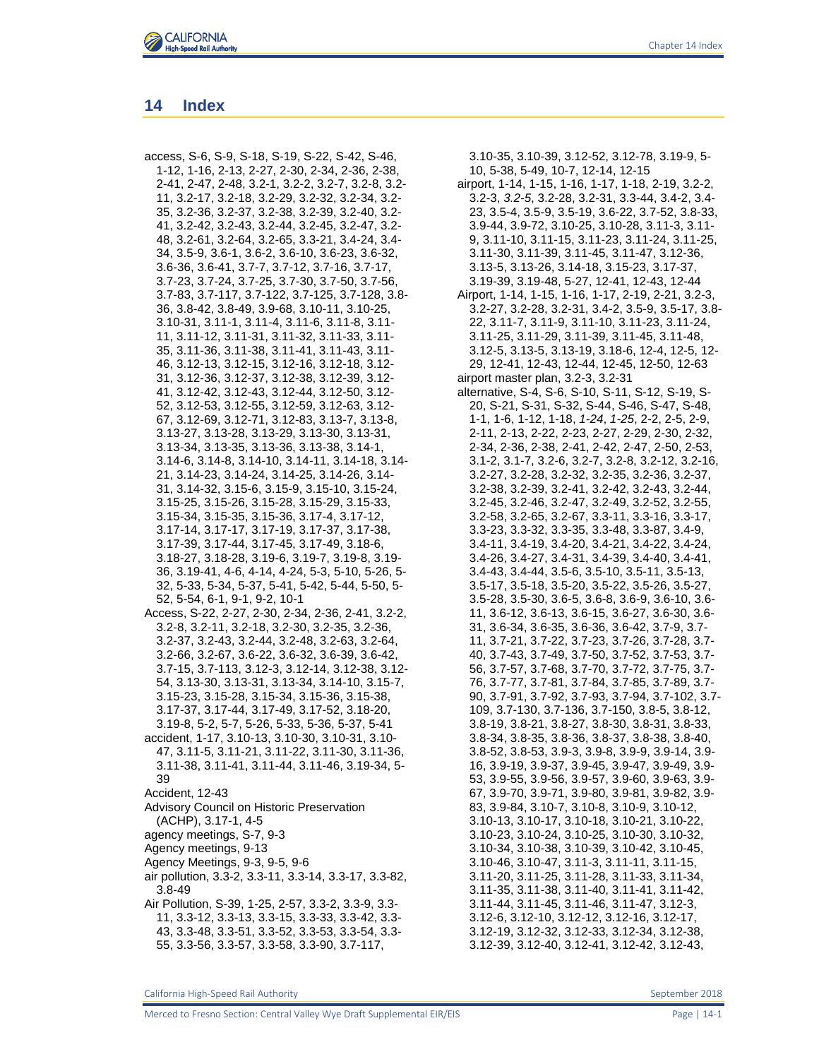# 14 Index

access, S-6, S-9, S-18, S-19, S-22, S-42, S-46, 1-12, 1-16, 2-13, 2-27, 2-30, 2-34, 2-36, 2-38, 2-41, 2-47, 2-48, 3.2-1, 3.2-2, 3.2-7, 3.2-8, 3.2-11, 3.2-17, 3.2-18, 3.2-29, 3.2-32, 3.2-34, 3.2-35, 3.2-36, 3.2-37, 3.2-38, 3.2-39, 3.2-40, 3.2-41, 3.2-42, 3.2-43, 3.2-44, 3.2-45, 3.2-47, 3.2-48, 3.2-61, 3.2-64, 3.2-65, 3.3-21, 3.4-24, 3.4-34, 3.5-9, 3.6-1, 3.6-2, 3.6-10, 3.6-23, 3.6-32, 3.6-36, 3.6-41, 3.7-7, 3.7-12, 3.7-16, 3.7-17, 3.7-23, 3.7-24, 3.7-25, 3.7-30, 3.7-50, 3.7-56, 3.7-83, 3.7-117, 3.7-122, 3.7-125, 3.7-128, 3.8-36, 3.8-42, 3.8-49, 3.9-68, 3.10-11, 3.10-25, 3.10-31, 3.11-1, 3.11-4, 3.11-6, 3.11-8, 3.11-11, 3.11-12, 3.11-31, 3.11-32, 3.11-33, 3.11-35, 3.11-36, 3.11-38, 3.11-41, 3.11-43, 3.11-46, 3.12-13, 3.12-15, 3.12-16, 3.12-18, 3.12-31, 3.12-36, 3.12-37, 3.12-38, 3.12-39, 3.12-41, 3.12-42, 3.12-43, 3.12-44, 3.12-50, 3.12-52, 3.12-53, 3.12-55, 3.12-59, 3.12-63, 3.12-67, 3.12-69, 3.12-71, 3.12-83, 3.13-7, 3.13-8, 3.13-27, 3.13-28, 3.13-29, 3.13-30, 3.13-31, 3.13-34, 3.13-35, 3.13-36, 3.13-38, 3.14-1, 3.14-6, 3.14-8, 3.14-10, 3.14-11, 3.14-18, 3.14-21, 3.14-23, 3.14-24, 3.14-25, 3.14-26, 3.14-31, 3.14-32, 3.15-6, 3.15-9, 3.15-10, 3.15-24, 3.15-25, 3.15-26, 3.15-28, 3.15-29, 3.15-33, 3.15-34, 3.15-35, 3.15-36, 3.17-4, 3.17-12, 3.17-14, 3.17-17, 3.17-19, 3.17-37, 3.17-38, 3.17-39, 3.17-44, 3.17-45, 3.17-49, 3.18-6, 3.18-27, 3.18-28, 3.19-6, 3.19-7, 3.19-8, 3.19-36, 3.19-41, 4-6, 4-14, 4-24, 5-3, 5-10, 5-26, 5-32, 5-33, 5-34, 5-37, 5-41, 5-42, 5-44, 5-50, 5-52, 5-54, 6-1, 9-1, 9-2, 10-1

Access, S-22, 2-27, 2-30, 2-34, 2-36, 2-41, 3.2-2, 3.2-8, 3.2-11, 3.2-18, 3.2-30, 3.2-35, 3.2-36, 3.2-37, 3.2-43, 3.2-44, 3.2-48, 3.2-63, 3.2-64, 3.2-66, 3.2-67, 3.6-22, 3.6-32, 3.6-39, 3.6-42, 3.7-15, 3.7-113, 3.12-3, 3.12-14, 3.12-38, 3.12-54, 3.13-30, 3.13-31, 3.13-34, 3.14-10, 3.15-7, 3.15-23, 3.15-28, 3.15-34, 3.15-36, 3.15-38, 3.17-37, 3.17-44, 3.17-49, 3.17-52, 3.18-20, 3.19-8, 5-2, 5-7, 5-26, 5-33, 5-36, 5-37, 5-41

accident, 1-17, 3.10-13, 3.10-30, 3.10-31, 3.10-47, 3.11-5, 3.11-21, 3.11-22, 3.11-30, 3.11-36, 3.11-38, 3.11-41, 3.11-44, 3.11-46, 3.19-34, 5-39

Accident, 12-43

Advisory Council on Historic Preservation (ACHP), 3.17-1, 4-5

agency meetings, S-7, 9-3

Agency meetings, 9-13

Agency Meetings, 9-3, 9-5, 9-6

air pollution, 3.3-2, 3.3-11, 3.3-14, 3.3-17, 3.3-82, 3.8-49

Air Pollution, S-39, 1-25, 2-57, 3.3-2, 3.3-9, 3.3-11, 3.3-12, 3.3-13, 3.3-15, 3.3-33, 3.3-42, 3.3-43, 3.3-48, 3.3-51, 3.3-52, 3.3-53, 3.3-54, 3.3-55, 3.3-56, 3.3-57, 3.3-58, 3.3-90, 3.7-117, 3.10-35, 3.10-39, 3.12-52, 3.12-78, 3.19-9, 5-10, 5-38, 5-49, 10-7, 12-14, 12-15

airport, 1-14, 1-15, 1-16, 1-17, 1-18, 2-19, 3.2-2, 3.2-3, *3.2-5*, 3.2-28, 3.2-31, 3.3-44, 3.4-2, 3.4-23, 3.5-4, 3.5-9, 3.5-19, 3.6-22, 3.7-52, 3.8-33, 3.9-44, 3.9-72, 3.10-25, 3.10-28, 3.11-3, 3.11-9, 3.11-10, 3.11-15, 3.11-23, 3.11-24, 3.11-25, 3.11-30, 3.11-39, 3.11-45, 3.11-47, 3.12-36, 3.13-5, 3.13-26, 3.14-18, 3.15-23, 3.17-37, 3.19-39, 3.19-48, 5-27, 12-41, 12-43, 12-44

Airport, 1-14, 1-15, 1-16, 1-17, 2-19, 2-21, 3.2-3, 3.2-27, 3.2-28, 3.2-31, 3.4-2, 3.5-9, 3.5-17, 3.8-22, 3.11-7, 3.11-9, 3.11-10, 3.11-23, 3.11-24, 3.11-25, 3.11-29, 3.11-39, 3.11-45, 3.11-48, 3.12-5, 3.13-5, 3.13-19, 3.18-6, 12-4, 12-5, 12-29, 12-41, 12-43, 12-44, 12-45, 12-50, 12-63

airport master plan, 3.2-3, 3.2-31

alternative, S-4, S-6, S-10, S-11, S-12, S-19, S-20, S-21, S-31, S-32, S-44, S-46, S-47, S-48, 1-1, 1-6, 1-12, 1-18, *1-24*, *1-25*, 2-2, 2-5, 2-9, 2-11, 2-13, 2-22, 2-23, 2-27, 2-29, 2-30, 2-32, 2-34, 2-36, 2-38, 2-41, 2-42, 2-47, 2-50, 2-53, 3.1-2, 3.1-7, 3.2-6, 3.2-7, 3.2-8, 3.2-12, 3.2-16, 3.2-27, 3.2-28, 3.2-32, 3.2-35, 3.2-36, 3.2-37, 3.2-38, 3.2-39, 3.2-41, 3.2-42, 3.2-43, 3.2-44, 3.2-45, 3.2-46, 3.2-47, 3.2-49, 3.2-52, 3.2-55, 3.2-58, 3.2-65, 3.2-67, 3.3-11, 3.3-16, 3.3-17, 3.3-23, 3.3-32, 3.3-35, 3.3-48, 3.3-87, 3.4-9, 3.4-11, 3.4-19, 3.4-20, 3.4-21, 3.4-22, 3.4-24, 3.4-26, 3.4-27, 3.4-31, 3.4-39, 3.4-40, 3.4-41, 3.4-43, 3.4-44, 3.5-6, 3.5-10, 3.5-11, 3.5-13, 3.5-17, 3.5-18, 3.5-20, 3.5-22, 3.5-26, 3.5-27, 3.5-28, 3.5-30, 3.6-5, 3.6-8, 3.6-9, 3.6-10, 3.6-11, 3.6-12, 3.6-13, 3.6-15, 3.6-27, 3.6-30, 3.6-31, 3.6-34, 3.6-35, 3.6-36, 3.6-42, 3.7-9, 3.7-11, 3.7-21, 3.7-22, 3.7-23, 3.7-26, 3.7-28, 3.7-40, 3.7-43, 3.7-49, 3.7-50, 3.7-52, 3.7-53, 3.7-56, 3.7-57, 3.7-68, 3.7-70, 3.7-72, 3.7-75, 3.7-76, 3.7-77, 3.7-81, 3.7-84, 3.7-85, 3.7-89, 3.7-90, 3.7-91, 3.7-92, 3.7-93, 3.7-94, 3.7-102, 3.7-109, 3.7-130, 3.7-136, 3.7-150, 3.8-5, 3.8-12, 3.8-19, 3.8-21, 3.8-27, 3.8-30, 3.8-31, 3.8-33, 3.8-34, 3.8-35, 3.8-36, 3.8-37, 3.8-38, 3.8-40, 3.8-52, 3.8-53, 3.9-3, 3.9-8, 3.9-9, 3.9-14, 3.9-16, 3.9-19, 3.9-37, 3.9-45, 3.9-47, 3.9-49, 3.9-53, 3.9-55, 3.9-56, 3.9-57, 3.9-60, 3.9-63, 3.9-67, 3.9-70, 3.9-71, 3.9-80, 3.9-81, 3.9-82, 3.9-83, 3.9-84, 3.10-7, 3.10-8, 3.10-9, 3.10-12, 3.10-13, 3.10-17, 3.10-18, 3.10-21, 3.10-22, 3.10-23, 3.10-24, 3.10-25, 3.10-30, 3.10-32, 3.10-34, 3.10-38, 3.10-39, 3.10-42, 3.10-45, 3.10-46, 3.10-47, 3.11-3, 3.11-11, 3.11-15, 3.11-20, 3.11-25, 3.11-28, 3.11-33, 3.11-34, 3.11-35, 3.11-38, 3.11-40, 3.11-41, 3.11-42, 3.11-44, 3.11-45, 3.11-46, 3.11-47, 3.12-3, 3.12-6, 3.12-10, 3.12-12, 3.12-16, 3.12-17, 3.12-19, 3.12-32, 3.12-33, 3.12-34, 3.12-38, 3.12-39, 3.12-40, 3.12-41, 3.12-42, 3.12-43,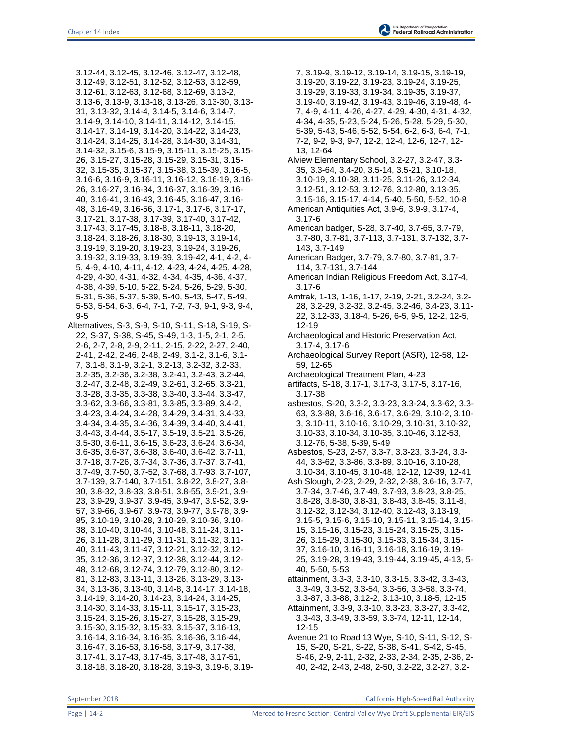3.12-44, 3.12-45, 3.12-46, 3.12-47, 3.12-48, 3.12-49, 3.12-51, 3.12-52, 3.12-53, 3.12-59, 3.12-61, 3.12-63, 3.12-68, 3.12-69, 3.13-2, 3.13-6, 3.13-9, 3.13-18, 3.13-26, 3.13-30, 3.13-31, 3.13-32, 3.14-4, 3.14-5, 3.14-6, 3.14-7, 3.14-9, 3.14-10, 3.14-11, 3.14-12, 3.14-15, 3.14-17, 3.14-19, 3.14-20, 3.14-22, 3.14-23, 3.14-24, 3.14-25, 3.14-28, 3.14-30, 3.14-31, 3.14-32, 3.15-6, 3.15-9, 3.15-11, 3.15-25, 3.15-26, 3.15-27, 3.15-28, 3.15-29, 3.15-31, 3.15-32, 3.15-35, 3.15-37, 3.15-38, 3.15-39, 3.16-5, 3.16-6, 3.16-9, 3.16-11, 3.16-12, 3.16-19, 3.16-26, 3.16-27, 3.16-34, 3.16-37, 3.16-39, 3.16-40, 3.16-41, 3.16-43, 3.16-45, 3.16-47, 3.16-48, 3.16-49, 3.16-56, 3.17-1, 3.17-6, 3.17-17, 3.17-21, 3.17-38, 3.17-39, 3.17-40, 3.17-42, 3.17-43, 3.17-45, 3.18-8, 3.18-11, 3.18-20, 3.18-24, 3.18-26, 3.18-30, 3.19-13, 3.19-14, 3.19-19, 3.19-20, 3.19-23, 3.19-24, 3.19-26, 3.19-32, 3.19-33, 3.19-39, 3.19-42, 4-1, 4-2, 4-5, 4-9, 4-10, 4-11, 4-12, 4-23, 4-24, 4-25, 4-28, 4-29, 4-30, 4-31, 4-32, 4-34, 4-35, 4-36, 4-37, 4-38, 4-39, 5-10, 5-22, 5-24, 5-26, 5-29, 5-30, 5-31, 5-36, 5-37, 5-39, 5-40, 5-43, 5-47, 5-49, 5-53, 5-54, 6-3, 6-4, 7-1, 7-2, 7-3, 9-1, 9-3, 9-4, 9-5

Alternatives, S-3, S-9, S-10, S-11, S-18, S-19, S-22, S-37, S-38, S-45, S-49, 1-3, 1-5, 2-1, 2-5, 2-6, 2-7, 2-8, 2-9, 2-11, 2-15, 2-22, 2-27, 2-40, 2-41, 2-42, 2-46, 2-48, 2-49, 3.1-2, 3.1-6, 3.1-7, 3.1-8, 3.1-9, 3.2-1, 3.2-13, 3.2-32, 3.2-33, 3.2-35, 3.2-36, 3.2-38, 3.2-41, 3.2-43, 3.2-44, 3.2-47, 3.2-48, 3.2-49, 3.2-61, 3.2-65, 3.3-21, 3.3-28, 3.3-35, 3.3-38, 3.3-40, 3.3-44, 3.3-47, 3.3-62, 3.3-66, 3.3-81, 3.3-85, 3.3-89, 3.4-2, 3.4-23, 3.4-24, 3.4-28, 3.4-29, 3.4-31, 3.4-33, 3.4-34, 3.4-35, 3.4-36, 3.4-39, 3.4-40, 3.4-41, 3.4-43, 3.4-44, 3.5-17, 3.5-19, 3.5-21, 3.5-26, 3.5-30, 3.6-11, 3.6-15, 3.6-23, 3.6-24, 3.6-34, 3.6-35, 3.6-37, 3.6-38, 3.6-40, 3.6-42, 3.7-11, 3.7-18, 3.7-26, 3.7-34, 3.7-36, 3.7-37, 3.7-41, 3.7-49, 3.7-50, 3.7-52, 3.7-68, 3.7-93, 3.7-107, 3.7-139, 3.7-140, 3.7-151, 3.8-22, 3.8-27, 3.8-30, 3.8-32, 3.8-33, 3.8-51, 3.8-55, 3.9-21, 3.9-23, 3.9-29, 3.9-37, 3.9-45, 3.9-47, 3.9-52, 3.9-57, 3.9-66, 3.9-67, 3.9-73, 3.9-77, 3.9-78, 3.9-85, 3.10-19, 3.10-28, 3.10-29, 3.10-36, 3.10-38, 3.10-40, 3.10-44, 3.10-48, 3.11-24, 3.11-26, 3.11-28, 3.11-29, 3.11-31, 3.11-32, 3.11-40, 3.11-43, 3.11-47, 3.12-21, 3.12-32, 3.12-35, 3.12-36, 3.12-37, 3.12-38, 3.12-44, 3.12-48, 3.12-68, 3.12-74, 3.12-79, 3.12-80, 3.12-81, 3.12-83, 3.13-11, 3.13-26, 3.13-29, 3.13-34, 3.13-36, 3.13-40, 3.14-8, 3.14-17, 3.14-18, 3.14-19, 3.14-20, 3.14-23, 3.14-24, 3.14-25, 3.14-30, 3.14-33, 3.15-11, 3.15-17, 3.15-23, 3.15-24, 3.15-26, 3.15-27, 3.15-28, 3.15-29, 3.15-30, 3.15-32, 3.15-33, 3.15-37, 3.16-13, 3.16-14, 3.16-34, 3.16-35, 3.16-36, 3.16-44, 3.16-47, 3.16-53, 3.16-58, 3.17-9, 3.17-38, 3.17-41, 3.17-43, 3.17-45, 3.17-48, 3.17-51, 3.18-18, 3.18-20, 3.18-28, 3.19-3, 3.19-6, 3.19-7, 3.19-9, 3.19-12, 3.19-14, 3.19-15, 3.19-19, 3.19-20, 3.19-22, 3.19-23, 3.19-24, 3.19-25, 3.19-29, 3.19-33, 3.19-34, 3.19-35, 3.19-37, 3.19-40, 3.19-42, 3.19-43, 3.19-46, 3.19-48, 4-7, 4-9, 4-11, 4-26, 4-27, 4-29, 4-30, 4-31, 4-32, 4-34, 4-35, 5-23, 5-24, 5-26, 5-28, 5-29, 5-30, 5-39, 5-43, 5-46, 5-52, 5-54, 6-2, 6-3, 6-4, 7-1, 7-2, 9-2, 9-3, 9-7, 12-2, 12-4, 12-6, 12-7, 12-13, 12-64

Alview Elementary School, 3.2-27, 3.2-47, 3.3-35, 3.3-64, 3.4-20, 3.5-14, 3.5-21, 3.10-18, 3.10-19, 3.10-38, 3.11-25, 3.11-26, 3.12-34, 3.12-51, 3.12-53, 3.12-76, 3.12-80, 3.13-35, 3.15-16, 3.15-17, 4-14, 5-40, 5-50, 5-52, 10-8

American Antiquities Act, 3.9-6, 3.9-9, 3.17-4, 3.17-6

American badger, S-28, 3.7-40, 3.7-65, 3.7-79, 3.7-80, 3.7-81, 3.7-113, 3.7-131, 3.7-132, 3.7-143, 3.7-149

American Badger, 3.7-79, 3.7-80, 3.7-81, 3.7-114, 3.7-131, 3.7-144

American Indian Religious Freedom Act, 3.17-4, 3.17-6

Amtrak, 1-13, 1-16, 1-17, 2-19, 2-21, 3.2-24, 3.2-28, 3.2-29, 3.2-32, 3.2-45, 3.2-46, 3.4-23, 3.11-22, 3.12-33, 3.18-4, 5-26, 6-5, 9-5, 12-2, 12-5, 12-19

Archaeological and Historic Preservation Act, 3.17-4, 3.17-6

Archaeological Survey Report (ASR), 12-58, 12-59, 12-65

Archaeological Treatment Plan, 4-23

artifacts, S-18, 3.17-1, 3.17-3, 3.17-5, 3.17-16, 3.17-38

asbestos, S-20, 3.3-2, 3.3-23, 3.3-24, 3.3-62, 3.3-63, 3.3-88, 3.6-16, 3.6-17, 3.6-29, 3.10-2, 3.10-3, 3.10-11, 3.10-16, 3.10-29, 3.10-31, 3.10-32, 3.10-33, 3.10-34, 3.10-35, 3.10-46, 3.12-53, 3.12-76, 5-38, 5-39, 5-49

Asbestos, S-23, 2-57, 3.3-7, 3.3-23, 3.3-24, 3.3-44, 3.3-62, 3.3-86, 3.3-89, 3.10-16, 3.10-28, 3.10-34, 3.10-45, 3.10-48, 12-12, 12-39, 12-41

Ash Slough, 2-23, 2-29, 2-32, 2-38, 3.6-16, 3.7-7, 3.7-34, 3.7-46, 3.7-49, 3.7-93, 3.8-23, 3.8-25, 3.8-28, 3.8-30, 3.8-31, 3.8-43, 3.8-45, 3.11-8, 3.12-32, 3.12-34, 3.12-40, 3.12-43, 3.13-19, 3.15-5, 3.15-6, 3.15-10, 3.15-11, 3.15-14, 3.15-15, 3.15-16, 3.15-23, 3.15-24, 3.15-25, 3.15-26, 3.15-29, 3.15-30, 3.15-33, 3.15-34, 3.15-37, 3.16-10, 3.16-11, 3.16-18, 3.16-19, 3.19-25, 3.19-28, 3.19-43, 3.19-44, 3.19-45, 4-13, 5-40, 5-50, 5-53

attainment, 3.3-3, 3.3-10, 3.3-15, 3.3-42, 3.3-43, 3.3-49, 3.3-52, 3.3-54, 3.3-56, 3.3-58, 3.3-74, 3.3-87, 3.3-88, 3.12-2, 3.13-10, 3.18-5, 12-15

Attainment, 3.3-9, 3.3-10, 3.3-23, 3.3-27, 3.3-42, 3.3-43, 3.3-49, 3.3-59, 3.3-74, 12-11, 12-14, 12-15

Avenue 21 to Road 13 Wye, S-10, S-11, S-12, S-15, S-20, S-21, S-22, S-38, S-41, S-42, S-45, S-46, 2-9, 2-11, 2-32, 2-33, 2-34, 2-35, 2-36, 2-40, 2-42, 2-43, 2-48, 2-50, 3.2-22, 3.2-27, 3.2-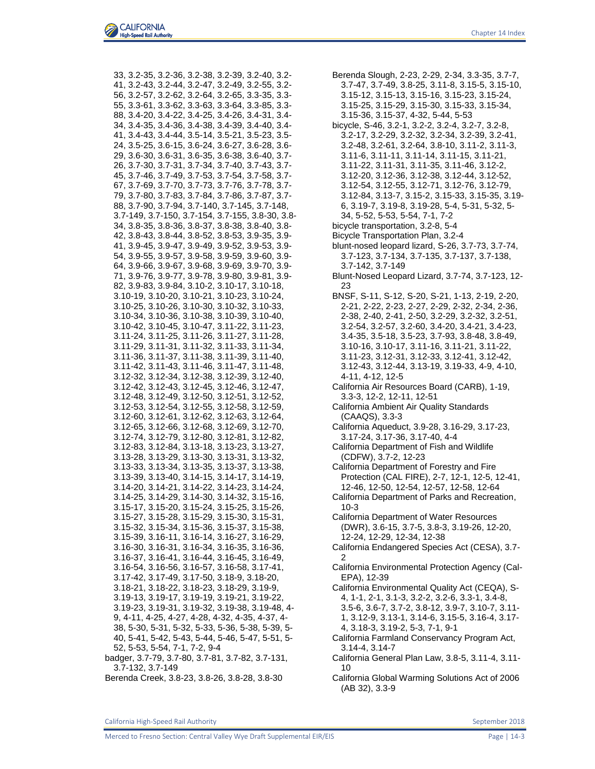33, 3.2-35, 3.2-36, 3.2-38, 3.2-39, 3.2-40, 3.2-41, 3.2-43, 3.2-44, 3.2-47, 3.2-49, 3.2-55, 3.2-56, 3.2-57, 3.2-62, 3.2-64, 3.2-65, 3.3-35, 3.3-55, 3.3-61, 3.3-62, 3.3-63, 3.3-64, 3.3-85, 3.3-88, 3.4-20, 3.4-22, 3.4-25, 3.4-26, 3.4-31, 3.4-34, 3.4-35, 3.4-36, 3.4-38, 3.4-39, 3.4-40, 3.4-41, 3.4-43, 3.4-44, 3.5-14, 3.5-21, 3.5-23, 3.5-24, 3.5-25, 3.6-15, 3.6-24, 3.6-27, 3.6-28, 3.6-29, 3.6-30, 3.6-31, 3.6-35, 3.6-38, 3.6-40, 3.7-26, 3.7-30, 3.7-31, 3.7-34, 3.7-40, 3.7-43, 3.7-45, 3.7-46, 3.7-49, 3.7-53, 3.7-54, 3.7-58, 3.7-67, 3.7-69, 3.7-70, 3.7-73, 3.7-76, 3.7-78, 3.7-79, 3.7-80, 3.7-83, 3.7-84, 3.7-86, 3.7-87, 3.7-88, 3.7-90, 3.7-94, 3.7-140, 3.7-145, 3.7-148, 3.7-149, 3.7-150, 3.7-154, 3.7-155, 3.8-30, 3.8-34, 3.8-35, 3.8-36, 3.8-37, 3.8-38, 3.8-40, 3.8-42, 3.8-43, 3.8-44, 3.8-52, 3.8-53, 3.9-35, 3.9-41, 3.9-45, 3.9-47, 3.9-49, 3.9-52, 3.9-53, 3.9-54, 3.9-55, 3.9-57, 3.9-58, 3.9-59, 3.9-60, 3.9-64, 3.9-66, 3.9-67, 3.9-68, 3.9-69, 3.9-70, 3.9-71, 3.9-76, 3.9-77, 3.9-78, 3.9-80, 3.9-81, 3.9-82, 3.9-83, 3.9-84, 3.10-2, 3.10-17, 3.10-18, 3.10-19, 3.10-20, 3.10-21, 3.10-23, 3.10-24, 3.10-25, 3.10-26, 3.10-30, 3.10-32, 3.10-33, 3.10-34, 3.10-36, 3.10-38, 3.10-39, 3.10-40, 3.10-42, 3.10-45, 3.10-47, 3.11-22, 3.11-23, 3.11-24, 3.11-25, 3.11-26, 3.11-27, 3.11-28, 3.11-29, 3.11-31, 3.11-32, 3.11-33, 3.11-34, 3.11-36, 3.11-37, 3.11-38, 3.11-39, 3.11-40, 3.11-42, 3.11-43, 3.11-46, 3.11-47, 3.11-48, 3.12-32, 3.12-34, 3.12-38, 3.12-39, 3.12-40, 3.12-42, 3.12-43, 3.12-45, 3.12-46, 3.12-47, 3.12-48, 3.12-49, 3.12-50, 3.12-51, 3.12-52, 3.12-53, 3.12-54, 3.12-55, 3.12-58, 3.12-59, 3.12-60, 3.12-61, 3.12-62, 3.12-63, 3.12-64, 3.12-65, 3.12-66, 3.12-68, 3.12-69, 3.12-70, 3.12-74, 3.12-79, 3.12-80, 3.12-81, 3.12-82, 3.12-83, 3.12-84, 3.13-18, 3.13-23, 3.13-27, 3.13-28, 3.13-29, 3.13-30, 3.13-31, 3.13-32, 3.13-33, 3.13-34, 3.13-35, 3.13-37, 3.13-38, 3.13-39, 3.13-40, 3.14-15, 3.14-17, 3.14-19, 3.14-20, 3.14-21, 3.14-22, 3.14-23, 3.14-24, 3.14-25, 3.14-29, 3.14-30, 3.14-32, 3.15-16, 3.15-17, 3.15-20, 3.15-24, 3.15-25, 3.15-26, 3.15-27, 3.15-28, 3.15-29, 3.15-30, 3.15-31, 3.15-32, 3.15-34, 3.15-36, 3.15-37, 3.15-38, 3.15-39, 3.16-11, 3.16-14, 3.16-27, 3.16-29, 3.16-30, 3.16-31, 3.16-34, 3.16-35, 3.16-36, 3.16-37, 3.16-41, 3.16-44, 3.16-45, 3.16-49, 3.16-54, 3.16-56, 3.16-57, 3.16-58, 3.17-41, 3.17-42, 3.17-49, 3.17-50, 3.18-9, 3.18-20, 3.18-21, 3.18-22, 3.18-23, 3.18-29, 3.19-9, 3.19-13, 3.19-17, 3.19-19, 3.19-21, 3.19-22, 3.19-23, 3.19-31, 3.19-32, 3.19-38, 3.19-48, 4-9, 4-11, 4-25, 4-27, 4-28, 4-32, 4-35, 4-37, 4-38, 5-30, 5-31, 5-32, 5-33, 5-36, 5-38, 5-39, 5-40, 5-41, 5-42, 5-43, 5-44, 5-46, 5-47, 5-51, 5-52, 5-53, 5-54, 7-1, 7-2, 9-4

badger, 3.7-79, 3.7-80, 3.7-81, 3.7-82, 3.7-131, 3.7-132, 3.7-149

Berenda Creek, 3.8-23, 3.8-26, 3.8-28, 3.8-30

Berenda Slough, 2-23, 2-29, 2-34, 3.3-35, 3.7-7, 3.7-47, 3.7-49, 3.8-25, 3.11-8, 3.15-5, 3.15-10, 3.15-12, 3.15-13, 3.15-16, 3.15-23, 3.15-24, 3.15-25, 3.15-29, 3.15-30, 3.15-33, 3.15-34, 3.15-36, 3.15-37, 4-32, 5-44, 5-53

bicycle, S-46, 3.2-1, 3.2-2, 3.2-4, 3.2-7, 3.2-8, 3.2-17, 3.2-29, 3.2-32, 3.2-34, 3.2-39, 3.2-41, 3.2-48, 3.2-61, 3.2-64, 3.8-10, 3.11-2, 3.11-3, 3.11-6, 3.11-11, 3.11-14, 3.11-15, 3.11-21, 3.11-22, 3.11-31, 3.11-35, 3.11-46, 3.12-2, 3.12-20, 3.12-36, 3.12-38, 3.12-44, 3.12-52, 3.12-54, 3.12-55, 3.12-71, 3.12-76, 3.12-79, 3.12-84, 3.13-7, 3.15-2, 3.15-33, 3.15-35, 3.19-6, 3.19-7, 3.19-8, 3.19-28, 5-4, 5-31, 5-32, 5-34, 5-52, 5-53, 5-54, 7-1, 7-2

bicycle transportation, 3.2-8, 5-4

Bicycle Transportation Plan, 3.2-4

blunt-nosed leopard lizard, S-26, 3.7-73, 3.7-74, 3.7-123, 3.7-134, 3.7-135, 3.7-137, 3.7-138, 3.7-142, 3.7-149

Blunt-Nosed Leopard Lizard, 3.7-74, 3.7-123, 12-23

BNSF, S-11, S-12, S-20, S-21, 1-13, 2-19, 2-20, 2-21, 2-22, 2-23, 2-27, 2-29, 2-32, 2-34, 2-36, 2-38, 2-40, 2-41, 2-50, 3.2-29, 3.2-32, 3.2-51, 3.2-54, 3.2-57, 3.2-60, 3.4-20, 3.4-21, 3.4-23, 3.4-35, 3.5-18, 3.5-23, 3.7-93, 3.8-48, 3.8-49, 3.10-16, 3.10-17, 3.11-16, 3.11-21, 3.11-22, 3.11-23, 3.12-31, 3.12-33, 3.12-41, 3.12-42, 3.12-43, 3.12-44, 3.13-19, 3.19-33, 4-9, 4-10, 4-11, 4-12, 12-5

California Air Resources Board (CARB), 1-19, 3.3-3, 12-2, 12-11, 12-51

California Ambient Air Quality Standards (CAAQS), 3.3-3

California Aqueduct, 3.9-28, 3.16-29, 3.17-23, 3.17-24, 3.17-36, 3.17-40, 4-4

California Department of Fish and Wildlife (CDFW), 3.7-2, 12-23

California Department of Forestry and Fire Protection (CAL FIRE), 2-7, 12-1, 12-5, 12-41, 12-46, 12-50, 12-54, 12-57, 12-58, 12-64

California Department of Parks and Recreation, 10-3

California Department of Water Resources (DWR), 3.6-15, 3.7-5, 3.8-3, 3.19-26, 12-20, 12-24, 12-29, 12-34, 12-38

California Endangered Species Act (CESA), 3.7-2

California Environmental Protection Agency (Cal-EPA), 12-39

California Environmental Quality Act (CEQA), S-4, 1-1, 2-1, 3.1-3, 3.2-2, 3.2-6, 3.3-1, 3.4-8, 3.5-6, 3.6-7, 3.7-2, 3.8-12, 3.9-7, 3.10-7, 3.11-1, 3.12-9, 3.13-1, 3.14-6, 3.15-5, 3.16-4, 3.17-4, 3.18-3, 3.19-2, 5-3, 7-1, 9-1

California Farmland Conservancy Program Act, 3.14-4, 3.14-7

California General Plan Law, 3.8-5, 3.11-4, 3.11-10

California Global Warming Solutions Act of 2006 (AB 32), 3.3-9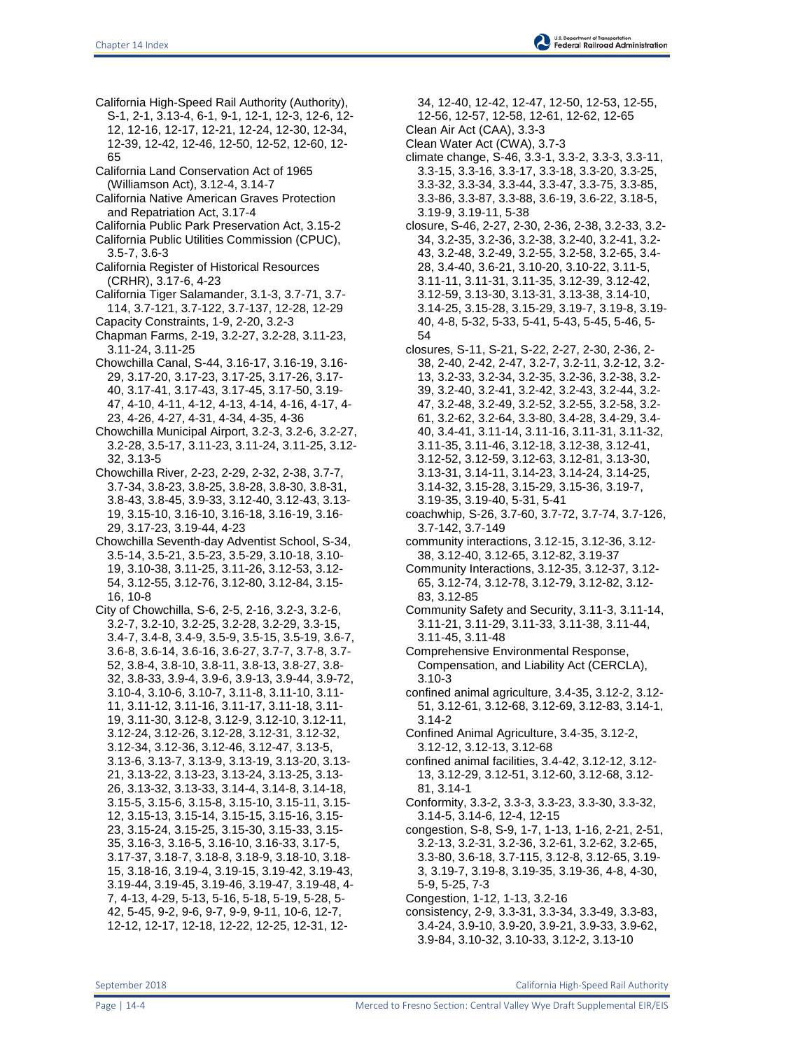California High-Speed Rail Authority (Authority), S-1, 2-1, 3.13-4, 6-1, 9-1, 12-1, 12-3, 12-6, 12-12, 12-16, 12-17, 12-21, 12-24, 12-30, 12-34, 12-39, 12-42, 12-46, 12-50, 12-52, 12-60, 12-65

California Land Conservation Act of 1965 (Williamson Act), 3.12-4, 3.14-7

California Native American Graves Protection and Repatriation Act, 3.17-4

California Public Park Preservation Act, 3.15-2

California Public Utilities Commission (CPUC), 3.5-7, 3.6-3

California Register of Historical Resources (CRHR), 3.17-6, 4-23

California Tiger Salamander, 3.1-3, 3.7-71, 3.7-114, 3.7-121, 3.7-122, 3.7-137, 12-28, 12-29

Capacity Constraints, 1-9, 2-20, 3.2-3

Chapman Farms, 2-19, 3.2-27, 3.2-28, 3.11-23, 3.11-24, 3.11-25

Chowchilla Canal, S-44, 3.16-17, 3.16-19, 3.16-29, 3.17-20, 3.17-23, 3.17-25, 3.17-26, 3.17-40, 3.17-41, 3.17-43, 3.17-45, 3.17-50, 3.19-47, 4-10, 4-11, 4-12, 4-13, 4-14, 4-16, 4-17, 4-23, 4-26, 4-27, 4-31, 4-34, 4-35, 4-36

Chowchilla Municipal Airport, 3.2-3, 3.2-6, 3.2-27, 3.2-28, 3.5-17, 3.11-23, 3.11-24, 3.11-25, 3.12-32, 3.13-5

Chowchilla River, 2-23, 2-29, 2-32, 2-38, 3.7-7, 3.7-34, 3.8-23, 3.8-25, 3.8-28, 3.8-30, 3.8-31, 3.8-43, 3.8-45, 3.9-33, 3.12-40, 3.12-43, 3.13-19, 3.15-10, 3.16-10, 3.16-18, 3.16-19, 3.16-29, 3.17-23, 3.19-44, 4-23

Chowchilla Seventh-day Adventist School, S-34, 3.5-14, 3.5-21, 3.5-23, 3.5-29, 3.10-18, 3.10-19, 3.10-38, 3.11-25, 3.11-26, 3.12-53, 3.12-54, 3.12-55, 3.12-76, 3.12-80, 3.12-84, 3.15-16, 10-8

City of Chowchilla, S-6, 2-5, 2-16, 3.2-3, 3.2-6, 3.2-7, 3.2-10, 3.2-25, 3.2-28, 3.2-29, 3.3-15, 3.4-7, 3.4-8, 3.4-9, 3.5-9, 3.5-15, 3.5-19, 3.6-7, 3.6-8, 3.6-14, 3.6-16, 3.6-27, 3.7-7, 3.7-8, 3.7-52, 3.8-4, 3.8-10, 3.8-11, 3.8-13, 3.8-27, 3.8-32, 3.8-33, 3.9-4, 3.9-6, 3.9-13, 3.9-44, 3.9-72, 3.10-4, 3.10-6, 3.10-7, 3.11-8, 3.11-10, 3.11-11, 3.11-12, 3.11-16, 3.11-17, 3.11-18, 3.11-19, 3.11-30, 3.12-8, 3.12-9, 3.12-10, 3.12-11, 3.12-24, 3.12-26, 3.12-28, 3.12-31, 3.12-32, 3.12-34, 3.12-36, 3.12-46, 3.12-47, 3.13-5, 3.13-6, 3.13-7, 3.13-9, 3.13-19, 3.13-20, 3.13-21, 3.13-22, 3.13-23, 3.13-24, 3.13-25, 3.13-26, 3.13-32, 3.13-33, 3.14-4, 3.14-8, 3.14-18, 3.15-5, 3.15-6, 3.15-8, 3.15-10, 3.15-11, 3.15-12, 3.15-13, 3.15-14, 3.15-15, 3.15-16, 3.15-23, 3.15-24, 3.15-25, 3.15-30, 3.15-33, 3.15-35, 3.16-3, 3.16-5, 3.16-10, 3.16-33, 3.17-5, 3.17-37, 3.18-7, 3.18-8, 3.18-9, 3.18-10, 3.18-15, 3.18-16, 3.19-4, 3.19-15, 3.19-42, 3.19-43, 3.19-44, 3.19-45, 3.19-46, 3.19-47, 3.19-48, 4-7, 4-13, 4-29, 5-13, 5-16, 5-18, 5-19, 5-28, 5-42, 5-45, 9-2, 9-6, 9-7, 9-9, 9-11, 10-6, 12-7, 12-12, 12-17, 12-18, 12-22, 12-25, 12-31, 12-34, 12-40, 12-42, 12-47, 12-50, 12-53, 12-55, 12-56, 12-57, 12-58, 12-61, 12-62, 12-65

Clean Air Act (CAA), 3.3-3

Clean Water Act (CWA), 3.7-3

climate change, S-46, 3.3-1, 3.3-2, 3.3-3, 3.3-11, 3.3-15, 3.3-16, 3.3-17, 3.3-18, 3.3-20, 3.3-25, 3.3-32, 3.3-34, 3.3-44, 3.3-47, 3.3-75, 3.3-85, 3.3-86, 3.3-87, 3.3-88, 3.6-19, 3.6-22, 3.18-5, 3.19-9, 3.19-11, 5-38

closure, S-46, 2-27, 2-30, 2-36, 2-38, 3.2-33, 3.2-34, 3.2-35, 3.2-36, 3.2-38, 3.2-40, 3.2-41, 3.2-43, 3.2-48, 3.2-49, 3.2-55, 3.2-58, 3.2-65, 3.4-28, 3.4-40, 3.6-21, 3.10-20, 3.10-22, 3.11-5, 3.11-11, 3.11-31, 3.11-35, 3.12-39, 3.12-42, 3.12-59, 3.13-30, 3.13-31, 3.13-38, 3.14-10, 3.14-25, 3.15-28, 3.15-29, 3.19-7, 3.19-8, 3.19-40, 4-8, 5-32, 5-33, 5-41, 5-43, 5-45, 5-46, 5-54

closures, S-11, S-21, S-22, 2-27, 2-30, 2-36, 2-38, 2-40, 2-42, 2-47, 3.2-7, 3.2-11, 3.2-12, 3.2-13, 3.2-33, 3.2-34, 3.2-35, 3.2-36, 3.2-38, 3.2-39, 3.2-40, 3.2-41, 3.2-42, 3.2-43, 3.2-44, 3.2-47, 3.2-48, 3.2-49, 3.2-52, 3.2-55, 3.2-58, 3.2-61, 3.2-62, 3.2-64, 3.3-80, 3.4-28, 3.4-29, 3.4-40, 3.4-41, 3.11-14, 3.11-16, 3.11-31, 3.11-32, 3.11-35, 3.11-46, 3.12-18, 3.12-38, 3.12-41, 3.12-52, 3.12-59, 3.12-63, 3.12-81, 3.13-30, 3.13-31, 3.14-11, 3.14-23, 3.14-24, 3.14-25, 3.14-32, 3.15-28, 3.15-29, 3.15-36, 3.19-7, 3.19-35, 3.19-40, 5-31, 5-41

coachwhip, S-26, 3.7-60, 3.7-72, 3.7-74, 3.7-126, 3.7-142, 3.7-149

community interactions, 3.12-15, 3.12-36, 3.12-38, 3.12-40, 3.12-65, 3.12-82, 3.19-37

Community Interactions, 3.12-35, 3.12-37, 3.12-65, 3.12-74, 3.12-78, 3.12-79, 3.12-82, 3.12-83, 3.12-85

Community Safety and Security, 3.11-3, 3.11-14, 3.11-21, 3.11-29, 3.11-33, 3.11-38, 3.11-44, 3.11-45, 3.11-48

Comprehensive Environmental Response, Compensation, and Liability Act (CERCLA), 3.10-3

confined animal agriculture, 3.4-35, 3.12-2, 3.12-51, 3.12-61, 3.12-68, 3.12-69, 3.12-83, 3.14-1, 3.14-2

Confined Animal Agriculture, 3.4-35, 3.12-2, 3.12-12, 3.12-13, 3.12-68

confined animal facilities, 3.4-42, 3.12-12, 3.12-13, 3.12-29, 3.12-51, 3.12-60, 3.12-68, 3.12-81, 3.14-1

Conformity, 3.3-2, 3.3-3, 3.3-23, 3.3-30, 3.3-32, 3.14-5, 3.14-6, 12-4, 12-15

congestion, S-8, S-9, 1-7, 1-13, 1-16, 2-21, 2-51, 3.2-13, 3.2-31, 3.2-36, 3.2-61, 3.2-62, 3.2-65, 3.3-80, 3.6-18, 3.7-115, 3.12-8, 3.12-65, 3.19-3, 3.19-7, 3.19-8, 3.19-35, 3.19-36, 4-8, 4-30, 5-9, 5-25, 7-3

Congestion, 1-12, 1-13, 3.2-16

consistency, 2-9, 3.3-31, 3.3-34, 3.3-49, 3.3-83, 3.4-24, 3.9-10, 3.9-20, 3.9-21, 3.9-33, 3.9-62, 3.9-84, 3.10-32, 3.10-33, 3.12-2, 3.13-10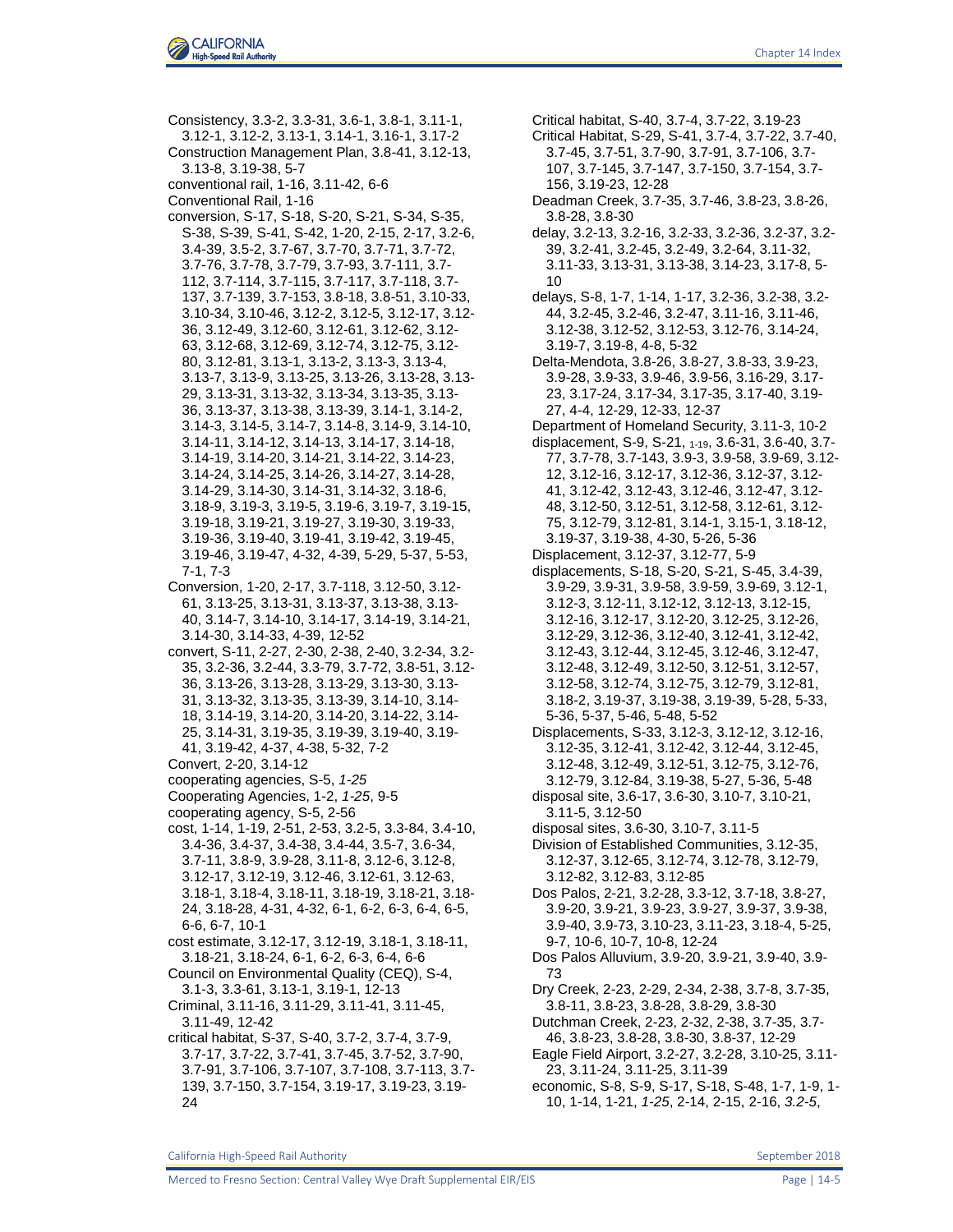Consistency, 3.3-2, 3.3-31, 3.6-1, 3.8-1, 3.11-1, 3.12-1, 3.12-2, 3.13-1, 3.14-1, 3.16-1, 3.17-2

Construction Management Plan, 3.8-41, 3.12-13, 3.13-8, 3.19-38, 5-7

conventional rail, 1-16, 3.11-42, 6-6

Conventional Rail, 1-16

conversion, S-17, S-18, S-20, S-21, S-34, S-35, S-38, S-39, S-41, S-42, 1-20, 2-15, 2-17, 3.2-6, 3.4-39, 3.5-2, 3.7-67, 3.7-70, 3.7-71, 3.7-72, 3.7-76, 3.7-78, 3.7-79, 3.7-93, 3.7-111, 3.7-112, 3.7-114, 3.7-115, 3.7-117, 3.7-118, 3.7-137, 3.7-139, 3.7-153, 3.8-18, 3.8-51, 3.10-33, 3.10-34, 3.10-46, 3.12-2, 3.12-5, 3.12-17, 3.12-36, 3.12-49, 3.12-60, 3.12-61, 3.12-62, 3.12-63, 3.12-68, 3.12-69, 3.12-74, 3.12-75, 3.12-80, 3.12-81, 3.13-1, 3.13-2, 3.13-3, 3.13-4, 3.13-7, 3.13-9, 3.13-25, 3.13-26, 3.13-28, 3.13-29, 3.13-31, 3.13-32, 3.13-34, 3.13-35, 3.13-36, 3.13-37, 3.13-38, 3.13-39, 3.14-1, 3.14-2, 3.14-3, 3.14-5, 3.14-7, 3.14-8, 3.14-9, 3.14-10, 3.14-11, 3.14-12, 3.14-13, 3.14-17, 3.14-18, 3.14-19, 3.14-20, 3.14-21, 3.14-22, 3.14-23, 3.14-24, 3.14-25, 3.14-26, 3.14-27, 3.14-28, 3.14-29, 3.14-30, 3.14-31, 3.14-32, 3.18-6, 3.18-9, 3.19-3, 3.19-5, 3.19-6, 3.19-7, 3.19-15, 3.19-18, 3.19-21, 3.19-27, 3.19-30, 3.19-33, 3.19-36, 3.19-40, 3.19-41, 3.19-42, 3.19-45, 3.19-46, 3.19-47, 4-32, 4-39, 5-29, 5-37, 5-53, 7-1, 7-3

Conversion, 1-20, 2-17, 3.7-118, 3.12-50, 3.12-61, 3.13-25, 3.13-31, 3.13-37, 3.13-38, 3.13-40, 3.14-7, 3.14-10, 3.14-17, 3.14-19, 3.14-21, 3.14-30, 3.14-33, 4-39, 12-52

convert, S-11, 2-27, 2-30, 2-38, 2-40, 3.2-34, 3.2-35, 3.2-36, 3.2-44, 3.3-79, 3.7-72, 3.8-51, 3.12-36, 3.13-26, 3.13-28, 3.13-29, 3.13-30, 3.13-31, 3.13-32, 3.13-35, 3.13-39, 3.14-10, 3.14-18, 3.14-19, 3.14-20, 3.14-22, 3.14-25, 3.14-31, 3.19-35, 3.19-39, 3.19-40, 3.19-41, 3.19-42, 4-37, 4-38, 5-32, 7-2

Convert, 2-20, 3.14-12

cooperating agencies, S-5, *1-25*

Cooperating Agencies, 1-2, *1-25*, 9-5

cooperating agency, S-5, 2-56

cost, 1-14, 1-19, 2-51, 2-53, 3.2-5, 3.3-84, 3.4-10, 3.4-36, 3.4-37, 3.4-38, 3.4-44, 3.5-7, 3.6-34, 3.7-11, 3.8-9, 3.9-28, 3.11-8, 3.12-6, 3.12-8, 3.12-17, 3.12-19, 3.12-46, 3.12-61, 3.12-63, 3.18-1, 3.18-4, 3.18-11, 3.18-19, 3.18-21, 3.18-24, 3.18-28, 4-31, 4-32, 6-1, 6-2, 6-3, 6-4, 6-5, 6-6, 6-7, 10-1

cost estimate, 3.12-17, 3.12-19, 3.18-1, 3.18-11, 3.18-21, 3.18-24, 6-1, 6-2, 6-3, 6-4, 6-6

Council on Environmental Quality (CEQ), S-4, 3.1-3, 3.3-61, 3.13-1, 3.19-1, 12-13

Criminal, 3.11-16, 3.11-29, 3.11-41, 3.11-45, 3.11-49, 12-42

critical habitat, S-37, S-40, 3.7-2, 3.7-4, 3.7-9, 3.7-17, 3.7-22, 3.7-41, 3.7-45, 3.7-52, 3.7-90, 3.7-91, 3.7-106, 3.7-107, 3.7-108, 3.7-113, 3.7-139, 3.7-150, 3.7-154, 3.19-17, 3.19-23, 3.19-24

Critical habitat, S-40, 3.7-4, 3.7-22, 3.19-23

Critical Habitat, S-29, S-41, 3.7-4, 3.7-22, 3.7-40, 3.7-45, 3.7-51, 3.7-90, 3.7-91, 3.7-106, 3.7-107, 3.7-145, 3.7-147, 3.7-150, 3.7-154, 3.7-156, 3.19-23, 12-28

Deadman Creek, 3.7-35, 3.7-46, 3.8-23, 3.8-26, 3.8-28, 3.8-30

delay, 3.2-13, 3.2-16, 3.2-33, 3.2-36, 3.2-37, 3.2-39, 3.2-41, 3.2-45, 3.2-49, 3.2-64, 3.11-32, 3.11-33, 3.13-31, 3.13-38, 3.14-23, 3.17-8, 5-10

delays, S-8, 1-7, 1-14, 1-17, 3.2-36, 3.2-38, 3.2-44, 3.2-45, 3.2-46, 3.2-47, 3.11-16, 3.11-46, 3.12-38, 3.12-52, 3.12-53, 3.12-76, 3.14-24, 3.19-7, 3.19-8, 4-8, 5-32

Delta-Mendota, 3.8-26, 3.8-27, 3.8-33, 3.9-23, 3.9-28, 3.9-33, 3.9-46, 3.9-56, 3.16-29, 3.17-23, 3.17-24, 3.17-34, 3.17-35, 3.17-40, 3.19-27, 4-4, 12-29, 12-33, 12-37

Department of Homeland Security, 3.11-3, 10-2

displacement, S-9, S-21, 1-19, 3.6-31, 3.6-40, 3.7-77, 3.7-78, 3.7-143, 3.9-3, 3.9-58, 3.9-69, 3.12-12, 3.12-16, 3.12-17, 3.12-36, 3.12-37, 3.12-41, 3.12-42, 3.12-43, 3.12-46, 3.12-47, 3.12-48, 3.12-50, 3.12-51, 3.12-58, 3.12-61, 3.12-75, 3.12-79, 3.12-81, 3.14-1, 3.15-1, 3.18-12, 3.19-37, 3.19-38, 4-30, 5-26, 5-36

Displacement, 3.12-37, 3.12-77, 5-9

displacements, S-18, S-20, S-21, S-45, 3.4-39, 3.9-29, 3.9-31, 3.9-58, 3.9-59, 3.9-69, 3.12-1, 3.12-3, 3.12-11, 3.12-12, 3.12-13, 3.12-15, 3.12-16, 3.12-17, 3.12-20, 3.12-25, 3.12-26, 3.12-29, 3.12-36, 3.12-40, 3.12-41, 3.12-42, 3.12-43, 3.12-44, 3.12-45, 3.12-46, 3.12-47, 3.12-48, 3.12-49, 3.12-50, 3.12-51, 3.12-57, 3.12-58, 3.12-74, 3.12-75, 3.12-79, 3.12-81, 3.18-2, 3.19-37, 3.19-38, 3.19-39, 5-28, 5-33, 5-36, 5-37, 5-46, 5-48, 5-52

Displacements, S-33, 3.12-3, 3.12-12, 3.12-16, 3.12-35, 3.12-41, 3.12-42, 3.12-44, 3.12-45, 3.12-48, 3.12-49, 3.12-51, 3.12-75, 3.12-76, 3.12-79, 3.12-84, 3.19-38, 5-27, 5-36, 5-48

disposal site, 3.6-17, 3.6-30, 3.10-7, 3.10-21, 3.11-5, 3.12-50

disposal sites, 3.6-30, 3.10-7, 3.11-5

Division of Established Communities, 3.12-35, 3.12-37, 3.12-65, 3.12-74, 3.12-78, 3.12-79, 3.12-82, 3.12-83, 3.12-85

Dos Palos, 2-21, 3.2-28, 3.3-12, 3.7-18, 3.8-27, 3.9-20, 3.9-21, 3.9-23, 3.9-27, 3.9-37, 3.9-38, 3.9-40, 3.9-73, 3.10-23, 3.11-23, 3.18-4, 5-25, 9-7, 10-6, 10-7, 10-8, 12-24

Dos Palos Alluvium, 3.9-20, 3.9-21, 3.9-40, 3.9-73

Dry Creek, 2-23, 2-29, 2-34, 2-38, 3.7-8, 3.7-35, 3.8-11, 3.8-23, 3.8-28, 3.8-29, 3.8-30

Dutchman Creek, 2-23, 2-32, 2-38, 3.7-35, 3.7-46, 3.8-23, 3.8-28, 3.8-30, 3.8-37, 12-29

Eagle Field Airport, 3.2-27, 3.2-28, 3.10-25, 3.11-23, 3.11-24, 3.11-25, 3.11-39

economic, S-8, S-9, S-17, S-18, S-48, 1-7, 1-9, 1-10, 1-14, 1-21, *1-25*, 2-14, 2-15, 2-16, *3.2-5*,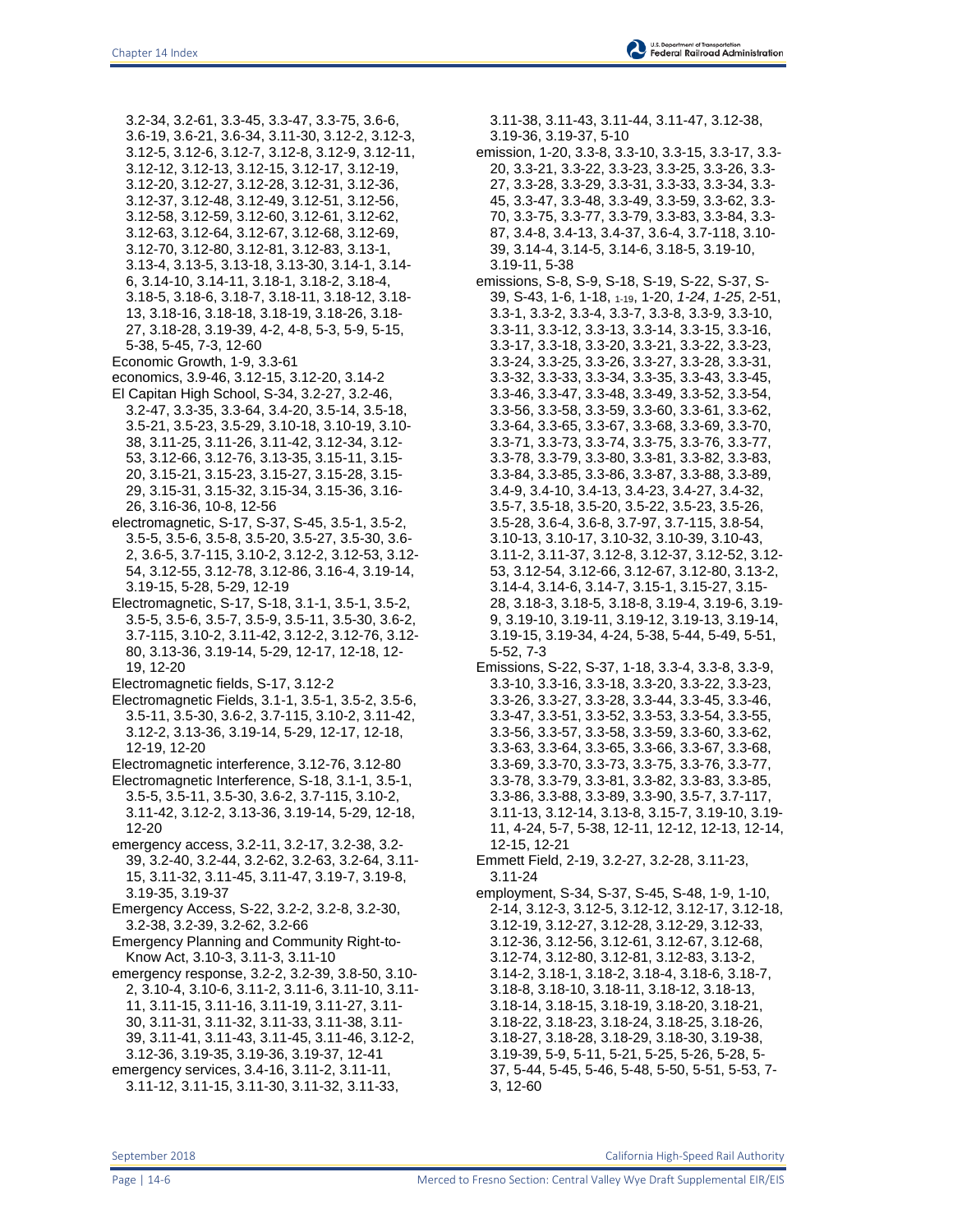3.2-34, 3.2-61, 3.3-45, 3.3-47, 3.3-75, 3.6-6, 3.6-19, 3.6-21, 3.6-34, 3.11-30, 3.12-2, 3.12-3, 3.12-5, 3.12-6, 3.12-7, 3.12-8, 3.12-9, 3.12-11, 3.12-12, 3.12-13, 3.12-15, 3.12-17, 3.12-19, 3.12-20, 3.12-27, 3.12-28, 3.12-31, 3.12-36, 3.12-37, 3.12-48, 3.12-49, 3.12-51, 3.12-56, 3.12-58, 3.12-59, 3.12-60, 3.12-61, 3.12-62, 3.12-63, 3.12-64, 3.12-67, 3.12-68, 3.12-69, 3.12-70, 3.12-80, 3.12-81, 3.12-83, 3.13-1, 3.13-4, 3.13-5, 3.13-18, 3.13-30, 3.14-1, 3.14-6, 3.14-10, 3.14-11, 3.18-1, 3.18-2, 3.18-4, 3.18-5, 3.18-6, 3.18-7, 3.18-11, 3.18-12, 3.18-13, 3.18-16, 3.18-18, 3.18-19, 3.18-26, 3.18-27, 3.18-28, 3.19-39, 4-2, 4-8, 5-3, 5-9, 5-15, 5-38, 5-45, 7-3, 12-60

Economic Growth, 1-9, 3.3-61

economics, 3.9-46, 3.12-15, 3.12-20, 3.14-2

El Capitan High School, S-34, 3.2-27, 3.2-46, 3.2-47, 3.3-35, 3.3-64, 3.4-20, 3.5-14, 3.5-18, 3.5-21, 3.5-23, 3.5-29, 3.10-18, 3.10-19, 3.10-38, 3.11-25, 3.11-26, 3.11-42, 3.12-34, 3.12-53, 3.12-66, 3.12-76, 3.13-35, 3.15-11, 3.15-20, 3.15-21, 3.15-23, 3.15-27, 3.15-28, 3.15-29, 3.15-31, 3.15-32, 3.15-34, 3.15-36, 3.16-26, 3.16-36, 10-8, 12-56

electromagnetic, S-17, S-37, S-45, 3.5-1, 3.5-2, 3.5-5, 3.5-6, 3.5-8, 3.5-20, 3.5-27, 3.5-30, 3.6-2, 3.6-5, 3.7-115, 3.10-2, 3.12-2, 3.12-53, 3.12-54, 3.12-55, 3.12-78, 3.12-86, 3.16-4, 3.19-14, 3.19-15, 5-28, 5-29, 12-19

Electromagnetic, S-17, S-18, 3.1-1, 3.5-1, 3.5-2, 3.5-5, 3.5-6, 3.5-7, 3.5-9, 3.5-11, 3.5-30, 3.6-2, 3.7-115, 3.10-2, 3.11-42, 3.12-2, 3.12-76, 3.12-80, 3.13-36, 3.19-14, 5-29, 12-17, 12-18, 12-19, 12-20

Electromagnetic fields, S-17, 3.12-2

Electromagnetic Fields, 3.1-1, 3.5-1, 3.5-2, 3.5-6, 3.5-11, 3.5-30, 3.6-2, 3.7-115, 3.10-2, 3.11-42, 3.12-2, 3.13-36, 3.19-14, 5-29, 12-17, 12-18, 12-19, 12-20

Electromagnetic interference, 3.12-76, 3.12-80

Electromagnetic Interference, S-18, 3.1-1, 3.5-1, 3.5-5, 3.5-11, 3.5-30, 3.6-2, 3.7-115, 3.10-2, 3.11-42, 3.12-2, 3.13-36, 3.19-14, 5-29, 12-18, 12-20

emergency access, 3.2-11, 3.2-17, 3.2-38, 3.2-39, 3.2-40, 3.2-44, 3.2-62, 3.2-63, 3.2-64, 3.11-15, 3.11-32, 3.11-45, 3.11-47, 3.19-7, 3.19-8, 3.19-35, 3.19-37

Emergency Access, S-22, 3.2-2, 3.2-8, 3.2-30, 3.2-38, 3.2-39, 3.2-62, 3.2-66

Emergency Planning and Community Right-to-Know Act, 3.10-3, 3.11-3, 3.11-10

emergency response, 3.2-2, 3.2-39, 3.8-50, 3.10-2, 3.10-4, 3.10-6, 3.11-2, 3.11-6, 3.11-10, 3.11-11, 3.11-15, 3.11-16, 3.11-19, 3.11-27, 3.11-30, 3.11-31, 3.11-32, 3.11-33, 3.11-38, 3.11-39, 3.11-41, 3.11-43, 3.11-45, 3.12-2, 3.12-36, 3.19-35, 3.19-36, 3.19-37, 12-41

emergency services, 3.4-16, 3.11-2, 3.11-11, 3.11-12, 3.11-15, 3.11-30, 3.11-32, 3.11-33, 3.11-38, 3.11-43, 3.11-44, 3.11-47, 3.12-38, 3.19-36, 3.19-37, 5-10

emission, 1-20, 3.3-8, 3.3-10, 3.3-15, 3.3-17, 3.3-20, 3.3-21, 3.3-22, 3.3-23, 3.3-25, 3.3-26, 3.3-27, 3.3-28, 3.3-29, 3.3-31, 3.3-33, 3.3-34, 3.3-45, 3.3-47, 3.3-48, 3.3-49, 3.3-59, 3.3-62, 3.3-70, 3.3-75, 3.3-77, 3.3-79, 3.3-83, 3.3-84, 3.3-87, 3.4-8, 3.4-13, 3.4-37, 3.6-4, 3.7-118, 3.10-39, 3.14-4, 3.14-5, 3.14-6, 3.18-5, 3.19-10, 3.19-11, 5-38

emissions, S-8, S-9, S-18, S-19, S-22, S-37, S-39, S-43, 1-6, 1-18, 1-19, 1-20, *1-24*, *1-25*, 2-51, 3.3-1, 3.3-2, 3.3-4, 3.3-7, 3.3-8, 3.3-9, 3.3-10, 3.3-11, 3.3-12, 3.3-13, 3.3-14, 3.3-15, 3.3-16, 3.3-17, 3.3-18, 3.3-20, 3.3-21, 3.3-22, 3.3-23, 3.3-24, 3.3-25, 3.3-26, 3.3-27, 3.3-28, 3.3-31, 3.3-32, 3.3-33, 3.3-34, 3.3-35, 3.3-43, 3.3-45, 3.3-46, 3.3-47, 3.3-48, 3.3-49, 3.3-52, 3.3-54, 3.3-56, 3.3-58, 3.3-59, 3.3-60, 3.3-61, 3.3-62, 3.3-64, 3.3-65, 3.3-67, 3.3-68, 3.3-69, 3.3-70, 3.3-71, 3.3-73, 3.3-74, 3.3-75, 3.3-76, 3.3-77, 3.3-78, 3.3-79, 3.3-80, 3.3-81, 3.3-82, 3.3-83, 3.3-84, 3.3-85, 3.3-86, 3.3-87, 3.3-88, 3.3-89, 3.4-9, 3.4-10, 3.4-13, 3.4-23, 3.4-27, 3.4-32, 3.5-7, 3.5-18, 3.5-20, 3.5-22, 3.5-23, 3.5-26, 3.5-28, 3.6-4, 3.6-8, 3.7-97, 3.7-115, 3.8-54, 3.10-13, 3.10-17, 3.10-32, 3.10-39, 3.10-43, 3.11-2, 3.11-37, 3.12-8, 3.12-37, 3.12-52, 3.12-53, 3.12-54, 3.12-66, 3.12-67, 3.12-80, 3.13-2, 3.14-4, 3.14-6, 3.14-7, 3.15-1, 3.15-27, 3.15-28, 3.18-3, 3.18-5, 3.18-8, 3.19-4, 3.19-6, 3.19-9, 3.19-10, 3.19-11, 3.19-12, 3.19-13, 3.19-14, 3.19-15, 3.19-34, 4-24, 5-38, 5-44, 5-49, 5-51, 5-52, 7-3

Emissions, S-22, S-37, 1-18, 3.3-4, 3.3-8, 3.3-9, 3.3-10, 3.3-16, 3.3-18, 3.3-20, 3.3-22, 3.3-23, 3.3-26, 3.3-27, 3.3-28, 3.3-44, 3.3-45, 3.3-46, 3.3-47, 3.3-51, 3.3-52, 3.3-53, 3.3-54, 3.3-55, 3.3-56, 3.3-57, 3.3-58, 3.3-59, 3.3-60, 3.3-62, 3.3-63, 3.3-64, 3.3-65, 3.3-66, 3.3-67, 3.3-68, 3.3-69, 3.3-70, 3.3-73, 3.3-75, 3.3-76, 3.3-77, 3.3-78, 3.3-79, 3.3-81, 3.3-82, 3.3-83, 3.3-85, 3.3-86, 3.3-88, 3.3-89, 3.3-90, 3.5-7, 3.7-117, 3.11-13, 3.12-14, 3.13-8, 3.15-7, 3.19-10, 3.19-11, 4-24, 5-7, 5-38, 12-11, 12-12, 12-13, 12-14, 12-15, 12-21

Emmett Field, 2-19, 3.2-27, 3.2-28, 3.11-23, 3.11-24

employment, S-34, S-37, S-45, S-48, 1-9, 1-10, 2-14, 3.12-3, 3.12-5, 3.12-12, 3.12-17, 3.12-18, 3.12-19, 3.12-27, 3.12-28, 3.12-29, 3.12-33, 3.12-36, 3.12-56, 3.12-61, 3.12-67, 3.12-68, 3.12-74, 3.12-80, 3.12-81, 3.12-83, 3.13-2, 3.14-2, 3.18-1, 3.18-2, 3.18-4, 3.18-6, 3.18-7, 3.18-8, 3.18-10, 3.18-11, 3.18-12, 3.18-13, 3.18-14, 3.18-15, 3.18-19, 3.18-20, 3.18-21, 3.18-22, 3.18-23, 3.18-24, 3.18-25, 3.18-26, 3.18-27, 3.18-28, 3.18-29, 3.18-30, 3.19-38, 3.19-39, 5-9, 5-11, 5-21, 5-25, 5-26, 5-28, 5-37, 5-44, 5-45, 5-46, 5-48, 5-50, 5-51, 5-53, 7-3, 12-60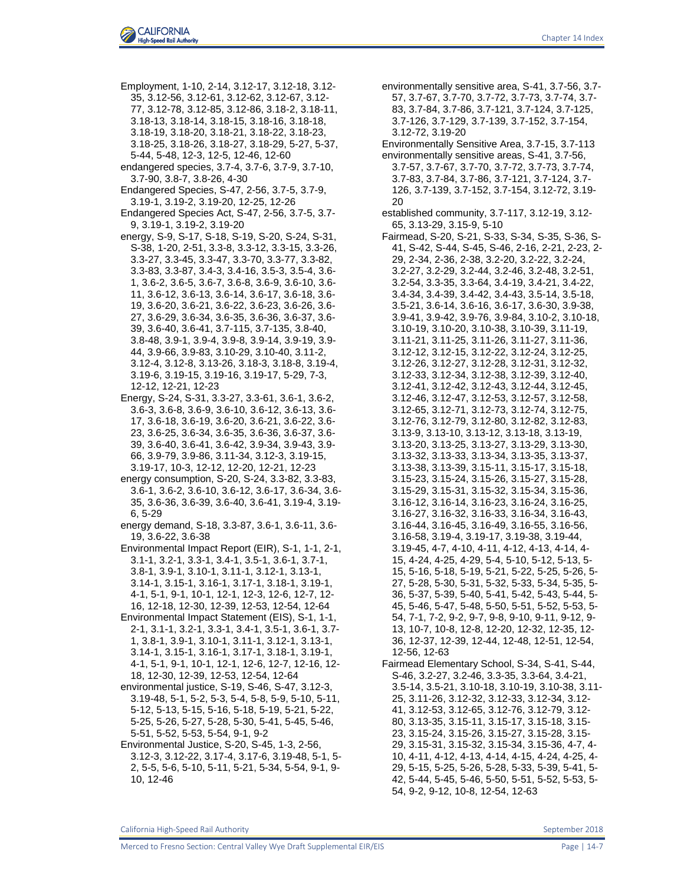Employment, 1-10, 2-14, 3.12-17, 3.12-18, 3.12-35, 3.12-56, 3.12-61, 3.12-62, 3.12-67, 3.12-77, 3.12-78, 3.12-85, 3.12-86, 3.18-2, 3.18-11, 3.18-13, 3.18-14, 3.18-15, 3.18-16, 3.18-18, 3.18-19, 3.18-20, 3.18-21, 3.18-22, 3.18-23, 3.18-25, 3.18-26, 3.18-27, 3.18-29, 5-27, 5-37, 5-44, 5-48, 12-3, 12-5, 12-46, 12-60

endangered species, 3.7-4, 3.7-6, 3.7-9, 3.7-10, 3.7-90, 3.8-7, 3.8-26, 4-30

Endangered Species, S-47, 2-56, 3.7-5, 3.7-9, 3.19-1, 3.19-2, 3.19-20, 12-25, 12-26

Endangered Species Act, S-47, 2-56, 3.7-5, 3.7-9, 3.19-1, 3.19-2, 3.19-20

energy, S-9, S-17, S-18, S-19, S-20, S-24, S-31, S-38, 1-20, 2-51, 3.3-8, 3.3-12, 3.3-15, 3.3-26, 3.3-27, 3.3-45, 3.3-47, 3.3-70, 3.3-77, 3.3-82, 3.3-83, 3.3-87, 3.4-3, 3.4-16, 3.5-3, 3.5-4, 3.6-1, 3.6-2, 3.6-5, 3.6-7, 3.6-8, 3.6-9, 3.6-10, 3.6-11, 3.6-12, 3.6-13, 3.6-14, 3.6-17, 3.6-18, 3.6-19, 3.6-20, 3.6-21, 3.6-22, 3.6-23, 3.6-26, 3.6-27, 3.6-29, 3.6-34, 3.6-35, 3.6-36, 3.6-37, 3.6-39, 3.6-40, 3.6-41, 3.7-115, 3.7-135, 3.8-40, 3.8-48, 3.9-1, 3.9-4, 3.9-8, 3.9-14, 3.9-19, 3.9-44, 3.9-66, 3.9-83, 3.10-29, 3.10-40, 3.11-2, 3.12-4, 3.12-8, 3.13-26, 3.18-3, 3.18-8, 3.19-4, 3.19-6, 3.19-15, 3.19-16, 3.19-17, 5-29, 7-3, 12-12, 12-21, 12-23

Energy, S-24, S-31, 3.3-27, 3.3-61, 3.6-1, 3.6-2, 3.6-3, 3.6-8, 3.6-9, 3.6-10, 3.6-12, 3.6-13, 3.6-17, 3.6-18, 3.6-19, 3.6-20, 3.6-21, 3.6-22, 3.6-23, 3.6-25, 3.6-34, 3.6-35, 3.6-36, 3.6-37, 3.6-39, 3.6-40, 3.6-41, 3.6-42, 3.9-34, 3.9-43, 3.9-66, 3.9-79, 3.9-86, 3.11-34, 3.12-3, 3.19-15, 3.19-17, 10-3, 12-12, 12-21, 12-23

energy consumption, S-20, S-24, 3.3-82, 3.3-83, 3.6-1, 3.6-2, 3.6-10, 3.6-12, 3.6-17, 3.6-34, 3.6-35, 3.6-36, 3.6-39, 3.6-40, 3.6-41, 3.19-4, 3.19-6, 5-29

energy demand, S-18, 3.3-87, 3.6-1, 3.6-11, 3.6-19, 3.6-22, 3.6-38

Environmental Impact Report (EIR), S-1, 1-1, 2-1, 3.1-1, 3.2-1, 3.3-1, 3.4-1, 3.5-1, 3.6-1, 3.7-1, 3.8-1, 3.9-1, 3.10-1, 3.11-1, 3.12-1, 3.13-1, 3.14-1, 3.15-1, 3.16-1, 3.17-1, 3.18-1, 3.19-1, 4-1, 5-1, 9-1, 10-1, 12-1, 12-3, 12-6, 12-7, 12-16, 12-18, 12-30, 12-39, 12-53, 12-54, 12-64

Environmental Impact Statement (EIS), S-1, 1-1, 2-1, 3.1-1, 3.2-1, 3.3-1, 3.4-1, 3.5-1, 3.6-1, 3.7-1, 3.8-1, 3.9-1, 3.10-1, 3.11-1, 3.12-1, 3.13-1, 3.14-1, 3.15-1, 3.16-1, 3.17-1, 3.18-1, 3.19-1, 4-1, 5-1, 9-1, 10-1, 12-1, 12-6, 12-7, 12-16, 12-18, 12-30, 12-39, 12-53, 12-54, 12-64

environmental justice, S-19, S-46, S-47, 3.12-3, 3.19-48, 5-1, 5-2, 5-3, 5-4, 5-8, 5-9, 5-10, 5-11, 5-12, 5-13, 5-15, 5-16, 5-18, 5-19, 5-21, 5-22, 5-25, 5-26, 5-27, 5-28, 5-30, 5-41, 5-45, 5-46, 5-51, 5-52, 5-53, 5-54, 9-1, 9-2

Environmental Justice, S-20, S-45, 1-3, 2-56, 3.12-3, 3.12-22, 3.17-4, 3.17-6, 3.19-48, 5-1, 5-2, 5-5, 5-6, 5-10, 5-11, 5-21, 5-34, 5-54, 9-1, 9-10, 12-46

environmentally sensitive area, S-41, 3.7-56, 3.7-57, 3.7-67, 3.7-70, 3.7-72, 3.7-73, 3.7-74, 3.7-83, 3.7-84, 3.7-86, 3.7-121, 3.7-124, 3.7-125, 3.7-126, 3.7-129, 3.7-139, 3.7-152, 3.7-154, 3.12-72, 3.19-20

Environmentally Sensitive Area, 3.7-15, 3.7-113

environmentally sensitive areas, S-41, 3.7-56, 3.7-57, 3.7-67, 3.7-70, 3.7-72, 3.7-73, 3.7-74, 3.7-83, 3.7-84, 3.7-86, 3.7-121, 3.7-124, 3.7-126, 3.7-139, 3.7-152, 3.7-154, 3.12-72, 3.19-20

established community, 3.7-117, 3.12-19, 3.12-65, 3.13-29, 3.15-9, 5-10

Fairmead, S-20, S-21, S-33, S-34, S-35, S-36, S-41, S-42, S-44, S-45, S-46, 2-16, 2-21, 2-23, 2-29, 2-34, 2-36, 2-38, 3.2-20, 3.2-22, 3.2-24, 3.2-27, 3.2-29, 3.2-44, 3.2-46, 3.2-48, 3.2-51, 3.2-54, 3.3-35, 3.3-64, 3.4-19, 3.4-21, 3.4-22, 3.4-34, 3.4-39, 3.4-42, 3.4-43, 3.5-14, 3.5-18, 3.5-21, 3.6-14, 3.6-16, 3.6-17, 3.6-30, 3.9-38, 3.9-41, 3.9-42, 3.9-76, 3.9-84, 3.10-2, 3.10-18, 3.10-19, 3.10-20, 3.10-38, 3.10-39, 3.11-19, 3.11-21, 3.11-25, 3.11-26, 3.11-27, 3.11-36, 3.12-12, 3.12-15, 3.12-22, 3.12-24, 3.12-25, 3.12-26, 3.12-27, 3.12-28, 3.12-31, 3.12-32, 3.12-33, 3.12-34, 3.12-38, 3.12-39, 3.12-40, 3.12-41, 3.12-42, 3.12-43, 3.12-44, 3.12-45, 3.12-46, 3.12-47, 3.12-53, 3.12-57, 3.12-58, 3.12-65, 3.12-71, 3.12-73, 3.12-74, 3.12-75, 3.12-76, 3.12-79, 3.12-80, 3.12-82, 3.12-83, 3.13-9, 3.13-10, 3.13-12, 3.13-18, 3.13-19, 3.13-20, 3.13-25, 3.13-27, 3.13-29, 3.13-30, 3.13-32, 3.13-33, 3.13-34, 3.13-35, 3.13-37, 3.13-38, 3.13-39, 3.15-11, 3.15-17, 3.15-18, 3.15-23, 3.15-24, 3.15-26, 3.15-27, 3.15-28, 3.15-29, 3.15-31, 3.15-32, 3.15-34, 3.15-36, 3.16-12, 3.16-14, 3.16-23, 3.16-24, 3.16-25, 3.16-27, 3.16-32, 3.16-33, 3.16-34, 3.16-43, 3.16-44, 3.16-45, 3.16-49, 3.16-55, 3.16-56, 3.16-58, 3.19-4, 3.19-17, 3.19-38, 3.19-44, 3.19-45, 4-7, 4-10, 4-11, 4-12, 4-13, 4-14, 4-15, 4-24, 4-25, 4-29, 5-4, 5-10, 5-12, 5-13, 5-15, 5-16, 5-18, 5-19, 5-21, 5-22, 5-25, 5-26, 5-27, 5-28, 5-30, 5-31, 5-32, 5-33, 5-34, 5-35, 5-36, 5-37, 5-39, 5-40, 5-41, 5-42, 5-43, 5-44, 5-45, 5-46, 5-47, 5-48, 5-50, 5-51, 5-52, 5-53, 5-54, 7-1, 7-2, 9-2, 9-7, 9-8, 9-10, 9-11, 9-12, 9-13, 10-7, 10-8, 12-8, 12-20, 12-32, 12-35, 12-36, 12-37, 12-39, 12-44, 12-48, 12-51, 12-54, 12-56, 12-63

Fairmead Elementary School, S-34, S-41, S-44, S-46, 3.2-27, 3.2-46, 3.3-35, 3.3-64, 3.4-21, 3.5-14, 3.5-21, 3.10-18, 3.10-19, 3.10-38, 3.11-25, 3.11-26, 3.12-32, 3.12-33, 3.12-34, 3.12-41, 3.12-53, 3.12-65, 3.12-76, 3.12-79, 3.12-80, 3.13-35, 3.15-11, 3.15-17, 3.15-18, 3.15-23, 3.15-24, 3.15-26, 3.15-27, 3.15-28, 3.15-29, 3.15-31, 3.15-32, 3.15-34, 3.15-36, 4-7, 4-10, 4-11, 4-12, 4-13, 4-14, 4-15, 4-24, 4-25, 4-29, 5-15, 5-25, 5-26, 5-28, 5-33, 5-39, 5-41, 5-42, 5-44, 5-45, 5-46, 5-50, 5-51, 5-52, 5-53, 5-54, 9-2, 9-12, 10-8, 12-54, 12-63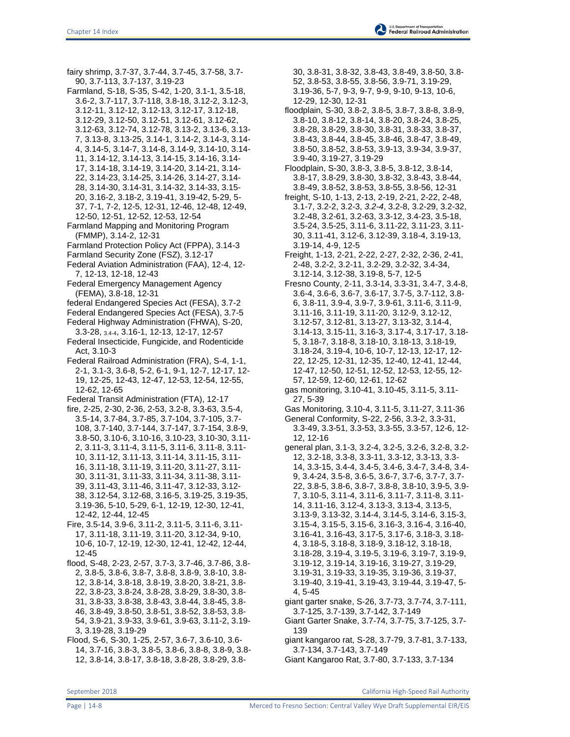fairy shrimp, 3.7-37, 3.7-44, 3.7-45, 3.7-58, 3.7-90, 3.7-113, 3.7-137, 3.19-23

Farmland, S-18, S-35, S-42, 1-20, 3.1-1, 3.5-18, 3.6-2, 3.7-117, 3.7-118, 3.8-18, 3.12-2, 3.12-3, 3.12-11, 3.12-12, 3.12-13, 3.12-17, 3.12-18, 3.12-29, 3.12-50, 3.12-51, 3.12-61, 3.12-62, 3.12-63, 3.12-74, 3.12-78, 3.13-2, 3.13-6, 3.13-7, 3.13-8, 3.13-25, 3.14-1, 3.14-2, 3.14-3, 3.14-4, 3.14-5, 3.14-7, 3.14-8, 3.14-9, 3.14-10, 3.14-11, 3.14-12, 3.14-13, 3.14-15, 3.14-16, 3.14-17, 3.14-18, 3.14-19, 3.14-20, 3.14-21, 3.14-22, 3.14-23, 3.14-25, 3.14-26, 3.14-27, 3.14-28, 3.14-30, 3.14-31, 3.14-32, 3.14-33, 3.15-20, 3.16-2, 3.18-2, 3.19-41, 3.19-42, 5-29, 5-37, 7-1, 7-2, 12-5, 12-31, 12-46, 12-48, 12-49, 12-50, 12-51, 12-52, 12-53, 12-54

Farmland Mapping and Monitoring Program (FMMP), 3.14-2, 12-31

Farmland Protection Policy Act (FPPA), 3.14-3

Farmland Security Zone (FSZ), 3.12-17

Federal Aviation Administration (FAA), 12-4, 12-7, 12-13, 12-18, 12-43

Federal Emergency Management Agency (FEMA), 3.8-18, 12-31

federal Endangered Species Act (FESA), 3.7-2

Federal Endangered Species Act (FESA), 3.7-5

Federal Highway Administration (FHWA), S-20, 3.3-28, 3.4-4, 3.16-1, 12-13, 12-17, 12-57

Federal Insecticide, Fungicide, and Rodenticide Act, 3.10-3

Federal Railroad Administration (FRA), S-4, 1-1, 2-1, 3.1-3, 3.6-8, 5-2, 6-1, 9-1, 12-7, 12-17, 12-19, 12-25, 12-43, 12-47, 12-53, 12-54, 12-55, 12-62, 12-65

Federal Transit Administration (FTA), 12-17

fire, 2-25, 2-30, 2-36, 2-53, 3.2-8, 3.3-63, 3.5-4, 3.5-14, 3.7-84, 3.7-85, 3.7-104, 3.7-105, 3.7-108, 3.7-140, 3.7-144, 3.7-147, 3.7-154, 3.8-9, 3.8-50, 3.10-6, 3.10-16, 3.10-23, 3.10-30, 3.11-2, 3.11-3, 3.11-4, 3.11-5, 3.11-6, 3.11-8, 3.11-10, 3.11-12, 3.11-13, 3.11-14, 3.11-15, 3.11-16, 3.11-18, 3.11-19, 3.11-20, 3.11-27, 3.11-30, 3.11-31, 3.11-33, 3.11-34, 3.11-38, 3.11-39, 3.11-43, 3.11-46, 3.11-47, 3.12-33, 3.12-38, 3.12-54, 3.12-68, 3.16-5, 3.19-25, 3.19-35, 3.19-36, 5-10, 5-29, 6-1, 12-19, 12-30, 12-41, 12-42, 12-44, 12-45

Fire, 3.5-14, 3.9-6, 3.11-2, 3.11-5, 3.11-6, 3.11-17, 3.11-18, 3.11-19, 3.11-20, 3.12-34, 9-10, 10-6, 10-7, 12-19, 12-30, 12-41, 12-42, 12-44, 12-45

flood, S-48, 2-23, 2-57, 3.7-3, 3.7-46, 3.7-86, 3.8-2, 3.8-5, 3.8-6, 3.8-7, 3.8-8, 3.8-9, 3.8-10, 3.8-12, 3.8-14, 3.8-18, 3.8-19, 3.8-20, 3.8-21, 3.8-22, 3.8-23, 3.8-24, 3.8-28, 3.8-29, 3.8-30, 3.8-31, 3.8-33, 3.8-38, 3.8-43, 3.8-44, 3.8-45, 3.8-46, 3.8-49, 3.8-50, 3.8-51, 3.8-52, 3.8-53, 3.8-54, 3.9-21, 3.9-33, 3.9-61, 3.9-63, 3.11-2, 3.19-3, 3.19-28, 3.19-29

Flood, S-6, S-30, 1-25, 2-57, 3.6-7, 3.6-10, 3.6-14, 3.7-16, 3.8-3, 3.8-5, 3.8-6, 3.8-8, 3.8-9, 3.8-12, 3.8-14, 3.8-17, 3.8-18, 3.8-28, 3.8-29, 3.8-30, 3.8-31, 3.8-32, 3.8-43, 3.8-49, 3.8-50, 3.8-52, 3.8-53, 3.8-55, 3.8-56, 3.9-71, 3.19-29, 3.19-36, 5-7, 9-3, 9-7, 9-9, 9-10, 9-13, 10-6, 12-29, 12-30, 12-31

floodplain, S-30, 3.8-2, 3.8-5, 3.8-7, 3.8-8, 3.8-9, 3.8-10, 3.8-12, 3.8-14, 3.8-20, 3.8-24, 3.8-25, 3.8-28, 3.8-29, 3.8-30, 3.8-31, 3.8-33, 3.8-37, 3.8-43, 3.8-44, 3.8-45, 3.8-46, 3.8-47, 3.8-49, 3.8-50, 3.8-52, 3.8-53, 3.9-13, 3.9-34, 3.9-37, 3.9-40, 3.19-27, 3.19-29

Floodplain, S-30, 3.8-3, 3.8-5, 3.8-12, 3.8-14, 3.8-17, 3.8-29, 3.8-30, 3.8-32, 3.8-43, 3.8-44, 3.8-49, 3.8-52, 3.8-53, 3.8-55, 3.8-56, 12-31

freight, S-10, 1-13, 2-13, 2-19, 2-21, 2-22, 2-48, 3.1-7, 3.2-2, 3.2-3, *3.2-4*, 3.2-8, 3.2-29, 3.2-32, 3.2-48, 3.2-61, 3.2-63, 3.3-12, 3.4-23, 3.5-18, 3.5-24, 3.5-25, 3.11-6, 3.11-22, 3.11-23, 3.11-30, 3.11-41, 3.12-6, 3.12-39, 3.18-4, 3.19-13, 3.19-14, 4-9, 12-5

Freight, 1-13, 2-21, 2-22, 2-27, 2-32, 2-36, 2-41, 2-48, 3.2-2, 3.2-11, 3.2-29, 3.2-32, 3.4-34, 3.12-14, 3.12-38, 3.19-8, 5-7, 12-5

Fresno County, 2-11, 3.3-14, 3.3-31, 3.4-7, 3.4-8, 3.6-4, 3.6-6, 3.6-7, 3.6-17, 3.7-5, 3.7-112, 3.8-6, 3.8-11, 3.9-4, 3.9-7, 3.9-61, 3.11-6, 3.11-9, 3.11-16, 3.11-19, 3.11-20, 3.12-9, 3.12-12, 3.12-57, 3.12-81, 3.13-27, 3.13-32, 3.14-4, 3.14-13, 3.15-11, 3.16-3, 3.17-4, 3.17-17, 3.18-5, 3.18-7, 3.18-8, 3.18-10, 3.18-13, 3.18-19, 3.18-24, 3.19-4, 10-6, 10-7, 12-13, 12-17, 12-22, 12-25, 12-31, 12-35, 12-40, 12-41, 12-44, 12-47, 12-50, 12-51, 12-52, 12-53, 12-55, 12-57, 12-59, 12-60, 12-61, 12-62

gas monitoring, 3.10-41, 3.10-45, 3.11-5, 3.11-27, 5-39

Gas Monitoring, 3.10-4, 3.11-5, 3.11-27, 3.11-36

General Conformity, S-22, 2-56, 3.3-2, 3.3-31, 3.3-49, 3.3-51, 3.3-53, 3.3-55, 3.3-57, 12-6, 12-12, 12-16

general plan, 3.1-3, 3.2-4, 3.2-5, 3.2-6, 3.2-8, 3.2-12, 3.2-18, 3.3-8, 3.3-11, 3.3-12, 3.3-13, 3.3-14, 3.3-15, 3.4-4, 3.4-5, 3.4-6, 3.4-7, 3.4-8, 3.4-9, 3.4-24, 3.5-8, 3.6-5, 3.6-7, 3.7-6, 3.7-7, 3.7-22, 3.8-5, 3.8-6, 3.8-7, 3.8-8, 3.8-10, 3.9-5, 3.9-7, 3.10-5, 3.11-4, 3.11-6, 3.11-7, 3.11-8, 3.11-14, 3.11-16, 3.12-4, 3.13-3, 3.13-4, 3.13-5, 3.13-9, 3.13-32, 3.14-4, 3.14-5, 3.14-6, 3.15-3, 3.15-4, 3.15-5, 3.15-6, 3.16-3, 3.16-4, 3.16-40, 3.16-41, 3.16-43, 3.17-5, 3.17-6, 3.18-3, 3.18-4, 3.18-5, 3.18-8, 3.18-9, 3.18-12, 3.18-18, 3.18-28, 3.19-4, 3.19-5, 3.19-6, 3.19-7, 3.19-9, 3.19-12, 3.19-14, 3.19-16, 3.19-27, 3.19-29, 3.19-31, 3.19-33, 3.19-35, 3.19-36, 3.19-37, 3.19-40, 3.19-41, 3.19-43, 3.19-44, 3.19-47, 5-4, 5-45

giant garter snake, S-26, 3.7-73, 3.7-74, 3.7-111, 3.7-125, 3.7-139, 3.7-142, 3.7-149

Giant Garter Snake, 3.7-74, 3.7-75, 3.7-125, 3.7-139

giant kangaroo rat, S-28, 3.7-79, 3.7-81, 3.7-133, 3.7-134, 3.7-143, 3.7-149

Giant Kangaroo Rat, 3.7-80, 3.7-133, 3.7-134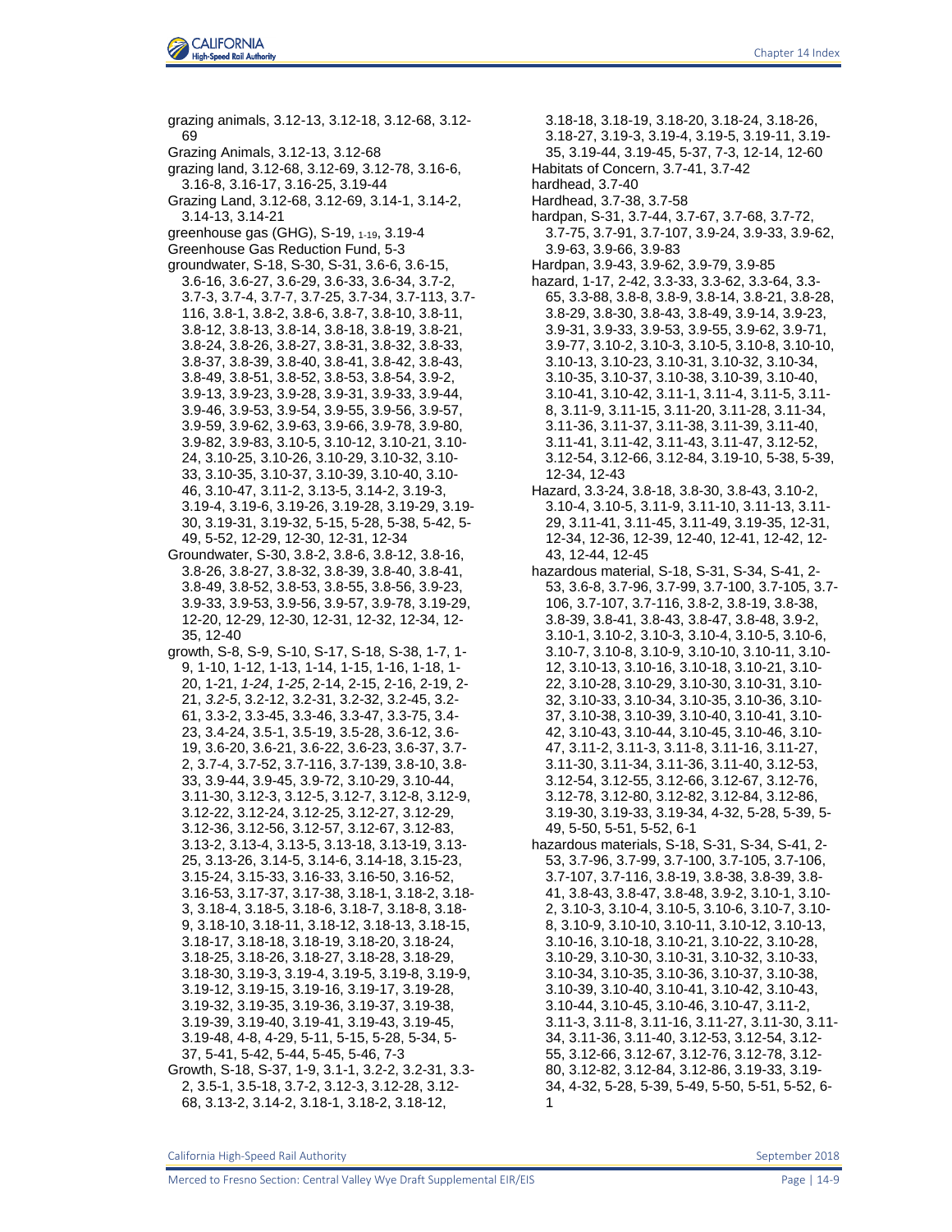grazing animals, 3.12-13, 3.12-18, 3.12-68, 3.12-69
Grazing Animals, 3.12-13, 3.12-68
grazing land, 3.12-68, 3.12-69, 3.12-78, 3.16-6, 3.16-8, 3.16-17, 3.16-25, 3.19-44
Grazing Land, 3.12-68, 3.12-69, 3.14-1, 3.14-2, 3.14-13, 3.14-21
greenhouse gas (GHG), S-19, 1-19, 3.19-4
Greenhouse Gas Reduction Fund, 5-3
groundwater, S-18, S-30, S-31, 3.6-6, 3.6-15, 3.6-16, 3.6-27, 3.6-29, 3.6-33, 3.6-34, 3.7-2, 3.7-3, 3.7-4, 3.7-7, 3.7-25, 3.7-34, 3.7-113, 3.7-116, 3.8-1, 3.8-2, 3.8-6, 3.8-7, 3.8-10, 3.8-11, 3.8-12, 3.8-13, 3.8-14, 3.8-18, 3.8-19, 3.8-21, 3.8-24, 3.8-26, 3.8-27, 3.8-31, 3.8-32, 3.8-33, 3.8-37, 3.8-39, 3.8-40, 3.8-41, 3.8-42, 3.8-43, 3.8-49, 3.8-51, 3.8-52, 3.8-53, 3.8-54, 3.9-2, 3.9-13, 3.9-23, 3.9-28, 3.9-31, 3.9-33, 3.9-44, 3.9-46, 3.9-53, 3.9-54, 3.9-55, 3.9-56, 3.9-57, 3.9-59, 3.9-62, 3.9-63, 3.9-66, 3.9-78, 3.9-80, 3.9-82, 3.9-83, 3.10-5, 3.10-12, 3.10-21, 3.10-24, 3.10-25, 3.10-26, 3.10-29, 3.10-32, 3.10-33, 3.10-35, 3.10-37, 3.10-39, 3.10-40, 3.10-46, 3.10-47, 3.11-2, 3.13-5, 3.14-2, 3.19-3, 3.19-4, 3.19-6, 3.19-26, 3.19-28, 3.19-29, 3.19-30, 3.19-31, 3.19-32, 5-15, 5-28, 5-38, 5-42, 5-49, 5-52, 12-29, 12-30, 12-31, 12-34
Groundwater, S-30, 3.8-2, 3.8-6, 3.8-12, 3.8-16, 3.8-26, 3.8-27, 3.8-32, 3.8-39, 3.8-40, 3.8-41, 3.8-49, 3.8-52, 3.8-53, 3.8-55, 3.8-56, 3.9-23, 3.9-33, 3.9-53, 3.9-56, 3.9-57, 3.9-78, 3.19-29, 12-20, 12-29, 12-30, 12-31, 12-32, 12-34, 12-35, 12-40
growth, S-8, S-9, S-10, S-17, S-18, S-38, 1-7, 1-9, 1-10, 1-12, 1-13, 1-14, 1-15, 1-16, 1-18, 1-20, 1-21, *1-24*, *1-25*, 2-14, 2-15, 2-16, 2-19, 2-21, *3.2-5*, 3.2-12, 3.2-31, 3.2-32, 3.2-45, 3.2-61, 3.3-2, 3.3-45, 3.3-46, 3.3-47, 3.3-75, 3.4-23, 3.4-24, 3.5-1, 3.5-19, 3.5-28, 3.6-12, 3.6-19, 3.6-20, 3.6-21, 3.6-22, 3.6-23, 3.6-37, 3.7-2, 3.7-4, 3.7-52, 3.7-116, 3.7-139, 3.8-10, 3.8-33, 3.9-44, 3.9-45, 3.9-72, 3.10-29, 3.10-44, 3.11-30, 3.12-3, 3.12-5, 3.12-7, 3.12-8, 3.12-9, 3.12-22, 3.12-24, 3.12-25, 3.12-27, 3.12-29, 3.12-36, 3.12-56, 3.12-57, 3.12-67, 3.12-83, 3.13-2, 3.13-4, 3.13-5, 3.13-18, 3.13-19, 3.13-25, 3.13-26, 3.14-5, 3.14-6, 3.14-18, 3.15-23, 3.15-24, 3.15-33, 3.16-33, 3.16-50, 3.16-52, 3.16-53, 3.17-37, 3.17-38, 3.18-1, 3.18-2, 3.18-3, 3.18-4, 3.18-5, 3.18-6, 3.18-7, 3.18-8, 3.18-9, 3.18-10, 3.18-11, 3.18-12, 3.18-13, 3.18-15, 3.18-17, 3.18-18, 3.18-19, 3.18-20, 3.18-24, 3.18-25, 3.18-26, 3.18-27, 3.18-28, 3.18-29, 3.18-30, 3.19-3, 3.19-4, 3.19-5, 3.19-8, 3.19-9, 3.19-12, 3.19-15, 3.19-16, 3.19-17, 3.19-28, 3.19-32, 3.19-35, 3.19-36, 3.19-37, 3.19-38, 3.19-39, 3.19-40, 3.19-41, 3.19-43, 3.19-45, 3.19-48, 4-8, 4-29, 5-11, 5-15, 5-28, 5-34, 5-37, 5-41, 5-42, 5-44, 5-45, 5-46, 7-3
Growth, S-18, S-37, 1-9, 3.1-1, 3.2-2, 3.2-31, 3.3-2, 3.5-1, 3.5-18, 3.7-2, 3.12-3, 3.12-28, 3.12-68, 3.13-2, 3.14-2, 3.18-1, 3.18-2, 3.18-12, 3.18-18, 3.18-19, 3.18-20, 3.18-24, 3.18-26, 3.18-27, 3.19-3, 3.19-4, 3.19-5, 3.19-11, 3.19-35, 3.19-44, 3.19-45, 5-37, 7-3, 12-14, 12-60
Habitats of Concern, 3.7-41, 3.7-42
hardhead, 3.7-40
Hardhead, 3.7-38, 3.7-58
hardpan, S-31, 3.7-44, 3.7-67, 3.7-68, 3.7-72, 3.7-75, 3.7-91, 3.7-107, 3.9-24, 3.9-33, 3.9-62, 3.9-63, 3.9-66, 3.9-83
Hardpan, 3.9-43, 3.9-62, 3.9-79, 3.9-85
hazard, 1-17, 2-42, 3.3-33, 3.3-62, 3.3-64, 3.3-65, 3.3-88, 3.8-8, 3.8-9, 3.8-14, 3.8-21, 3.8-28, 3.8-29, 3.8-30, 3.8-43, 3.8-49, 3.9-14, 3.9-23, 3.9-31, 3.9-33, 3.9-53, 3.9-55, 3.9-62, 3.9-71, 3.9-77, 3.10-2, 3.10-3, 3.10-5, 3.10-8, 3.10-10, 3.10-13, 3.10-23, 3.10-31, 3.10-32, 3.10-34, 3.10-35, 3.10-37, 3.10-38, 3.10-39, 3.10-40, 3.10-41, 3.10-42, 3.11-1, 3.11-4, 3.11-5, 3.11-8, 3.11-9, 3.11-15, 3.11-20, 3.11-28, 3.11-34, 3.11-36, 3.11-37, 3.11-38, 3.11-39, 3.11-40, 3.11-41, 3.11-42, 3.11-43, 3.11-47, 3.12-52, 3.12-54, 3.12-66, 3.12-84, 3.19-10, 5-38, 5-39, 12-34, 12-43
Hazard, 3.3-24, 3.8-18, 3.8-30, 3.8-43, 3.10-2, 3.10-4, 3.10-5, 3.11-9, 3.11-10, 3.11-13, 3.11-29, 3.11-41, 3.11-45, 3.11-49, 3.19-35, 12-31, 12-34, 12-36, 12-39, 12-40, 12-41, 12-42, 12-43, 12-44, 12-45
hazardous material, S-18, S-31, S-34, S-41, 2-53, 3.6-8, 3.7-96, 3.7-99, 3.7-100, 3.7-105, 3.7-106, 3.7-107, 3.7-116, 3.8-2, 3.8-19, 3.8-38, 3.8-39, 3.8-41, 3.8-43, 3.8-47, 3.8-48, 3.9-2, 3.10-1, 3.10-2, 3.10-3, 3.10-4, 3.10-5, 3.10-6, 3.10-7, 3.10-8, 3.10-9, 3.10-10, 3.10-11, 3.10-12, 3.10-13, 3.10-16, 3.10-18, 3.10-21, 3.10-22, 3.10-28, 3.10-29, 3.10-30, 3.10-31, 3.10-32, 3.10-33, 3.10-34, 3.10-35, 3.10-36, 3.10-37, 3.10-38, 3.10-39, 3.10-40, 3.10-41, 3.10-42, 3.10-43, 3.10-44, 3.10-45, 3.10-46, 3.10-47, 3.11-2, 3.11-3, 3.11-8, 3.11-16, 3.11-27, 3.11-30, 3.11-34, 3.11-36, 3.11-40, 3.12-53, 3.12-54, 3.12-55, 3.12-66, 3.12-67, 3.12-76, 3.12-78, 3.12-80, 3.12-82, 3.12-84, 3.12-86, 3.19-30, 3.19-33, 3.19-34, 4-32, 5-28, 5-39, 5-49, 5-50, 5-51, 5-52, 6-1
hazardous materials, S-18, S-31, S-34, S-41, 2-53, 3.7-96, 3.7-99, 3.7-100, 3.7-105, 3.7-106, 3.7-107, 3.7-116, 3.8-19, 3.8-38, 3.8-39, 3.8-41, 3.8-43, 3.8-47, 3.8-48, 3.9-2, 3.10-1, 3.10-2, 3.10-3, 3.10-4, 3.10-5, 3.10-6, 3.10-7, 3.10-8, 3.10-9, 3.10-10, 3.10-11, 3.10-12, 3.10-13, 3.10-16, 3.10-18, 3.10-21, 3.10-22, 3.10-28, 3.10-29, 3.10-30, 3.10-31, 3.10-32, 3.10-33, 3.10-34, 3.10-35, 3.10-36, 3.10-37, 3.10-38, 3.10-39, 3.10-40, 3.10-41, 3.10-42, 3.10-43, 3.10-44, 3.10-45, 3.10-46, 3.10-47, 3.11-2, 3.11-3, 3.11-8, 3.11-16, 3.11-27, 3.11-30, 3.11-34, 3.11-36, 3.11-40, 3.12-53, 3.12-54, 3.12-55, 3.12-66, 3.12-67, 3.12-76, 3.12-78, 3.12-80, 3.12-82, 3.12-84, 3.12-86, 3.19-33, 3.19-34, 4-32, 5-28, 5-39, 5-49, 5-50, 5-51, 5-52, 6-1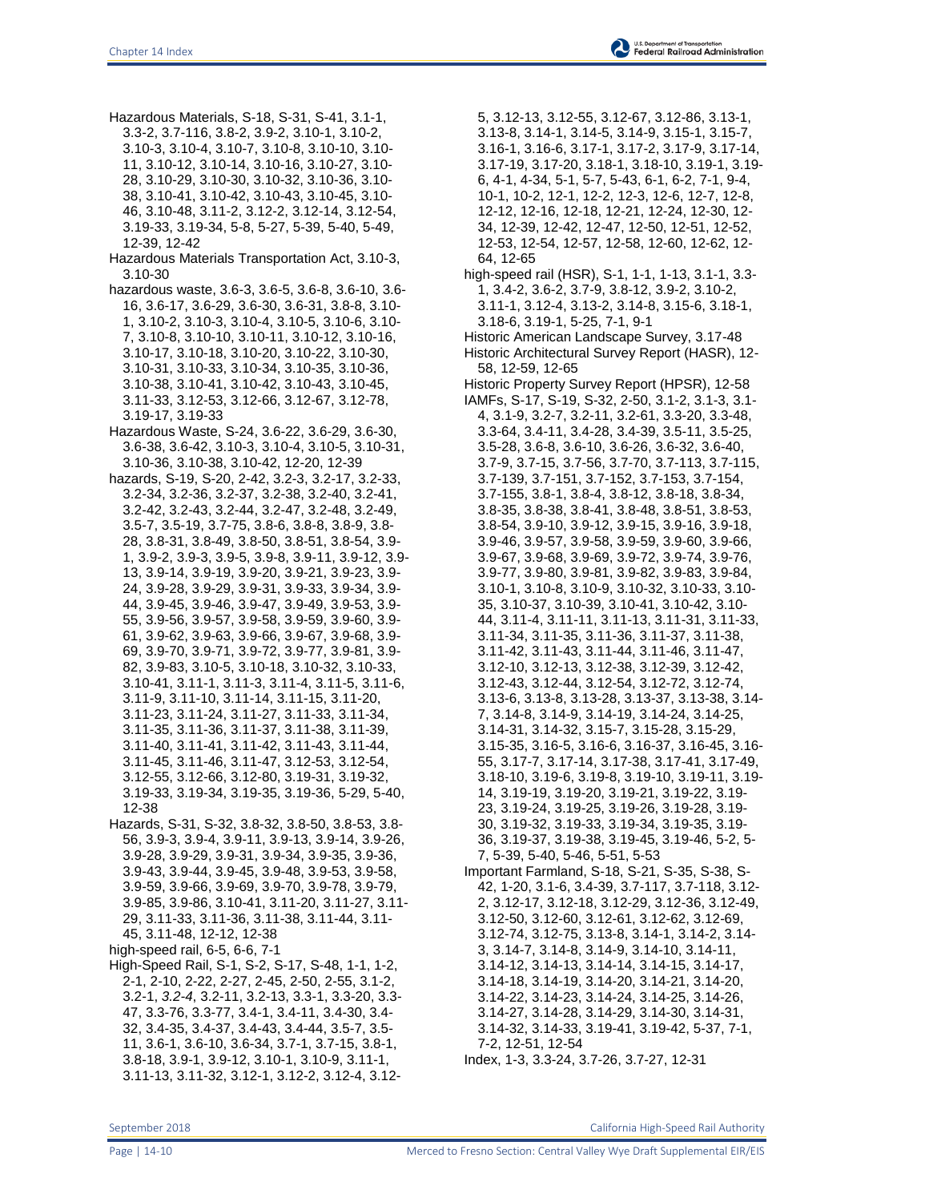Hazardous Materials, S-18, S-31, S-41, 3.1-1, 3.3-2, 3.7-116, 3.8-2, 3.9-2, 3.10-1, 3.10-2, 3.10-3, 3.10-4, 3.10-7, 3.10-8, 3.10-10, 3.10-11, 3.10-12, 3.10-14, 3.10-16, 3.10-27, 3.10-28, 3.10-29, 3.10-30, 3.10-32, 3.10-36, 3.10-38, 3.10-41, 3.10-42, 3.10-43, 3.10-45, 3.10-46, 3.10-48, 3.11-2, 3.12-2, 3.12-14, 3.12-54, 3.19-33, 3.19-34, 5-8, 5-27, 5-39, 5-40, 5-49, 12-39, 12-42

Hazardous Materials Transportation Act, 3.10-3, 3.10-30

hazardous waste, 3.6-3, 3.6-5, 3.6-8, 3.6-10, 3.6-16, 3.6-17, 3.6-29, 3.6-30, 3.6-31, 3.8-8, 3.10-1, 3.10-2, 3.10-3, 3.10-4, 3.10-5, 3.10-6, 3.10-7, 3.10-8, 3.10-10, 3.10-11, 3.10-12, 3.10-16, 3.10-17, 3.10-18, 3.10-20, 3.10-22, 3.10-30, 3.10-31, 3.10-33, 3.10-34, 3.10-35, 3.10-36, 3.10-38, 3.10-41, 3.10-42, 3.10-43, 3.10-45, 3.11-33, 3.12-53, 3.12-66, 3.12-67, 3.12-78, 3.19-17, 3.19-33

Hazardous Waste, S-24, 3.6-22, 3.6-29, 3.6-30, 3.6-38, 3.6-42, 3.10-3, 3.10-4, 3.10-5, 3.10-31, 3.10-36, 3.10-38, 3.10-42, 12-20, 12-39

hazards, S-19, S-20, 2-42, 3.2-3, 3.2-17, 3.2-33, 3.2-34, 3.2-36, 3.2-37, 3.2-38, 3.2-40, 3.2-41, 3.2-42, 3.2-43, 3.2-44, 3.2-47, 3.2-48, 3.2-49, 3.5-7, 3.5-19, 3.7-75, 3.8-6, 3.8-8, 3.8-9, 3.8-28, 3.8-31, 3.8-49, 3.8-50, 3.8-51, 3.8-54, 3.9-1, 3.9-2, 3.9-3, 3.9-5, 3.9-8, 3.9-11, 3.9-12, 3.9-13, 3.9-14, 3.9-19, 3.9-20, 3.9-21, 3.9-23, 3.9-24, 3.9-28, 3.9-29, 3.9-31, 3.9-33, 3.9-34, 3.9-44, 3.9-45, 3.9-46, 3.9-47, 3.9-49, 3.9-53, 3.9-55, 3.9-56, 3.9-57, 3.9-58, 3.9-59, 3.9-60, 3.9-61, 3.9-62, 3.9-63, 3.9-66, 3.9-67, 3.9-68, 3.9-69, 3.9-70, 3.9-71, 3.9-72, 3.9-77, 3.9-81, 3.9-82, 3.9-83, 3.10-5, 3.10-18, 3.10-32, 3.10-33, 3.10-41, 3.11-1, 3.11-3, 3.11-4, 3.11-5, 3.11-6, 3.11-9, 3.11-10, 3.11-14, 3.11-15, 3.11-20, 3.11-23, 3.11-24, 3.11-27, 3.11-33, 3.11-34, 3.11-35, 3.11-36, 3.11-37, 3.11-38, 3.11-39, 3.11-40, 3.11-41, 3.11-42, 3.11-43, 3.11-44, 3.11-45, 3.11-46, 3.11-47, 3.12-53, 3.12-54, 3.12-55, 3.12-66, 3.12-80, 3.19-31, 3.19-32, 3.19-33, 3.19-34, 3.19-35, 3.19-36, 5-29, 5-40, 12-38

Hazards, S-31, S-32, 3.8-32, 3.8-50, 3.8-53, 3.8-56, 3.9-3, 3.9-4, 3.9-11, 3.9-13, 3.9-14, 3.9-26, 3.9-28, 3.9-29, 3.9-31, 3.9-34, 3.9-35, 3.9-36, 3.9-43, 3.9-44, 3.9-45, 3.9-48, 3.9-53, 3.9-58, 3.9-59, 3.9-66, 3.9-69, 3.9-70, 3.9-78, 3.9-79, 3.9-85, 3.9-86, 3.10-41, 3.11-20, 3.11-27, 3.11-29, 3.11-33, 3.11-36, 3.11-38, 3.11-44, 3.11-45, 3.11-48, 12-12, 12-38

high-speed rail, 6-5, 6-6, 7-1

High-Speed Rail, S-1, S-2, S-17, S-48, 1-1, 1-2, 2-1, 2-10, 2-22, 2-27, 2-45, 2-50, 2-55, 3.1-2, 3.2-1, *3.2-4*, 3.2-11, 3.2-13, 3.3-1, 3.3-20, 3.3-47, 3.3-76, 3.3-77, 3.4-1, 3.4-11, 3.4-30, 3.4-32, 3.4-35, 3.4-37, 3.4-43, 3.4-44, 3.5-7, 3.5-11, 3.6-1, 3.6-10, 3.6-34, 3.7-1, 3.7-15, 3.8-1, 3.8-18, 3.9-1, 3.9-12, 3.10-1, 3.10-9, 3.11-1, 3.11-13, 3.11-32, 3.12-1, 3.12-2, 3.12-4, 3.12-5, 3.12-13, 3.12-55, 3.12-67, 3.12-86, 3.13-1, 3.13-8, 3.14-1, 3.14-5, 3.14-9, 3.15-1, 3.15-7, 3.16-1, 3.16-6, 3.17-1, 3.17-2, 3.17-9, 3.17-14, 3.17-19, 3.17-20, 3.18-1, 3.18-10, 3.19-1, 3.19-6, 4-1, 4-34, 5-1, 5-7, 5-43, 6-1, 6-2, 7-1, 9-4, 10-1, 10-2, 12-1, 12-2, 12-3, 12-6, 12-7, 12-8, 12-12, 12-16, 12-18, 12-21, 12-24, 12-30, 12-34, 12-39, 12-42, 12-47, 12-50, 12-51, 12-52, 12-53, 12-54, 12-57, 12-58, 12-60, 12-62, 12-64, 12-65

high-speed rail (HSR), S-1, 1-1, 1-13, 3.1-1, 3.3-1, 3.4-2, 3.6-2, 3.7-9, 3.8-12, 3.9-2, 3.10-2, 3.11-1, 3.12-4, 3.13-2, 3.14-8, 3.15-6, 3.18-1, 3.18-6, 3.19-1, 5-25, 7-1, 9-1

Historic American Landscape Survey, 3.17-48

Historic Architectural Survey Report (HASR), 12-58, 12-59, 12-65

Historic Property Survey Report (HPSR), 12-58

IAMFs, S-17, S-19, S-32, 2-50, 3.1-2, 3.1-3, 3.1-4, 3.1-9, 3.2-7, 3.2-11, 3.2-61, 3.3-20, 3.3-48, 3.3-64, 3.4-11, 3.4-28, 3.4-39, 3.5-11, 3.5-25, 3.5-28, 3.6-8, 3.6-10, 3.6-26, 3.6-32, 3.6-40, 3.7-9, 3.7-15, 3.7-56, 3.7-70, 3.7-113, 3.7-115, 3.7-139, 3.7-151, 3.7-152, 3.7-153, 3.7-154, 3.7-155, 3.8-1, 3.8-4, 3.8-12, 3.8-18, 3.8-34, 3.8-35, 3.8-38, 3.8-41, 3.8-48, 3.8-51, 3.8-53, 3.8-54, 3.9-10, 3.9-12, 3.9-15, 3.9-16, 3.9-18, 3.9-46, 3.9-57, 3.9-58, 3.9-59, 3.9-60, 3.9-66, 3.9-67, 3.9-68, 3.9-69, 3.9-72, 3.9-74, 3.9-76, 3.9-77, 3.9-80, 3.9-81, 3.9-82, 3.9-83, 3.9-84, 3.10-1, 3.10-8, 3.10-9, 3.10-32, 3.10-33, 3.10-35, 3.10-37, 3.10-39, 3.10-41, 3.10-42, 3.10-44, 3.11-4, 3.11-11, 3.11-13, 3.11-31, 3.11-33, 3.11-34, 3.11-35, 3.11-36, 3.11-37, 3.11-38, 3.11-42, 3.11-43, 3.11-44, 3.11-46, 3.11-47, 3.12-10, 3.12-13, 3.12-38, 3.12-39, 3.12-42, 3.12-43, 3.12-44, 3.12-54, 3.12-72, 3.12-74, 3.13-6, 3.13-8, 3.13-28, 3.13-37, 3.13-38, 3.14-7, 3.14-8, 3.14-9, 3.14-19, 3.14-24, 3.14-25, 3.14-31, 3.14-32, 3.15-7, 3.15-28, 3.15-29, 3.15-35, 3.16-5, 3.16-6, 3.16-37, 3.16-45, 3.16-55, 3.17-7, 3.17-14, 3.17-38, 3.17-41, 3.17-49, 3.18-10, 3.19-6, 3.19-8, 3.19-10, 3.19-11, 3.19-14, 3.19-19, 3.19-20, 3.19-21, 3.19-22, 3.19-23, 3.19-24, 3.19-25, 3.19-26, 3.19-28, 3.19-30, 3.19-32, 3.19-33, 3.19-34, 3.19-35, 3.19-36, 3.19-37, 3.19-38, 3.19-45, 3.19-46, 5-2, 5-7, 5-39, 5-40, 5-46, 5-51, 5-53

Important Farmland, S-18, S-21, S-35, S-38, S-42, 1-20, 3.1-6, 3.4-39, 3.7-117, 3.7-118, 3.12-2, 3.12-17, 3.12-18, 3.12-29, 3.12-36, 3.12-49, 3.12-50, 3.12-60, 3.12-61, 3.12-62, 3.12-69, 3.12-74, 3.12-75, 3.13-8, 3.14-1, 3.14-2, 3.14-3, 3.14-7, 3.14-8, 3.14-9, 3.14-10, 3.14-11, 3.14-12, 3.14-13, 3.14-14, 3.14-15, 3.14-17, 3.14-18, 3.14-19, 3.14-20, 3.14-21, 3.14-20, 3.14-22, 3.14-23, 3.14-24, 3.14-25, 3.14-26, 3.14-27, 3.14-28, 3.14-29, 3.14-30, 3.14-31, 3.14-32, 3.14-33, 3.19-41, 3.19-42, 5-37, 7-1, 7-2, 12-51, 12-54

Index, 1-3, 3.3-24, 3.7-26, 3.7-27, 12-31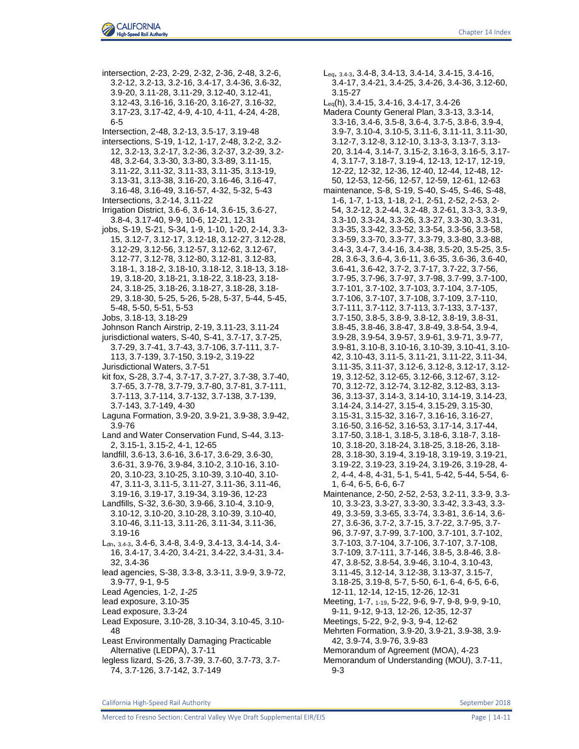intersection, 2-23, 2-29, 2-32, 2-36, 2-48, 3.2-6, 3.2-12, 3.2-13, 3.2-16, 3.4-17, 3.4-36, 3.6-32, 3.9-20, 3.11-28, 3.11-29, 3.12-40, 3.12-41, 3.12-43, 3.16-16, 3.16-20, 3.16-27, 3.16-32, 3.17-23, 3.17-42, 4-9, 4-10, 4-11, 4-24, 4-28, 6-5

Intersection, 2-48, 3.2-13, 3.5-17, 3.19-48

intersections, S-19, 1-12, 1-17, 2-48, 3.2-2, 3.2-12, 3.2-13, 3.2-17, 3.2-36, 3.2-37, 3.2-39, 3.2-48, 3.2-64, 3.3-30, 3.3-80, 3.3-89, 3.11-15, 3.11-22, 3.11-32, 3.11-33, 3.11-35, 3.13-19, 3.13-31, 3.13-38, 3.16-20, 3.16-46, 3.16-47, 3.16-48, 3.16-49, 3.16-57, 4-32, 5-32, 5-43

Intersections, 3.2-14, 3.11-22

Irrigation District, 3.6-6, 3.6-14, 3.6-15, 3.6-27, 3.8-4, 3.17-40, 9-9, 10-6, 12-21, 12-31

jobs, S-19, S-21, S-34, 1-9, 1-10, 1-20, 2-14, 3.3-15, 3.12-7, 3.12-17, 3.12-18, 3.12-27, 3.12-28, 3.12-29, 3.12-56, 3.12-57, 3.12-62, 3.12-67, 3.12-77, 3.12-78, 3.12-80, 3.12-81, 3.12-83, 3.18-1, 3.18-2, 3.18-10, 3.18-12, 3.18-13, 3.18-19, 3.18-20, 3.18-21, 3.18-22, 3.18-23, 3.18-24, 3.18-25, 3.18-26, 3.18-27, 3.18-28, 3.18-29, 3.18-30, 5-25, 5-26, 5-28, 5-37, 5-44, 5-45, 5-48, 5-50, 5-51, 5-53

Jobs, 3.18-13, 3.18-29

Johnson Ranch Airstrip, 2-19, 3.11-23, 3.11-24

jurisdictional waters, S-40, S-41, 3.7-17, 3.7-25, 3.7-29, 3.7-41, 3.7-43, 3.7-106, 3.7-111, 3.7-113, 3.7-139, 3.7-150, 3.19-2, 3.19-22

Jurisdictional Waters, 3.7-51

kit fox, S-28, 3.7-4, 3.7-17, 3.7-27, 3.7-38, 3.7-40, 3.7-65, 3.7-78, 3.7-79, 3.7-80, 3.7-81, 3.7-111, 3.7-113, 3.7-114, 3.7-132, 3.7-138, 3.7-139, 3.7-143, 3.7-149, 4-30

Laguna Formation, 3.9-20, 3.9-21, 3.9-38, 3.9-42, 3.9-76

Land and Water Conservation Fund, S-44, 3.13-2, 3.15-1, 3.15-2, 4-1, 12-65

landfill, 3.6-13, 3.6-16, 3.6-17, 3.6-29, 3.6-30, 3.6-31, 3.9-76, 3.9-84, 3.10-2, 3.10-16, 3.10-20, 3.10-23, 3.10-25, 3.10-39, 3.10-40, 3.10-47, 3.11-3, 3.11-5, 3.11-27, 3.11-36, 3.11-46, 3.19-16, 3.19-17, 3.19-34, 3.19-36, 12-23

Landfills, S-32, 3.6-30, 3.9-66, 3.10-4, 3.10-9, 3.10-12, 3.10-20, 3.10-28, 3.10-39, 3.10-40, 3.10-46, 3.11-13, 3.11-26, 3.11-34, 3.11-36, 3.19-16

$L_{dn}$, 3.4-3, 3.4-6, 3.4-8, 3.4-9, 3.4-13, 3.4-14, 3.4-16, 3.4-17, 3.4-20, 3.4-21, 3.4-22, 3.4-31, 3.4-32, 3.4-36

lead agencies, S-38, 3.3-8, 3.3-11, 3.9-9, 3.9-72, 3.9-77, 9-1, 9-5

Lead Agencies, 1-2, *1-25*

lead exposure, 3.10-35

Lead exposure, 3.3-24

Lead Exposure, 3.10-28, 3.10-34, 3.10-45, 3.10-48

Least Environmentally Damaging Practicable Alternative (LEDPA), 3.7-11

legless lizard, S-26, 3.7-39, 3.7-60, 3.7-73, 3.7-74, 3.7-126, 3.7-142, 3.7-149

$L_{eq}$, 3.4-3, 3.4-8, 3.4-13, 3.4-14, 3.4-15, 3.4-16, 3.4-17, 3.4-21, 3.4-25, 3.4-26, 3.4-36, 3.12-60, 3.15-27

$L_{eq}$(h), 3.4-15, 3.4-16, 3.4-17, 3.4-26

Madera County General Plan, 3.3-13, 3.3-14, 3.3-16, 3.4-6, 3.5-8, 3.6-4, 3.7-5, 3.8-6, 3.9-4, 3.9-7, 3.10-4, 3.10-5, 3.11-6, 3.11-11, 3.11-30, 3.12-7, 3.12-8, 3.12-10, 3.13-3, 3.13-7, 3.13-20, 3.14-4, 3.14-7, 3.15-2, 3.16-3, 3.16-5, 3.17-4, 3.17-7, 3.18-7, 3.19-4, 12-13, 12-17, 12-19, 12-22, 12-32, 12-36, 12-40, 12-44, 12-48, 12-50, 12-53, 12-56, 12-57, 12-59, 12-61, 12-63

maintenance, S-8, S-19, S-40, S-45, S-46, S-48, 1-6, 1-7, 1-13, 1-18, 2-1, 2-51, 2-52, 2-53, 2-54, 3.2-12, 3.2-44, 3.2-48, 3.2-61, 3.3-3, 3.3-9, 3.3-10, 3.3-24, 3.3-26, 3.3-27, 3.3-30, 3.3-31, 3.3-35, 3.3-42, 3.3-52, 3.3-54, 3.3-56, 3.3-58, 3.3-59, 3.3-70, 3.3-77, 3.3-79, 3.3-80, 3.3-88, 3.4-3, 3.4-7, 3.4-16, 3.4-38, 3.5-20, 3.5-25, 3.5-28, 3.6-3, 3.6-4, 3.6-11, 3.6-35, 3.6-36, 3.6-40, 3.6-41, 3.6-42, 3.7-2, 3.7-17, 3.7-22, 3.7-56, 3.7-95, 3.7-96, 3.7-97, 3.7-98, 3.7-99, 3.7-100, 3.7-101, 3.7-102, 3.7-103, 3.7-104, 3.7-105, 3.7-106, 3.7-107, 3.7-108, 3.7-109, 3.7-110, 3.7-111, 3.7-112, 3.7-113, 3.7-133, 3.7-137, 3.7-150, 3.8-5, 3.8-9, 3.8-12, 3.8-19, 3.8-31, 3.8-45, 3.8-46, 3.8-47, 3.8-49, 3.8-54, 3.9-4, 3.9-28, 3.9-54, 3.9-57, 3.9-61, 3.9-71, 3.9-77, 3.9-81, 3.10-8, 3.10-16, 3.10-39, 3.10-41, 3.10-42, 3.10-43, 3.11-5, 3.11-21, 3.11-22, 3.11-34, 3.11-35, 3.11-37, 3.12-6, 3.12-8, 3.12-17, 3.12-19, 3.12-52, 3.12-65, 3.12-66, 3.12-67, 3.12-70, 3.12-72, 3.12-74, 3.12-82, 3.12-83, 3.13-36, 3.13-37, 3.14-3, 3.14-10, 3.14-19, 3.14-23, 3.14-24, 3.14-27, 3.15-4, 3.15-29, 3.15-30, 3.15-31, 3.15-32, 3.16-7, 3.16-16, 3.16-27, 3.16-50, 3.16-52, 3.16-53, 3.17-14, 3.17-44, 3.17-50, 3.18-1, 3.18-5, 3.18-6, 3.18-7, 3.18-10, 3.18-20, 3.18-24, 3.18-25, 3.18-26, 3.18-28, 3.18-30, 3.19-4, 3.19-18, 3.19-19, 3.19-21, 3.19-22, 3.19-23, 3.19-24, 3.19-26, 3.19-28, 4-2, 4-4, 4-8, 4-31, 5-1, 5-41, 5-42, 5-44, 5-54, 6-1, 6-4, 6-5, 6-6, 6-7

Maintenance, 2-50, 2-52, 2-53, 3.2-11, 3.3-9, 3.3-10, 3.3-23, 3.3-27, 3.3-30, 3.3-42, 3.3-43, 3.3-49, 3.3-59, 3.3-65, 3.3-74, 3.3-81, 3.6-14, 3.6-27, 3.6-36, 3.7-2, 3.7-15, 3.7-22, 3.7-95, 3.7-96, 3.7-97, 3.7-99, 3.7-100, 3.7-101, 3.7-102, 3.7-103, 3.7-104, 3.7-106, 3.7-107, 3.7-108, 3.7-109, 3.7-111, 3.7-146, 3.8-5, 3.8-46, 3.8-47, 3.8-52, 3.8-54, 3.9-46, 3.10-4, 3.10-43, 3.11-45, 3.12-14, 3.12-38, 3.13-37, 3.15-7, 3.18-25, 3.19-8, 5-7, 5-50, 6-1, 6-4, 6-5, 6-6, 12-11, 12-14, 12-15, 12-26, 12-31

Meeting, 1-7, 1-19, 5-22, 9-6, 9-7, 9-8, 9-9, 9-10, 9-11, 9-12, 9-13, 12-26, 12-35, 12-37

Meetings, 5-22, 9-2, 9-3, 9-4, 12-62

Mehrten Formation, 3.9-20, 3.9-21, 3.9-38, 3.9-42, 3.9-74, 3.9-76, 3.9-83

Memorandum of Agreement (MOA), 4-23

Memorandum of Understanding (MOU), 3.7-11, 9-3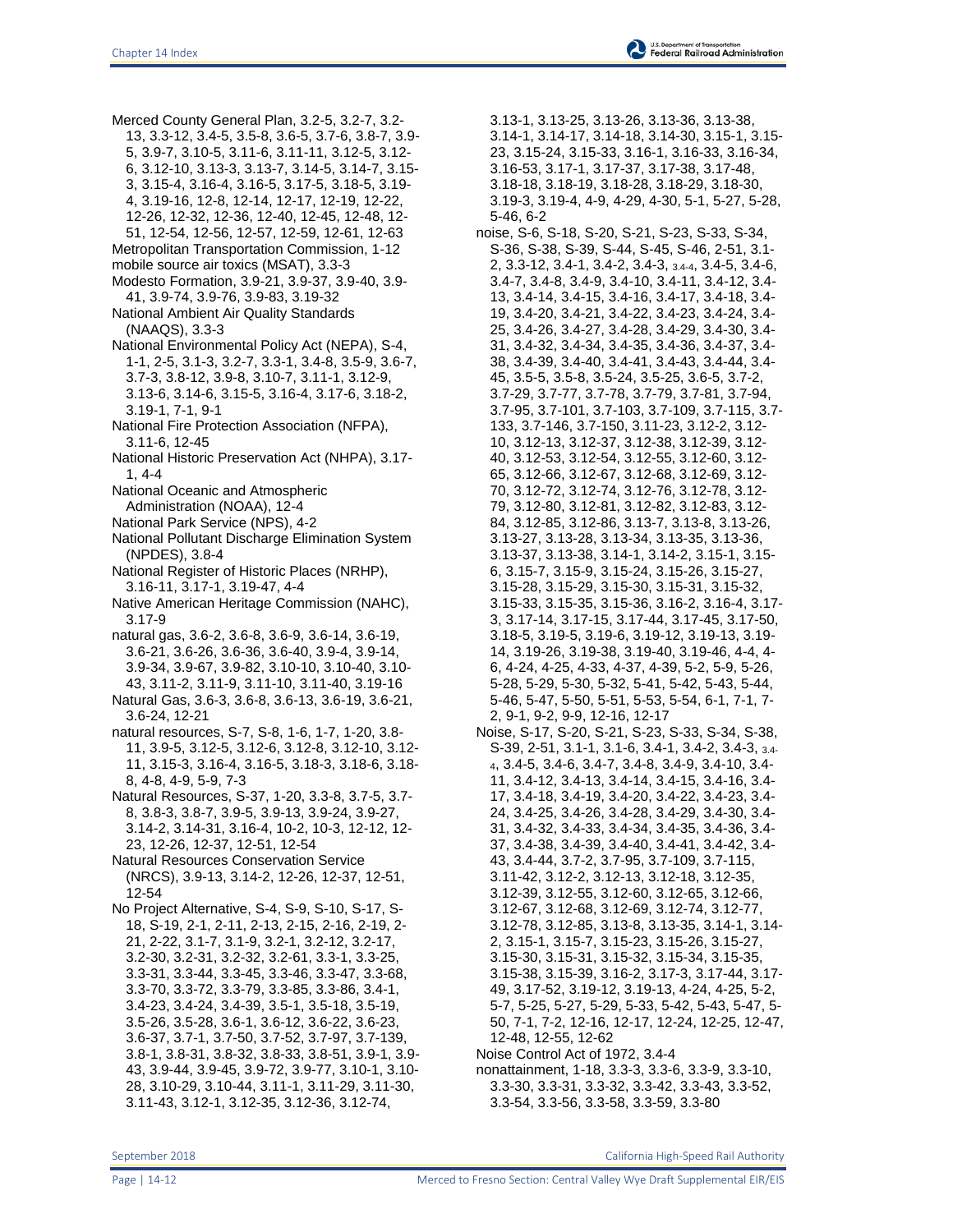Merced County General Plan, 3.2-5, 3.2-7, 3.2-13, 3.3-12, 3.4-5, 3.5-8, 3.6-5, 3.7-6, 3.8-7, 3.9-5, 3.9-7, 3.10-5, 3.11-6, 3.11-11, 3.12-5, 3.12-6, 3.12-10, 3.13-3, 3.13-7, 3.14-5, 3.14-7, 3.15-3, 3.15-4, 3.16-4, 3.16-5, 3.17-5, 3.18-5, 3.19-4, 3.19-16, 12-8, 12-14, 12-17, 12-19, 12-22, 12-26, 12-32, 12-36, 12-40, 12-45, 12-48, 12-51, 12-54, 12-56, 12-57, 12-59, 12-61, 12-63

Metropolitan Transportation Commission, 1-12

mobile source air toxics (MSAT), 3.3-3

Modesto Formation, 3.9-21, 3.9-37, 3.9-40, 3.9-41, 3.9-74, 3.9-76, 3.9-83, 3.19-32

National Ambient Air Quality Standards (NAAQS), 3.3-3

National Environmental Policy Act (NEPA), S-4, 1-1, 2-5, 3.1-3, 3.2-7, 3.3-1, 3.4-8, 3.5-9, 3.6-7, 3.7-3, 3.8-12, 3.9-8, 3.10-7, 3.11-1, 3.12-9, 3.13-6, 3.14-6, 3.15-5, 3.16-4, 3.17-6, 3.18-2, 3.19-1, 7-1, 9-1

National Fire Protection Association (NFPA), 3.11-6, 12-45

National Historic Preservation Act (NHPA), 3.17-1, 4-4

National Oceanic and Atmospheric Administration (NOAA), 12-4

National Park Service (NPS), 4-2

National Pollutant Discharge Elimination System (NPDES), 3.8-4

National Register of Historic Places (NRHP), 3.16-11, 3.17-1, 3.19-47, 4-4

Native American Heritage Commission (NAHC), 3.17-9

natural gas, 3.6-2, 3.6-8, 3.6-9, 3.6-14, 3.6-19, 3.6-21, 3.6-26, 3.6-36, 3.6-40, 3.9-4, 3.9-14, 3.9-34, 3.9-67, 3.9-82, 3.10-10, 3.10-40, 3.10-43, 3.11-2, 3.11-9, 3.11-10, 3.11-40, 3.19-16

Natural Gas, 3.6-3, 3.6-8, 3.6-13, 3.6-19, 3.6-21, 3.6-24, 12-21

natural resources, S-7, S-8, 1-6, 1-7, 1-20, 3.8-11, 3.9-5, 3.12-5, 3.12-6, 3.12-8, 3.12-10, 3.12-11, 3.15-3, 3.16-4, 3.16-5, 3.18-3, 3.18-6, 3.18-8, 4-8, 4-9, 5-9, 7-3

Natural Resources, S-37, 1-20, 3.3-8, 3.7-5, 3.7-8, 3.8-3, 3.8-7, 3.9-5, 3.9-13, 3.9-24, 3.9-27, 3.14-2, 3.14-31, 3.16-4, 10-2, 10-3, 12-12, 12-23, 12-26, 12-37, 12-51, 12-54

Natural Resources Conservation Service (NRCS), 3.9-13, 3.14-2, 12-26, 12-37, 12-51, 12-54

No Project Alternative, S-4, S-9, S-10, S-17, S-18, S-19, 2-1, 2-11, 2-13, 2-15, 2-16, 2-19, 2-21, 2-22, 3.1-7, 3.1-9, 3.2-1, 3.2-12, 3.2-17, 3.2-30, 3.2-31, 3.2-32, 3.2-61, 3.3-1, 3.3-25, 3.3-31, 3.3-44, 3.3-45, 3.3-46, 3.3-47, 3.3-68, 3.3-70, 3.3-72, 3.3-79, 3.3-85, 3.3-86, 3.4-1, 3.4-23, 3.4-24, 3.4-39, 3.5-1, 3.5-18, 3.5-19, 3.5-26, 3.5-28, 3.6-1, 3.6-12, 3.6-22, 3.6-23, 3.6-37, 3.7-1, 3.7-50, 3.7-52, 3.7-97, 3.7-139, 3.8-1, 3.8-31, 3.8-32, 3.8-33, 3.8-51, 3.9-1, 3.9-43, 3.9-44, 3.9-45, 3.9-72, 3.9-77, 3.10-1, 3.10-28, 3.10-29, 3.10-44, 3.11-1, 3.11-29, 3.11-30, 3.11-43, 3.12-1, 3.12-35, 3.12-36, 3.12-74, 3.13-1, 3.13-25, 3.13-26, 3.13-36, 3.13-38, 3.14-1, 3.14-17, 3.14-18, 3.14-30, 3.15-1, 3.15-23, 3.15-24, 3.15-33, 3.16-1, 3.16-33, 3.16-34, 3.16-53, 3.17-1, 3.17-37, 3.17-38, 3.17-48, 3.18-18, 3.18-19, 3.18-28, 3.18-29, 3.18-30, 3.19-3, 3.19-4, 4-9, 4-29, 4-30, 5-1, 5-27, 5-28, 5-46, 6-2

noise, S-6, S-18, S-20, S-21, S-23, S-33, S-34, S-36, S-38, S-39, S-44, S-45, S-46, 2-51, 3.1-2, 3.3-12, 3.4-1, 3.4-2, 3.4-3, 3.4-4, 3.4-5, 3.4-6, 3.4-7, 3.4-8, 3.4-9, 3.4-10, 3.4-11, 3.4-12, 3.4-13, 3.4-14, 3.4-15, 3.4-16, 3.4-17, 3.4-18, 3.4-19, 3.4-20, 3.4-21, 3.4-22, 3.4-23, 3.4-24, 3.4-25, 3.4-26, 3.4-27, 3.4-28, 3.4-29, 3.4-30, 3.4-31, 3.4-32, 3.4-34, 3.4-35, 3.4-36, 3.4-37, 3.4-38, 3.4-39, 3.4-40, 3.4-41, 3.4-43, 3.4-44, 3.4-45, 3.5-5, 3.5-8, 3.5-24, 3.5-25, 3.6-5, 3.7-2, 3.7-29, 3.7-77, 3.7-78, 3.7-79, 3.7-81, 3.7-94, 3.7-95, 3.7-101, 3.7-103, 3.7-109, 3.7-115, 3.7-133, 3.7-146, 3.7-150, 3.11-23, 3.12-2, 3.12-10, 3.12-13, 3.12-37, 3.12-38, 3.12-39, 3.12-40, 3.12-53, 3.12-54, 3.12-55, 3.12-60, 3.12-65, 3.12-66, 3.12-67, 3.12-68, 3.12-69, 3.12-70, 3.12-72, 3.12-74, 3.12-76, 3.12-78, 3.12-79, 3.12-80, 3.12-81, 3.12-82, 3.12-83, 3.12-84, 3.12-85, 3.12-86, 3.13-7, 3.13-8, 3.13-26, 3.13-27, 3.13-28, 3.13-34, 3.13-35, 3.13-36, 3.13-37, 3.13-38, 3.14-1, 3.14-2, 3.15-1, 3.15-6, 3.15-7, 3.15-9, 3.15-24, 3.15-26, 3.15-27, 3.15-28, 3.15-29, 3.15-30, 3.15-31, 3.15-32, 3.15-33, 3.15-35, 3.15-36, 3.16-2, 3.16-4, 3.17-3, 3.17-14, 3.17-15, 3.17-44, 3.17-45, 3.17-50, 3.18-5, 3.19-5, 3.19-6, 3.19-12, 3.19-13, 3.19-14, 3.19-26, 3.19-38, 3.19-40, 3.19-46, 4-4, 4-6, 4-24, 4-25, 4-33, 4-37, 4-39, 5-2, 5-9, 5-26, 5-28, 5-29, 5-30, 5-32, 5-41, 5-42, 5-43, 5-44, 5-46, 5-47, 5-50, 5-51, 5-53, 5-54, 6-1, 7-1, 7-2, 9-1, 9-2, 9-9, 12-16, 12-17

Noise, S-17, S-20, S-21, S-23, S-33, S-34, S-38, S-39, 2-51, 3.1-1, 3.1-6, 3.4-1, 3.4-2, 3.4-3, 3.4-4, 3.4-5, 3.4-6, 3.4-7, 3.4-8, 3.4-9, 3.4-10, 3.4-11, 3.4-12, 3.4-13, 3.4-14, 3.4-15, 3.4-16, 3.4-17, 3.4-18, 3.4-19, 3.4-20, 3.4-22, 3.4-23, 3.4-24, 3.4-25, 3.4-26, 3.4-28, 3.4-29, 3.4-30, 3.4-31, 3.4-32, 3.4-33, 3.4-34, 3.4-35, 3.4-36, 3.4-37, 3.4-38, 3.4-39, 3.4-40, 3.4-41, 3.4-42, 3.4-43, 3.4-44, 3.7-2, 3.7-95, 3.7-109, 3.7-115, 3.11-42, 3.12-2, 3.12-13, 3.12-18, 3.12-35, 3.12-39, 3.12-55, 3.12-60, 3.12-65, 3.12-66, 3.12-67, 3.12-68, 3.12-69, 3.12-74, 3.12-77, 3.12-78, 3.12-85, 3.13-8, 3.13-35, 3.14-1, 3.14-2, 3.15-1, 3.15-7, 3.15-23, 3.15-26, 3.15-27, 3.15-30, 3.15-31, 3.15-32, 3.15-34, 3.15-35, 3.15-38, 3.15-39, 3.16-2, 3.17-3, 3.17-44, 3.17-49, 3.17-52, 3.19-12, 3.19-13, 4-24, 4-25, 5-2, 5-7, 5-25, 5-27, 5-29, 5-33, 5-42, 5-43, 5-47, 5-50, 7-1, 7-2, 12-16, 12-17, 12-24, 12-25, 12-47, 12-48, 12-55, 12-62

Noise Control Act of 1972, 3.4-4

nonattainment, 1-18, 3.3-3, 3.3-6, 3.3-9, 3.3-10, 3.3-30, 3.3-31, 3.3-32, 3.3-42, 3.3-43, 3.3-52, 3.3-54, 3.3-56, 3.3-58, 3.3-59, 3.3-80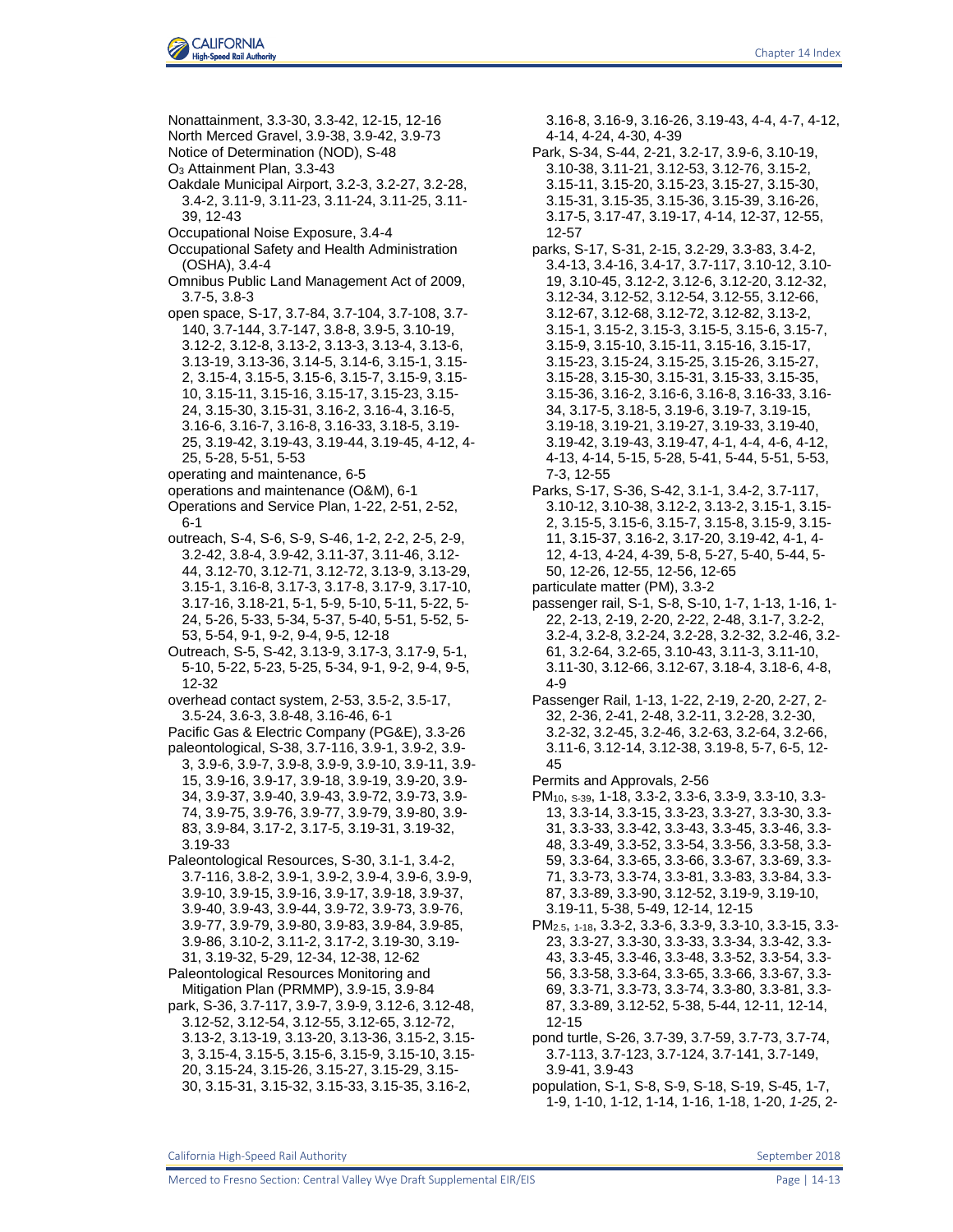Nonattainment, 3.3-30, 3.3-42, 12-15, 12-16

North Merced Gravel, 3.9-38, 3.9-42, 3.9-73

Notice of Determination (NOD), S-48

$O_3$ Attainment Plan, 3.3-43

Oakdale Municipal Airport, 3.2-3, 3.2-27, 3.2-28, 3.4-2, 3.11-9, 3.11-23, 3.11-24, 3.11-25, 3.11-39, 12-43

Occupational Noise Exposure, 3.4-4

Occupational Safety and Health Administration (OSHA), 3.4-4

Omnibus Public Land Management Act of 2009, 3.7-5, 3.8-3

open space, S-17, 3.7-84, 3.7-104, 3.7-108, 3.7-140, 3.7-144, 3.7-147, 3.8-8, 3.9-5, 3.10-19, 3.12-2, 3.12-8, 3.13-2, 3.13-3, 3.13-4, 3.13-6, 3.13-19, 3.13-36, 3.14-5, 3.14-6, 3.15-1, 3.15-2, 3.15-4, 3.15-5, 3.15-6, 3.15-7, 3.15-9, 3.15-10, 3.15-11, 3.15-16, 3.15-17, 3.15-23, 3.15-24, 3.15-30, 3.15-31, 3.16-2, 3.16-4, 3.16-5, 3.16-6, 3.16-7, 3.16-8, 3.16-33, 3.18-5, 3.19-25, 3.19-42, 3.19-43, 3.19-44, 3.19-45, 4-12, 4-25, 5-28, 5-51, 5-53

operating and maintenance, 6-5

operations and maintenance (O&M), 6-1

Operations and Service Plan, 1-22, 2-51, 2-52, 6-1

outreach, S-4, S-6, S-9, S-46, 1-2, 2-2, 2-5, 2-9, 3.2-42, 3.8-4, 3.9-42, 3.11-37, 3.11-46, 3.12-44, 3.12-70, 3.12-71, 3.12-72, 3.13-9, 3.13-29, 3.15-1, 3.16-8, 3.17-3, 3.17-8, 3.17-9, 3.17-10, 3.17-16, 3.18-21, 5-1, 5-9, 5-10, 5-11, 5-22, 5-24, 5-26, 5-33, 5-34, 5-37, 5-40, 5-51, 5-52, 5-53, 5-54, 9-1, 9-2, 9-4, 9-5, 12-18

Outreach, S-5, S-42, 3.13-9, 3.17-3, 3.17-9, 5-1, 5-10, 5-22, 5-23, 5-25, 5-34, 9-1, 9-2, 9-4, 9-5, 12-32

overhead contact system, 2-53, 3.5-2, 3.5-17, 3.5-24, 3.6-3, 3.8-48, 3.16-46, 6-1

Pacific Gas & Electric Company (PG&E), 3.3-26

paleontological, S-38, 3.7-116, 3.9-1, 3.9-2, 3.9-3, 3.9-6, 3.9-7, 3.9-8, 3.9-9, 3.9-10, 3.9-11, 3.9-15, 3.9-16, 3.9-17, 3.9-18, 3.9-19, 3.9-20, 3.9-34, 3.9-37, 3.9-40, 3.9-43, 3.9-72, 3.9-73, 3.9-74, 3.9-75, 3.9-76, 3.9-77, 3.9-79, 3.9-80, 3.9-83, 3.9-84, 3.17-2, 3.17-5, 3.19-31, 3.19-32, 3.19-33

Paleontological Resources, S-30, 3.1-1, 3.4-2, 3.7-116, 3.8-2, 3.9-1, 3.9-2, 3.9-4, 3.9-6, 3.9-9, 3.9-10, 3.9-15, 3.9-16, 3.9-17, 3.9-18, 3.9-37, 3.9-40, 3.9-43, 3.9-44, 3.9-72, 3.9-73, 3.9-76, 3.9-77, 3.9-79, 3.9-80, 3.9-83, 3.9-84, 3.9-85, 3.9-86, 3.10-2, 3.11-2, 3.17-2, 3.19-30, 3.19-31, 3.19-32, 5-29, 12-34, 12-38, 12-62

Paleontological Resources Monitoring and Mitigation Plan (PRMMP), 3.9-15, 3.9-84

park, S-36, 3.7-117, 3.9-7, 3.9-9, 3.12-6, 3.12-48, 3.12-52, 3.12-54, 3.12-55, 3.12-65, 3.12-72, 3.13-2, 3.13-19, 3.13-20, 3.13-36, 3.15-2, 3.15-3, 3.15-4, 3.15-5, 3.15-6, 3.15-9, 3.15-10, 3.15-20, 3.15-24, 3.15-26, 3.15-27, 3.15-29, 3.15-30, 3.15-31, 3.15-32, 3.15-33, 3.15-35, 3.16-2, 3.16-8, 3.16-9, 3.16-26, 3.19-43, 4-4, 4-7, 4-12, 4-14, 4-24, 4-30, 4-39

Park, S-34, S-44, 2-21, 3.2-17, 3.9-6, 3.10-19, 3.10-38, 3.11-21, 3.12-53, 3.12-76, 3.15-2, 3.15-11, 3.15-20, 3.15-23, 3.15-27, 3.15-30, 3.15-31, 3.15-35, 3.15-36, 3.15-39, 3.16-26, 3.17-5, 3.17-47, 3.19-17, 4-14, 12-37, 12-55, 12-57

parks, S-17, S-31, 2-15, 3.2-29, 3.3-83, 3.4-2, 3.4-13, 3.4-16, 3.4-17, 3.7-117, 3.10-12, 3.10-19, 3.10-45, 3.12-2, 3.12-6, 3.12-20, 3.12-32, 3.12-34, 3.12-52, 3.12-54, 3.12-55, 3.12-66, 3.12-67, 3.12-68, 3.12-72, 3.12-82, 3.13-2, 3.15-1, 3.15-2, 3.15-3, 3.15-5, 3.15-6, 3.15-7, 3.15-9, 3.15-10, 3.15-11, 3.15-16, 3.15-17, 3.15-23, 3.15-24, 3.15-25, 3.15-26, 3.15-27, 3.15-28, 3.15-30, 3.15-31, 3.15-33, 3.15-35, 3.15-36, 3.16-2, 3.16-6, 3.16-8, 3.16-33, 3.16-34, 3.17-5, 3.18-5, 3.19-6, 3.19-7, 3.19-15, 3.19-18, 3.19-21, 3.19-27, 3.19-33, 3.19-40, 3.19-42, 3.19-43, 3.19-47, 4-1, 4-4, 4-6, 4-12, 4-13, 4-14, 5-15, 5-28, 5-41, 5-44, 5-51, 5-53, 7-3, 12-55

Parks, S-17, S-36, S-42, 3.1-1, 3.4-2, 3.7-117, 3.10-12, 3.10-38, 3.12-2, 3.13-2, 3.15-1, 3.15-2, 3.15-5, 3.15-6, 3.15-7, 3.15-8, 3.15-9, 3.15-11, 3.15-37, 3.16-2, 3.17-20, 3.19-42, 4-1, 4-12, 4-13, 4-24, 4-39, 5-8, 5-27, 5-40, 5-44, 5-50, 12-26, 12-55, 12-56, 12-65

particulate matter (PM), 3.3-2

passenger rail, S-1, S-8, S-10, 1-7, 1-13, 1-16, 1-22, 2-13, 2-19, 2-20, 2-22, 2-48, 3.1-7, 3.2-2, 3.2-4, 3.2-8, 3.2-24, 3.2-28, 3.2-32, 3.2-46, 3.2-61, 3.2-64, 3.2-65, 3.10-43, 3.11-3, 3.11-10, 3.11-30, 3.12-66, 3.12-67, 3.18-4, 3.18-6, 4-8, 4-9

Passenger Rail, 1-13, 1-22, 2-19, 2-20, 2-27, 2-32, 2-36, 2-41, 2-48, 3.2-11, 3.2-28, 3.2-30, 3.2-32, 3.2-45, 3.2-46, 3.2-63, 3.2-64, 3.2-66, 3.11-6, 3.12-14, 3.12-38, 3.19-8, 5-7, 6-5, 12-45

Permits and Approvals, 2-56

$PM_{10}$, S-39, 1-18, 3.3-2, 3.3-6, 3.3-9, 3.3-10, 3.3-13, 3.3-14, 3.3-15, 3.3-23, 3.3-27, 3.3-30, 3.3-31, 3.3-33, 3.3-42, 3.3-43, 3.3-45, 3.3-46, 3.3-48, 3.3-49, 3.3-52, 3.3-54, 3.3-56, 3.3-58, 3.3-59, 3.3-64, 3.3-65, 3.3-66, 3.3-67, 3.3-69, 3.3-71, 3.3-73, 3.3-74, 3.3-81, 3.3-83, 3.3-84, 3.3-87, 3.3-89, 3.3-90, 3.12-52, 3.19-9, 3.19-10, 3.19-11, 5-38, 5-49, 12-14, 12-15

$PM_{2.5}$, 1-18, 3.3-2, 3.3-6, 3.3-9, 3.3-10, 3.3-15, 3.3-23, 3.3-27, 3.3-30, 3.3-33, 3.3-34, 3.3-42, 3.3-43, 3.3-45, 3.3-46, 3.3-48, 3.3-52, 3.3-54, 3.3-56, 3.3-58, 3.3-64, 3.3-65, 3.3-66, 3.3-67, 3.3-69, 3.3-71, 3.3-73, 3.3-74, 3.3-80, 3.3-81, 3.3-87, 3.3-89, 3.12-52, 5-38, 5-44, 12-11, 12-14, 12-15

pond turtle, S-26, 3.7-39, 3.7-59, 3.7-73, 3.7-74, 3.7-113, 3.7-123, 3.7-124, 3.7-141, 3.7-149, 3.9-41, 3.9-43

population, S-1, S-8, S-9, S-18, S-19, S-45, 1-7, 1-9, 1-10, 1-12, 1-14, 1-16, 1-18, 1-20, *1-25*, 2-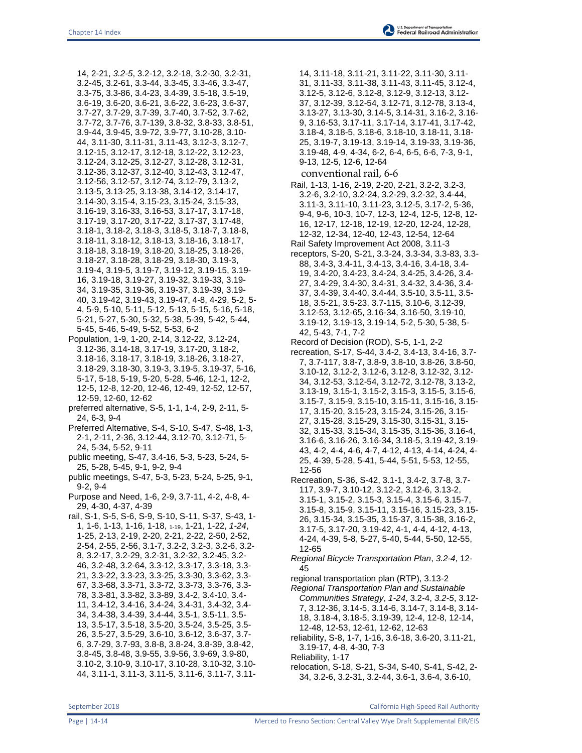14, 2-21, *3.2-5*, 3.2-12, 3.2-18, 3.2-30, 3.2-31, 3.2-45, 3.2-61, 3.3-44, 3.3-45, 3.3-46, 3.3-47, 3.3-75, 3.3-86, 3.4-23, 3.4-39, 3.5-18, 3.5-19, 3.6-19, 3.6-20, 3.6-21, 3.6-22, 3.6-23, 3.6-37, 3.7-27, 3.7-29, 3.7-39, 3.7-40, 3.7-52, 3.7-62, 3.7-72, 3.7-76, 3.7-139, 3.8-32, 3.8-33, 3.8-51, 3.9-44, 3.9-45, 3.9-72, 3.9-77, 3.10-28, 3.10-44, 3.11-30, 3.11-31, 3.11-43, 3.12-3, 3.12-7, 3.12-15, 3.12-17, 3.12-18, 3.12-22, 3.12-23, 3.12-24, 3.12-25, 3.12-27, 3.12-28, 3.12-31, 3.12-36, 3.12-37, 3.12-40, 3.12-43, 3.12-47, 3.12-56, 3.12-57, 3.12-74, 3.12-79, 3.13-2, 3.13-5, 3.13-25, 3.13-38, 3.14-12, 3.14-17, 3.14-30, 3.15-4, 3.15-23, 3.15-24, 3.15-33, 3.16-19, 3.16-33, 3.16-53, 3.17-17, 3.17-18, 3.17-19, 3.17-20, 3.17-22, 3.17-37, 3.17-48, 3.18-1, 3.18-2, 3.18-3, 3.18-5, 3.18-7, 3.18-8, 3.18-11, 3.18-12, 3.18-13, 3.18-16, 3.18-17, 3.18-18, 3.18-19, 3.18-20, 3.18-25, 3.18-26, 3.18-27, 3.18-28, 3.18-29, 3.18-30, 3.19-3, 3.19-4, 3.19-5, 3.19-7, 3.19-12, 3.19-15, 3.19-16, 3.19-18, 3.19-27, 3.19-32, 3.19-33, 3.19-34, 3.19-35, 3.19-36, 3.19-37, 3.19-39, 3.19-40, 3.19-42, 3.19-43, 3.19-47, 4-8, 4-29, 5-2, 5-4, 5-9, 5-10, 5-11, 5-12, 5-13, 5-15, 5-16, 5-18, 5-21, 5-27, 5-30, 5-32, 5-38, 5-39, 5-42, 5-44, 5-45, 5-46, 5-49, 5-52, 5-53, 6-2

Population, 1-9, 1-20, 2-14, 3.12-22, 3.12-24, 3.12-36, 3.14-18, 3.17-19, 3.17-20, 3.18-2, 3.18-16, 3.18-17, 3.18-19, 3.18-26, 3.18-27, 3.18-29, 3.18-30, 3.19-3, 3.19-5, 3.19-37, 5-16, 5-17, 5-18, 5-19, 5-20, 5-28, 5-46, 12-1, 12-2, 12-5, 12-8, 12-20, 12-46, 12-49, 12-52, 12-57, 12-59, 12-60, 12-62

preferred alternative, S-5, 1-1, 1-4, 2-9, 2-11, 5-24, 6-3, 9-4

Preferred Alternative, S-4, S-10, S-47, S-48, 1-3, 2-1, 2-11, 2-36, 3.12-44, 3.12-70, 3.12-71, 5-24, 5-34, 5-52, 9-11

public meeting, S-47, 3.4-16, 5-3, 5-23, 5-24, 5-25, 5-28, 5-45, 9-1, 9-2, 9-4

public meetings, S-47, 5-3, 5-23, 5-24, 5-25, 9-1, 9-2, 9-4

Purpose and Need, 1-6, 2-9, 3.7-11, 4-2, 4-8, 4-29, 4-30, 4-37, 4-39

rail, S-1, S-5, S-6, S-9, S-10, S-11, S-37, S-43, 1-1, 1-6, 1-13, 1-16, 1-18, 1-19, 1-21, 1-22, *1-24*, 1-25, 2-13, 2-19, 2-20, 2-21, 2-22, 2-50, 2-52, 2-54, 2-55, 2-56, 3.1-7, 3.2-2, 3.2-3, 3.2-6, 3.2-8, 3.2-17, 3.2-29, 3.2-31, 3.2-32, 3.2-45, 3.2-46, 3.2-48, 3.2-64, 3.3-12, 3.3-17, 3.3-18, 3.3-21, 3.3-22, 3.3-23, 3.3-25, 3.3-30, 3.3-62, 3.3-67, 3.3-68, 3.3-71, 3.3-72, 3.3-73, 3.3-76, 3.3-78, 3.3-81, 3.3-82, 3.3-89, 3.4-2, 3.4-10, 3.4-11, 3.4-12, 3.4-16, 3.4-24, 3.4-31, 3.4-32, 3.4-34, 3.4-38, 3.4-39, 3.4-44, 3.5-1, 3.5-11, 3.5-13, 3.5-17, 3.5-18, 3.5-20, 3.5-24, 3.5-25, 3.5-26, 3.5-27, 3.5-29, 3.6-10, 3.6-12, 3.6-37, 3.7-6, 3.7-29, 3.7-93, 3.8-8, 3.8-24, 3.8-39, 3.8-42, 3.8-45, 3.8-48, 3.9-55, 3.9-56, 3.9-69, 3.9-80, 3.10-2, 3.10-9, 3.10-17, 3.10-28, 3.10-32, 3.10-44, 3.11-1, 3.11-3, 3.11-5, 3.11-6, 3.11-7, 3.11-14, 3.11-18, 3.11-21, 3.11-22, 3.11-30, 3.11-31, 3.11-33, 3.11-38, 3.11-43, 3.11-45, 3.12-4, 3.12-5, 3.12-6, 3.12-8, 3.12-9, 3.12-13, 3.12-37, 3.12-39, 3.12-54, 3.12-71, 3.12-78, 3.13-4, 3.13-27, 3.13-30, 3.14-5, 3.14-31, 3.16-2, 3.16-9, 3.16-53, 3.17-11, 3.17-14, 3.17-41, 3.17-42, 3.18-4, 3.18-5, 3.18-6, 3.18-10, 3.18-11, 3.18-25, 3.19-7, 3.19-13, 3.19-14, 3.19-33, 3.19-36, 3.19-48, 4-9, 4-34, 6-2, 6-4, 6-5, 6-6, 7-3, 9-1, 9-13, 12-5, 12-6, 12-64

conventional rail, 6-6

Rail, 1-13, 1-16, 2-19, 2-20, 2-21, 3.2-2, 3.2-3, 3.2-6, 3.2-10, 3.2-24, 3.2-29, 3.2-32, 3.4-44, 3.11-3, 3.11-10, 3.11-23, 3.12-5, 3.17-2, 5-36, 9-4, 9-6, 10-3, 10-7, 12-3, 12-4, 12-5, 12-8, 12-16, 12-17, 12-18, 12-19, 12-20, 12-24, 12-28, 12-32, 12-34, 12-40, 12-43, 12-54, 12-64

Rail Safety Improvement Act 2008, 3.11-3

receptors, S-20, S-21, 3.3-24, 3.3-34, 3.3-83, 3.3-88, 3.4-3, 3.4-11, 3.4-13, 3.4-16, 3.4-18, 3.4-19, 3.4-20, 3.4-23, 3.4-24, 3.4-25, 3.4-26, 3.4-27, 3.4-29, 3.4-30, 3.4-31, 3.4-32, 3.4-36, 3.4-37, 3.4-39, 3.4-40, 3.4-44, 3.5-10, 3.5-11, 3.5-18, 3.5-21, 3.5-23, 3.7-115, 3.10-6, 3.12-39, 3.12-53, 3.12-65, 3.16-34, 3.16-50, 3.19-10, 3.19-12, 3.19-13, 3.19-14, 5-2, 5-30, 5-38, 5-42, 5-43, 7-1, 7-2

Record of Decision (ROD), S-5, 1-1, 2-2

recreation, S-17, S-44, 3.4-2, 3.4-13, 3.4-16, 3.7-7, 3.7-117, 3.8-7, 3.8-9, 3.8-10, 3.8-26, 3.8-50, 3.10-12, 3.12-2, 3.12-6, 3.12-8, 3.12-32, 3.12-34, 3.12-53, 3.12-54, 3.12-72, 3.12-78, 3.13-2, 3.13-19, 3.15-1, 3.15-2, 3.15-3, 3.15-5, 3.15-6, 3.15-7, 3.15-9, 3.15-10, 3.15-11, 3.15-16, 3.15-17, 3.15-20, 3.15-23, 3.15-24, 3.15-26, 3.15-27, 3.15-28, 3.15-29, 3.15-30, 3.15-31, 3.15-32, 3.15-33, 3.15-34, 3.15-35, 3.15-36, 3.16-4, 3.16-6, 3.16-26, 3.16-34, 3.18-5, 3.19-42, 3.19-43, 4-2, 4-4, 4-6, 4-7, 4-12, 4-13, 4-14, 4-24, 4-25, 4-39, 5-28, 5-41, 5-44, 5-51, 5-53, 12-55, 12-56

Recreation, S-36, S-42, 3.1-1, 3.4-2, 3.7-8, 3.7-117, 3.9-7, 3.10-12, 3.12-2, 3.12-6, 3.13-2, 3.15-1, 3.15-2, 3.15-3, 3.15-4, 3.15-6, 3.15-7, 3.15-8, 3.15-9, 3.15-11, 3.15-16, 3.15-23, 3.15-26, 3.15-34, 3.15-35, 3.15-37, 3.15-38, 3.16-2, 3.17-5, 3.17-20, 3.19-42, 4-1, 4-4, 4-12, 4-13, 4-24, 4-39, 5-8, 5-27, 5-40, 5-44, 5-50, 12-55, 12-65

*Regional Bicycle Transportation Plan*, *3.2-4*, 12-45

regional transportation plan (RTP), 3.13-2

*Regional Transportation Plan and Sustainable Communities Strategy*, *1-24*, 3.2-4, *3.2-5*, 3.12-7, 3.12-36, 3.14-5, 3.14-6, 3.14-7, 3.14-8, 3.14-18, 3.18-4, 3.18-5, 3.19-39, 12-4, 12-8, 12-14, 12-48, 12-53, 12-61, 12-62, 12-63

reliability, S-8, 1-7, 1-16, 3.6-18, 3.6-20, 3.11-21, 3.19-17, 4-8, 4-30, 7-3

Reliability, 1-17

relocation, S-18, S-21, S-34, S-40, S-41, S-42, 2-34, 3.2-6, 3.2-31, 3.2-44, 3.6-1, 3.6-4, 3.6-10,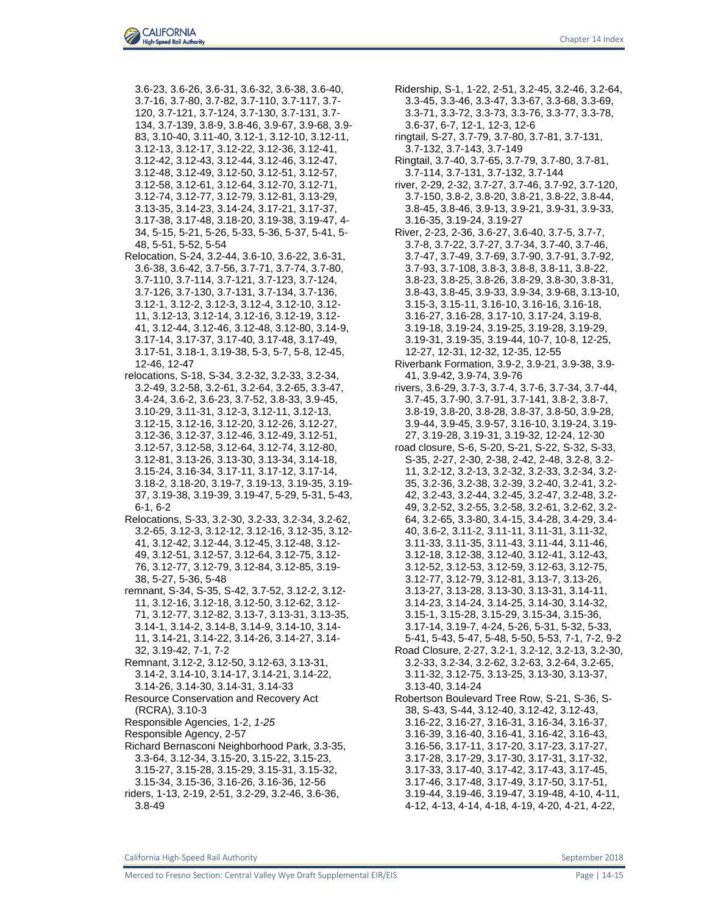3.6-23, 3.6-26, 3.6-31, 3.6-32, 3.6-38, 3.6-40, 3.7-16, 3.7-80, 3.7-82, 3.7-110, 3.7-117, 3.7-120, 3.7-121, 3.7-124, 3.7-130, 3.7-131, 3.7-134, 3.7-139, 3.8-9, 3.8-46, 3.9-67, 3.9-68, 3.9-83, 3.10-40, 3.11-40, 3.12-1, 3.12-10, 3.12-11, 3.12-13, 3.12-17, 3.12-22, 3.12-36, 3.12-41, 3.12-42, 3.12-43, 3.12-44, 3.12-46, 3.12-47, 3.12-48, 3.12-49, 3.12-50, 3.12-51, 3.12-57, 3.12-58, 3.12-61, 3.12-64, 3.12-70, 3.12-71, 3.12-74, 3.12-77, 3.12-79, 3.12-81, 3.13-29, 3.13-35, 3.14-23, 3.14-24, 3.17-21, 3.17-37, 3.17-38, 3.17-48, 3.18-20, 3.19-38, 3.19-47, 4-34, 5-15, 5-21, 5-26, 5-33, 5-36, 5-37, 5-41, 5-48, 5-51, 5-52, 5-54

Relocation, S-24, 3.2-44, 3.6-10, 3.6-22, 3.6-31, 3.6-38, 3.6-42, 3.7-56, 3.7-71, 3.7-74, 3.7-80, 3.7-110, 3.7-114, 3.7-121, 3.7-123, 3.7-124, 3.7-126, 3.7-130, 3.7-131, 3.7-134, 3.7-136, 3.12-1, 3.12-2, 3.12-3, 3.12-4, 3.12-10, 3.12-11, 3.12-13, 3.12-14, 3.12-16, 3.12-19, 3.12-41, 3.12-44, 3.12-46, 3.12-48, 3.12-80, 3.14-9, 3.17-14, 3.17-37, 3.17-40, 3.17-48, 3.17-49, 3.17-51, 3.18-1, 3.19-38, 5-3, 5-7, 5-8, 12-45, 12-46, 12-47

relocations, S-18, S-34, 3.2-32, 3.2-33, 3.2-34, 3.2-49, 3.2-58, 3.2-61, 3.2-64, 3.2-65, 3.3-47, 3.4-24, 3.6-2, 3.6-23, 3.7-52, 3.8-33, 3.9-45, 3.10-29, 3.11-31, 3.12-3, 3.12-11, 3.12-13, 3.12-15, 3.12-16, 3.12-20, 3.12-26, 3.12-27, 3.12-36, 3.12-37, 3.12-46, 3.12-49, 3.12-51, 3.12-57, 3.12-58, 3.12-64, 3.12-74, 3.12-80, 3.12-81, 3.13-26, 3.13-30, 3.13-34, 3.14-18, 3.15-24, 3.16-34, 3.17-11, 3.17-12, 3.17-14, 3.18-2, 3.18-20, 3.19-7, 3.19-13, 3.19-35, 3.19-37, 3.19-38, 3.19-39, 3.19-47, 5-29, 5-31, 5-43, 6-1, 6-2

Relocations, S-33, 3.2-30, 3.2-33, 3.2-34, 3.2-62, 3.2-65, 3.12-3, 3.12-12, 3.12-16, 3.12-35, 3.12-41, 3.12-42, 3.12-44, 3.12-45, 3.12-48, 3.12-49, 3.12-51, 3.12-57, 3.12-64, 3.12-75, 3.12-76, 3.12-77, 3.12-79, 3.12-84, 3.12-85, 3.19-38, 5-27, 5-36, 5-48

remnant, S-34, S-35, S-42, 3.7-52, 3.12-2, 3.12-11, 3.12-16, 3.12-18, 3.12-50, 3.12-62, 3.12-71, 3.12-77, 3.12-82, 3.13-7, 3.13-31, 3.13-35, 3.14-1, 3.14-2, 3.14-8, 3.14-9, 3.14-10, 3.14-11, 3.14-21, 3.14-22, 3.14-26, 3.14-27, 3.14-32, 3.19-42, 7-1, 7-2

Remnant, 3.12-2, 3.12-50, 3.12-63, 3.13-31, 3.14-2, 3.14-10, 3.14-17, 3.14-21, 3.14-22, 3.14-26, 3.14-30, 3.14-31, 3.14-33

Resource Conservation and Recovery Act (RCRA), 3.10-3

Responsible Agencies, 1-2, *1-25*

Responsible Agency, 2-57

Richard Bernasconi Neighborhood Park, 3.3-35, 3.3-64, 3.12-34, 3.15-20, 3.15-22, 3.15-23, 3.15-27, 3.15-28, 3.15-29, 3.15-31, 3.15-32, 3.15-34, 3.15-36, 3.16-26, 3.16-36, 12-56

riders, 1-13, 2-19, 2-51, 3.2-29, 3.2-46, 3.6-36, 3.8-49

Ridership, S-1, 1-22, 2-51, 3.2-45, 3.2-46, 3.2-64, 3.3-45, 3.3-46, 3.3-47, 3.3-67, 3.3-68, 3.3-69, 3.3-71, 3.3-72, 3.3-73, 3.3-76, 3.3-77, 3.3-78, 3.6-37, 6-7, 12-1, 12-3, 12-6

ringtail, S-27, 3.7-79, 3.7-80, 3.7-81, 3.7-131, 3.7-132, 3.7-143, 3.7-149

Ringtail, 3.7-40, 3.7-65, 3.7-79, 3.7-80, 3.7-81, 3.7-114, 3.7-131, 3.7-132, 3.7-144

river, 2-29, 2-32, 3.7-27, 3.7-46, 3.7-92, 3.7-120, 3.7-150, 3.8-2, 3.8-20, 3.8-21, 3.8-22, 3.8-44, 3.8-45, 3.8-46, 3.9-13, 3.9-21, 3.9-31, 3.9-33, 3.16-35, 3.19-24, 3.19-27

River, 2-23, 2-36, 3.6-27, 3.6-40, 3.7-5, 3.7-7, 3.7-8, 3.7-22, 3.7-27, 3.7-34, 3.7-40, 3.7-46, 3.7-47, 3.7-49, 3.7-69, 3.7-90, 3.7-91, 3.7-92, 3.7-93, 3.7-108, 3.8-3, 3.8-8, 3.8-11, 3.8-22, 3.8-23, 3.8-25, 3.8-26, 3.8-29, 3.8-30, 3.8-31, 3.8-43, 3.8-45, 3.9-33, 3.9-34, 3.9-68, 3.13-10, 3.15-3, 3.15-11, 3.16-10, 3.16-16, 3.16-18, 3.16-27, 3.16-28, 3.17-10, 3.17-24, 3.19-8, 3.19-18, 3.19-24, 3.19-25, 3.19-28, 3.19-29, 3.19-31, 3.19-35, 3.19-44, 10-7, 10-8, 12-25, 12-27, 12-31, 12-32, 12-35, 12-55

Riverbank Formation, 3.9-2, 3.9-21, 3.9-38, 3.9-41, 3.9-42, 3.9-74, 3.9-76

rivers, 3.6-29, 3.7-3, 3.7-4, 3.7-6, 3.7-34, 3.7-44, 3.7-45, 3.7-90, 3.7-91, 3.7-141, 3.8-2, 3.8-7, 3.8-19, 3.8-20, 3.8-28, 3.8-37, 3.8-50, 3.9-28, 3.9-44, 3.9-45, 3.9-57, 3.16-10, 3.19-24, 3.19-27, 3.19-28, 3.19-31, 3.19-32, 12-24, 12-30

road closure, S-6, S-20, S-21, S-22, S-32, S-33, S-35, 2-27, 2-30, 2-38, 2-42, 2-48, 3.2-8, 3.2-11, 3.2-12, 3.2-13, 3.2-32, 3.2-33, 3.2-34, 3.2-35, 3.2-36, 3.2-38, 3.2-39, 3.2-40, 3.2-41, 3.2-42, 3.2-43, 3.2-44, 3.2-45, 3.2-47, 3.2-48, 3.2-49, 3.2-52, 3.2-55, 3.2-58, 3.2-61, 3.2-62, 3.2-64, 3.2-65, 3.3-80, 3.4-15, 3.4-28, 3.4-29, 3.4-40, 3.6-2, 3.11-2, 3.11-11, 3.11-31, 3.11-32, 3.11-33, 3.11-35, 3.11-43, 3.11-44, 3.11-46, 3.12-18, 3.12-38, 3.12-40, 3.12-41, 3.12-43, 3.12-52, 3.12-53, 3.12-59, 3.12-63, 3.12-75, 3.12-77, 3.12-79, 3.12-81, 3.13-7, 3.13-26, 3.13-27, 3.13-28, 3.13-30, 3.13-31, 3.14-11, 3.14-23, 3.14-24, 3.14-25, 3.14-30, 3.14-32, 3.15-1, 3.15-28, 3.15-29, 3.15-34, 3.15-36, 3.17-14, 3.19-7, 4-24, 5-26, 5-31, 5-32, 5-33, 5-41, 5-43, 5-47, 5-48, 5-50, 5-53, 7-1, 7-2, 9-2

Road Closure, 2-27, 3.2-1, 3.2-12, 3.2-13, 3.2-30, 3.2-33, 3.2-34, 3.2-62, 3.2-63, 3.2-64, 3.2-65, 3.11-32, 3.12-75, 3.13-25, 3.13-30, 3.13-37, 3.13-40, 3.14-24

Robertson Boulevard Tree Row, S-21, S-36, S-38, S-43, S-44, 3.12-40, 3.12-42, 3.12-43, 3.16-22, 3.16-27, 3.16-31, 3.16-34, 3.16-37, 3.16-39, 3.16-40, 3.16-41, 3.16-42, 3.16-43, 3.16-56, 3.17-11, 3.17-20, 3.17-23, 3.17-27, 3.17-28, 3.17-29, 3.17-30, 3.17-31, 3.17-32, 3.17-33, 3.17-40, 3.17-42, 3.17-43, 3.17-45, 3.17-46, 3.17-48, 3.17-49, 3.17-50, 3.17-51, 3.19-44, 3.19-46, 3.19-47, 3.19-48, 4-10, 4-11, 4-12, 4-13, 4-14, 4-18, 4-19, 4-20, 4-21, 4-22,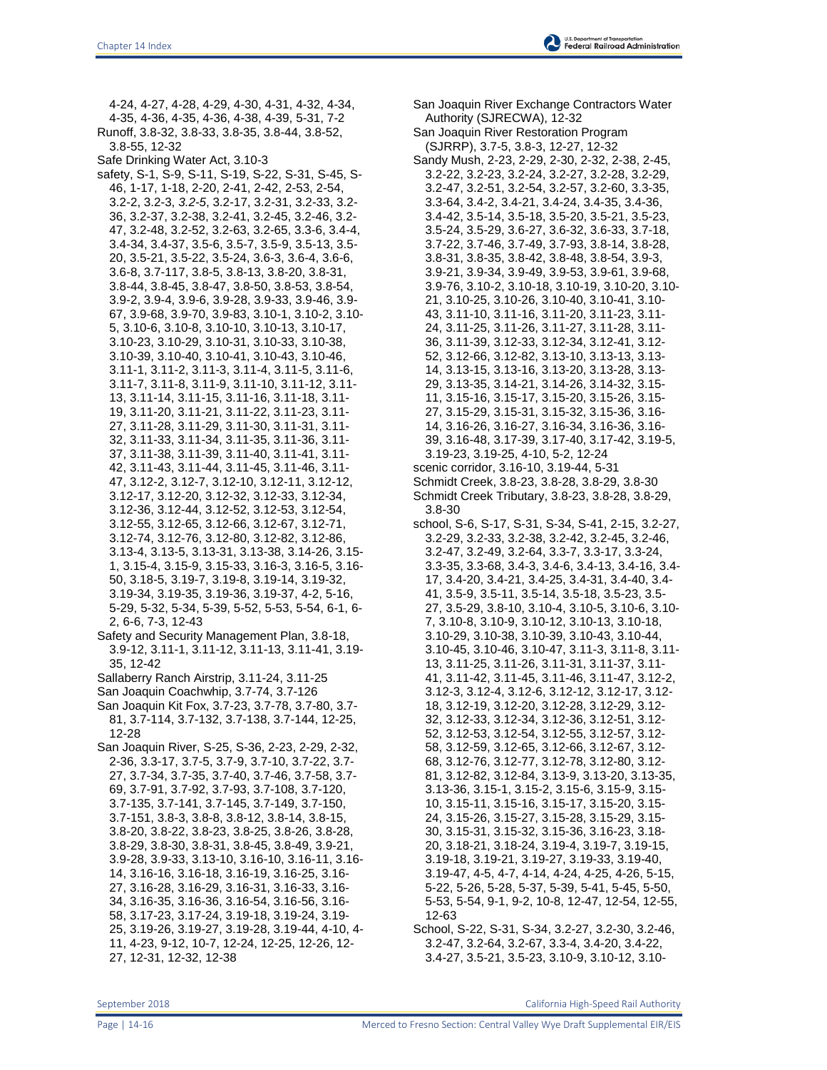4-24, 4-27, 4-28, 4-29, 4-30, 4-31, 4-32, 4-34, 4-35, 4-36, 4-35, 4-36, 4-38, 4-39, 5-31, 7-2

Runoff, 3.8-32, 3.8-33, 3.8-35, 3.8-44, 3.8-52, 3.8-55, 12-32

Safe Drinking Water Act, 3.10-3

safety, S-1, S-9, S-11, S-19, S-22, S-31, S-45, S-46, 1-17, 1-18, 2-20, 2-41, 2-42, 2-53, 2-54, 3.2-2, 3.2-3, *3.2-5*, 3.2-17, 3.2-31, 3.2-33, 3.2-36, 3.2-37, 3.2-38, 3.2-41, 3.2-45, 3.2-46, 3.2-47, 3.2-48, 3.2-52, 3.2-63, 3.2-65, 3.3-6, 3.4-4, 3.4-34, 3.4-37, 3.5-6, 3.5-7, 3.5-9, 3.5-13, 3.5-20, 3.5-21, 3.5-22, 3.5-24, 3.6-3, 3.6-4, 3.6-6, 3.6-8, 3.7-117, 3.8-5, 3.8-13, 3.8-20, 3.8-31, 3.8-44, 3.8-45, 3.8-47, 3.8-50, 3.8-53, 3.8-54, 3.9-2, 3.9-4, 3.9-6, 3.9-28, 3.9-33, 3.9-46, 3.9-67, 3.9-68, 3.9-70, 3.9-83, 3.10-1, 3.10-2, 3.10-5, 3.10-6, 3.10-8, 3.10-10, 3.10-13, 3.10-17, 3.10-23, 3.10-29, 3.10-31, 3.10-33, 3.10-38, 3.10-39, 3.10-40, 3.10-41, 3.10-43, 3.10-46, 3.11-1, 3.11-2, 3.11-3, 3.11-4, 3.11-5, 3.11-6, 3.11-7, 3.11-8, 3.11-9, 3.11-10, 3.11-12, 3.11-13, 3.11-14, 3.11-15, 3.11-16, 3.11-18, 3.11-19, 3.11-20, 3.11-21, 3.11-22, 3.11-23, 3.11-27, 3.11-28, 3.11-29, 3.11-30, 3.11-31, 3.11-32, 3.11-33, 3.11-34, 3.11-35, 3.11-36, 3.11-37, 3.11-38, 3.11-39, 3.11-40, 3.11-41, 3.11-42, 3.11-43, 3.11-44, 3.11-45, 3.11-46, 3.11-47, 3.12-2, 3.12-7, 3.12-10, 3.12-11, 3.12-12, 3.12-17, 3.12-20, 3.12-32, 3.12-33, 3.12-34, 3.12-36, 3.12-44, 3.12-52, 3.12-53, 3.12-54, 3.12-55, 3.12-65, 3.12-66, 3.12-67, 3.12-71, 3.12-74, 3.12-76, 3.12-80, 3.12-82, 3.12-86, 3.13-4, 3.13-5, 3.13-31, 3.13-38, 3.14-26, 3.15-1, 3.15-4, 3.15-9, 3.15-33, 3.16-3, 3.16-5, 3.16-50, 3.18-5, 3.19-7, 3.19-8, 3.19-14, 3.19-32, 3.19-34, 3.19-35, 3.19-36, 3.19-37, 4-2, 5-16, 5-29, 5-32, 5-34, 5-39, 5-52, 5-53, 5-54, 6-1, 6-2, 6-6, 7-3, 12-43

Safety and Security Management Plan, 3.8-18, 3.9-12, 3.11-1, 3.11-12, 3.11-13, 3.11-41, 3.19-35, 12-42

Sallaberry Ranch Airstrip, 3.11-24, 3.11-25

San Joaquin Coachwhip, 3.7-74, 3.7-126

San Joaquin Kit Fox, 3.7-23, 3.7-78, 3.7-80, 3.7-81, 3.7-114, 3.7-132, 3.7-138, 3.7-144, 12-25, 12-28

San Joaquin River, S-25, S-36, 2-23, 2-29, 2-32, 2-36, 3.3-17, 3.7-5, 3.7-9, 3.7-10, 3.7-22, 3.7-27, 3.7-34, 3.7-35, 3.7-40, 3.7-46, 3.7-58, 3.7-69, 3.7-91, 3.7-92, 3.7-93, 3.7-108, 3.7-120, 3.7-135, 3.7-141, 3.7-145, 3.7-149, 3.7-150, 3.7-151, 3.8-3, 3.8-8, 3.8-12, 3.8-14, 3.8-15, 3.8-20, 3.8-22, 3.8-23, 3.8-25, 3.8-26, 3.8-28, 3.8-29, 3.8-30, 3.8-31, 3.8-45, 3.8-49, 3.9-21, 3.9-28, 3.9-33, 3.13-10, 3.16-10, 3.16-11, 3.16-14, 3.16-16, 3.16-18, 3.16-19, 3.16-25, 3.16-27, 3.16-28, 3.16-29, 3.16-31, 3.16-33, 3.16-34, 3.16-35, 3.16-36, 3.16-54, 3.16-56, 3.16-58, 3.17-23, 3.17-24, 3.19-18, 3.19-24, 3.19-25, 3.19-26, 3.19-27, 3.19-28, 3.19-44, 4-10, 4-11, 4-23, 9-12, 10-7, 12-24, 12-25, 12-26, 12-27, 12-31, 12-32, 12-38

San Joaquin River Exchange Contractors Water Authority (SJRECWA), 12-32

San Joaquin River Restoration Program (SJRRP), 3.7-5, 3.8-3, 12-27, 12-32

Sandy Mush, 2-23, 2-29, 2-30, 2-32, 2-38, 2-45, 3.2-22, 3.2-23, 3.2-24, 3.2-27, 3.2-28, 3.2-29, 3.2-47, 3.2-51, 3.2-54, 3.2-57, 3.2-60, 3.3-35, 3.3-64, 3.4-2, 3.4-21, 3.4-24, 3.4-35, 3.4-36, 3.4-42, 3.5-14, 3.5-18, 3.5-20, 3.5-21, 3.5-23, 3.5-24, 3.5-29, 3.6-27, 3.6-32, 3.6-33, 3.7-18, 3.7-22, 3.7-46, 3.7-49, 3.7-93, 3.8-14, 3.8-28, 3.8-31, 3.8-35, 3.8-42, 3.8-48, 3.8-54, 3.9-3, 3.9-21, 3.9-34, 3.9-49, 3.9-53, 3.9-61, 3.9-68, 3.9-76, 3.10-2, 3.10-18, 3.10-19, 3.10-20, 3.10-21, 3.10-25, 3.10-26, 3.10-40, 3.10-41, 3.10-43, 3.11-10, 3.11-16, 3.11-20, 3.11-23, 3.11-24, 3.11-25, 3.11-26, 3.11-27, 3.11-28, 3.11-36, 3.11-39, 3.12-33, 3.12-34, 3.12-41, 3.12-52, 3.12-66, 3.12-82, 3.13-10, 3.13-13, 3.13-14, 3.13-15, 3.13-16, 3.13-20, 3.13-28, 3.13-29, 3.13-35, 3.14-21, 3.14-26, 3.14-32, 3.15-11, 3.15-16, 3.15-17, 3.15-20, 3.15-26, 3.15-27, 3.15-29, 3.15-31, 3.15-32, 3.15-36, 3.16-14, 3.16-26, 3.16-27, 3.16-34, 3.16-36, 3.16-39, 3.16-48, 3.17-39, 3.17-40, 3.17-42, 3.19-5, 3.19-23, 3.19-25, 4-10, 5-2, 12-24

scenic corridor, 3.16-10, 3.19-44, 5-31

Schmidt Creek, 3.8-23, 3.8-28, 3.8-29, 3.8-30

Schmidt Creek Tributary, 3.8-23, 3.8-28, 3.8-29, 3.8-30

school, S-6, S-17, S-31, S-34, S-41, 2-15, 3.2-27, 3.2-29, 3.2-33, 3.2-38, 3.2-42, 3.2-45, 3.2-46, 3.2-47, 3.2-49, 3.2-64, 3.3-7, 3.3-17, 3.3-24, 3.3-35, 3.3-68, 3.4-3, 3.4-6, 3.4-13, 3.4-16, 3.4-17, 3.4-20, 3.4-21, 3.4-25, 3.4-31, 3.4-40, 3.4-41, 3.5-9, 3.5-11, 3.5-14, 3.5-18, 3.5-23, 3.5-27, 3.5-29, 3.8-10, 3.10-4, 3.10-5, 3.10-6, 3.10-7, 3.10-8, 3.10-9, 3.10-12, 3.10-13, 3.10-18, 3.10-29, 3.10-38, 3.10-39, 3.10-43, 3.10-44, 3.10-45, 3.10-46, 3.10-47, 3.11-3, 3.11-8, 3.11-13, 3.11-25, 3.11-26, 3.11-31, 3.11-37, 3.11-41, 3.11-42, 3.11-45, 3.11-46, 3.11-47, 3.12-2, 3.12-3, 3.12-4, 3.12-6, 3.12-12, 3.12-17, 3.12-18, 3.12-19, 3.12-20, 3.12-28, 3.12-29, 3.12-32, 3.12-33, 3.12-34, 3.12-36, 3.12-51, 3.12-52, 3.12-53, 3.12-54, 3.12-55, 3.12-57, 3.12-58, 3.12-59, 3.12-65, 3.12-66, 3.12-67, 3.12-68, 3.12-76, 3.12-77, 3.12-78, 3.12-80, 3.12-81, 3.12-82, 3.12-84, 3.13-9, 3.13-20, 3.13-35, 3.13-36, 3.15-1, 3.15-2, 3.15-6, 3.15-9, 3.15-10, 3.15-11, 3.15-16, 3.15-17, 3.15-20, 3.15-24, 3.15-26, 3.15-27, 3.15-28, 3.15-29, 3.15-30, 3.15-31, 3.15-32, 3.15-36, 3.16-23, 3.18-20, 3.18-21, 3.18-24, 3.19-4, 3.19-7, 3.19-15, 3.19-18, 3.19-21, 3.19-27, 3.19-33, 3.19-40, 3.19-47, 4-5, 4-7, 4-14, 4-24, 4-25, 4-26, 5-15, 5-22, 5-26, 5-28, 5-37, 5-39, 5-41, 5-45, 5-50, 5-53, 5-54, 9-1, 9-2, 10-8, 12-47, 12-54, 12-55, 12-63

School, S-22, S-31, S-34, 3.2-27, 3.2-30, 3.2-46, 3.2-47, 3.2-64, 3.2-67, 3.3-4, 3.4-20, 3.4-22, 3.4-27, 3.5-21, 3.5-23, 3.10-9, 3.10-12, 3.10-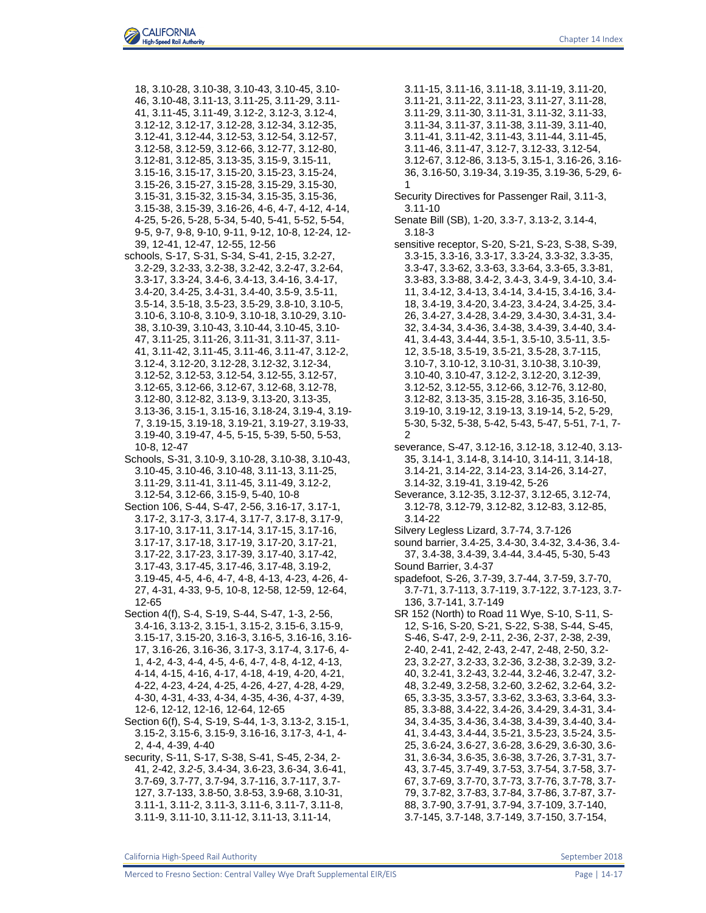18, 3.10-28, 3.10-38, 3.10-43, 3.10-45, 3.10-46, 3.10-48, 3.11-13, 3.11-25, 3.11-29, 3.11-41, 3.11-45, 3.11-49, 3.12-2, 3.12-3, 3.12-4, 3.12-12, 3.12-17, 3.12-28, 3.12-34, 3.12-35, 3.12-41, 3.12-44, 3.12-53, 3.12-54, 3.12-57, 3.12-58, 3.12-59, 3.12-66, 3.12-77, 3.12-80, 3.12-81, 3.12-85, 3.13-35, 3.15-9, 3.15-11, 3.15-16, 3.15-17, 3.15-20, 3.15-23, 3.15-24, 3.15-26, 3.15-27, 3.15-28, 3.15-29, 3.15-30, 3.15-31, 3.15-32, 3.15-34, 3.15-35, 3.15-36, 3.15-38, 3.15-39, 3.16-26, 4-6, 4-7, 4-12, 4-14, 4-25, 5-26, 5-28, 5-34, 5-40, 5-41, 5-52, 5-54, 9-5, 9-7, 9-8, 9-10, 9-11, 9-12, 10-8, 12-24, 12-39, 12-41, 12-47, 12-55, 12-56

schools, S-17, S-31, S-34, S-41, 2-15, 3.2-27, 3.2-29, 3.2-33, 3.2-38, 3.2-42, 3.2-47, 3.2-64, 3.3-17, 3.3-24, 3.4-6, 3.4-13, 3.4-16, 3.4-17, 3.4-20, 3.4-25, 3.4-31, 3.4-40, 3.5-9, 3.5-11, 3.5-14, 3.5-18, 3.5-23, 3.5-29, 3.8-10, 3.10-5, 3.10-6, 3.10-8, 3.10-9, 3.10-18, 3.10-29, 3.10-38, 3.10-39, 3.10-43, 3.10-44, 3.10-45, 3.10-47, 3.11-25, 3.11-26, 3.11-31, 3.11-37, 3.11-41, 3.11-42, 3.11-45, 3.11-46, 3.11-47, 3.12-2, 3.12-4, 3.12-20, 3.12-28, 3.12-32, 3.12-34, 3.12-52, 3.12-53, 3.12-54, 3.12-55, 3.12-57, 3.12-65, 3.12-66, 3.12-67, 3.12-68, 3.12-78, 3.12-80, 3.12-82, 3.13-9, 3.13-20, 3.13-35, 3.13-36, 3.15-1, 3.15-16, 3.18-24, 3.19-4, 3.19-7, 3.19-15, 3.19-18, 3.19-21, 3.19-27, 3.19-33, 3.19-40, 3.19-47, 4-5, 5-15, 5-39, 5-50, 5-53, 10-8, 12-47

Schools, S-31, 3.10-9, 3.10-28, 3.10-38, 3.10-43, 3.10-45, 3.10-46, 3.10-48, 3.11-13, 3.11-25, 3.11-29, 3.11-41, 3.11-45, 3.11-49, 3.12-2, 3.12-54, 3.12-66, 3.15-9, 5-40, 10-8

Section 106, S-44, S-47, 2-56, 3.16-17, 3.17-1, 3.17-2, 3.17-3, 3.17-4, 3.17-7, 3.17-8, 3.17-9, 3.17-10, 3.17-11, 3.17-14, 3.17-15, 3.17-16, 3.17-17, 3.17-18, 3.17-19, 3.17-20, 3.17-21, 3.17-22, 3.17-23, 3.17-39, 3.17-40, 3.17-42, 3.17-43, 3.17-45, 3.17-46, 3.17-48, 3.19-2, 3.19-45, 4-5, 4-6, 4-7, 4-8, 4-13, 4-23, 4-26, 4-27, 4-31, 4-33, 9-5, 10-8, 12-58, 12-59, 12-64, 12-65

Section 4(f), S-4, S-19, S-44, S-47, 1-3, 2-56, 3.4-16, 3.13-2, 3.15-1, 3.15-2, 3.15-6, 3.15-9, 3.15-17, 3.15-20, 3.16-3, 3.16-5, 3.16-16, 3.16-17, 3.16-26, 3.16-36, 3.17-3, 3.17-4, 3.17-6, 4-1, 4-2, 4-3, 4-4, 4-5, 4-6, 4-7, 4-8, 4-12, 4-13, 4-14, 4-15, 4-16, 4-17, 4-18, 4-19, 4-20, 4-21, 4-22, 4-23, 4-24, 4-25, 4-26, 4-27, 4-28, 4-29, 4-30, 4-31, 4-33, 4-34, 4-35, 4-36, 4-37, 4-39, 12-6, 12-12, 12-16, 12-64, 12-65

Section 6(f), S-4, S-19, S-44, 1-3, 3.13-2, 3.15-1, 3.15-2, 3.15-6, 3.15-9, 3.16-16, 3.17-3, 4-1, 4-2, 4-4, 4-39, 4-40

security, S-11, S-17, S-38, S-41, S-45, 2-34, 2-41, 2-42, *3.2-5*, 3.4-34, 3.6-23, 3.6-34, 3.6-41, 3.7-69, 3.7-77, 3.7-94, 3.7-116, 3.7-117, 3.7-127, 3.7-133, 3.8-50, 3.8-53, 3.9-68, 3.10-31, 3.11-1, 3.11-2, 3.11-3, 3.11-6, 3.11-7, 3.11-8, 3.11-9, 3.11-10, 3.11-12, 3.11-13, 3.11-14, 3.11-15, 3.11-16, 3.11-18, 3.11-19, 3.11-20, 3.11-21, 3.11-22, 3.11-23, 3.11-27, 3.11-28, 3.11-29, 3.11-30, 3.11-31, 3.11-32, 3.11-33, 3.11-34, 3.11-37, 3.11-38, 3.11-39, 3.11-40, 3.11-41, 3.11-42, 3.11-43, 3.11-44, 3.11-45, 3.11-46, 3.11-47, 3.12-7, 3.12-33, 3.12-54, 3.12-67, 3.12-86, 3.13-5, 3.15-1, 3.16-26, 3.16-36, 3.16-50, 3.19-34, 3.19-35, 3.19-36, 5-29, 6-1

Security Directives for Passenger Rail, 3.11-3, 3.11-10

Senate Bill (SB), 1-20, 3.3-7, 3.13-2, 3.14-4, 3.18-3

sensitive receptor, S-20, S-21, S-23, S-38, S-39, 3.3-15, 3.3-16, 3.3-17, 3.3-24, 3.3-32, 3.3-35, 3.3-47, 3.3-62, 3.3-63, 3.3-64, 3.3-65, 3.3-81, 3.3-83, 3.3-88, 3.4-2, 3.4-3, 3.4-9, 3.4-10, 3.4-11, 3.4-12, 3.4-13, 3.4-14, 3.4-15, 3.4-16, 3.4-18, 3.4-19, 3.4-20, 3.4-23, 3.4-24, 3.4-25, 3.4-26, 3.4-27, 3.4-28, 3.4-29, 3.4-30, 3.4-31, 3.4-32, 3.4-34, 3.4-36, 3.4-38, 3.4-39, 3.4-40, 3.4-41, 3.4-43, 3.4-44, 3.5-1, 3.5-10, 3.5-11, 3.5-12, 3.5-18, 3.5-19, 3.5-21, 3.5-28, 3.7-115, 3.10-7, 3.10-12, 3.10-31, 3.10-38, 3.10-39, 3.10-40, 3.10-47, 3.12-2, 3.12-20, 3.12-39, 3.12-52, 3.12-55, 3.12-66, 3.12-76, 3.12-80, 3.12-82, 3.13-35, 3.15-28, 3.16-35, 3.16-50, 3.19-10, 3.19-12, 3.19-13, 3.19-14, 5-2, 5-29, 5-30, 5-32, 5-38, 5-42, 5-43, 5-47, 5-51, 7-1, 7-2

severance, S-47, 3.12-16, 3.12-18, 3.12-40, 3.13-35, 3.14-1, 3.14-8, 3.14-10, 3.14-11, 3.14-18, 3.14-21, 3.14-22, 3.14-23, 3.14-26, 3.14-27, 3.14-32, 3.19-41, 3.19-42, 5-26

Severance, 3.12-35, 3.12-37, 3.12-65, 3.12-74, 3.12-78, 3.12-79, 3.12-82, 3.12-83, 3.12-85, 3.14-22

Silvery Legless Lizard, 3.7-74, 3.7-126

sound barrier, 3.4-25, 3.4-30, 3.4-32, 3.4-36, 3.4-37, 3.4-38, 3.4-39, 3.4-44, 3.4-45, 5-30, 5-43

Sound Barrier, 3.4-37

spadefoot, S-26, 3.7-39, 3.7-44, 3.7-59, 3.7-70, 3.7-71, 3.7-113, 3.7-119, 3.7-122, 3.7-123, 3.7-136, 3.7-141, 3.7-149

SR 152 (North) to Road 11 Wye, S-10, S-11, S-12, S-16, S-20, S-21, S-22, S-38, S-44, S-45, S-46, S-47, 2-9, 2-11, 2-36, 2-37, 2-38, 2-39, 2-40, 2-41, 2-42, 2-43, 2-47, 2-48, 2-50, 3.2-23, 3.2-27, 3.2-33, 3.2-36, 3.2-38, 3.2-39, 3.2-40, 3.2-41, 3.2-43, 3.2-44, 3.2-46, 3.2-47, 3.2-48, 3.2-49, 3.2-58, 3.2-60, 3.2-62, 3.2-64, 3.2-65, 3.3-35, 3.3-57, 3.3-62, 3.3-63, 3.3-64, 3.3-85, 3.3-88, 3.4-22, 3.4-26, 3.4-29, 3.4-31, 3.4-34, 3.4-35, 3.4-36, 3.4-38, 3.4-39, 3.4-40, 3.4-41, 3.4-43, 3.4-44, 3.5-21, 3.5-23, 3.5-24, 3.5-25, 3.6-24, 3.6-27, 3.6-28, 3.6-29, 3.6-30, 3.6-31, 3.6-34, 3.6-35, 3.6-38, 3.7-26, 3.7-31, 3.7-43, 3.7-45, 3.7-49, 3.7-53, 3.7-54, 3.7-58, 3.7-67, 3.7-69, 3.7-70, 3.7-73, 3.7-76, 3.7-78, 3.7-79, 3.7-82, 3.7-83, 3.7-84, 3.7-86, 3.7-87, 3.7-88, 3.7-90, 3.7-91, 3.7-94, 3.7-109, 3.7-140, 3.7-145, 3.7-148, 3.7-149, 3.7-150, 3.7-154,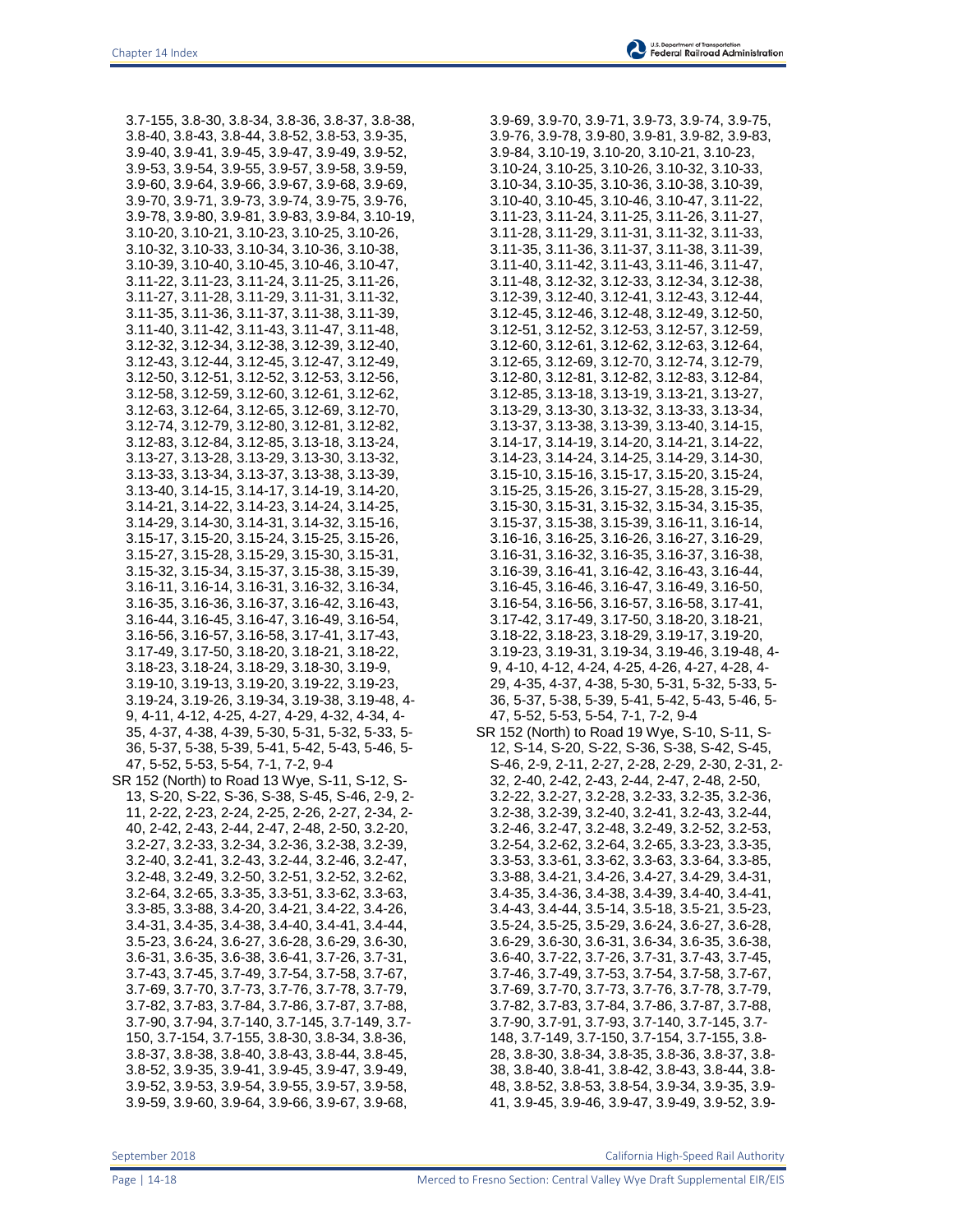3.7-155, 3.8-30, 3.8-34, 3.8-36, 3.8-37, 3.8-38, 3.8-40, 3.8-43, 3.8-44, 3.8-52, 3.8-53, 3.9-35, 3.9-40, 3.9-41, 3.9-45, 3.9-47, 3.9-49, 3.9-52, 3.9-53, 3.9-54, 3.9-55, 3.9-57, 3.9-58, 3.9-59, 3.9-60, 3.9-64, 3.9-66, 3.9-67, 3.9-68, 3.9-69, 3.9-70, 3.9-71, 3.9-73, 3.9-74, 3.9-75, 3.9-76, 3.9-78, 3.9-80, 3.9-81, 3.9-83, 3.9-84, 3.10-19, 3.10-20, 3.10-21, 3.10-23, 3.10-25, 3.10-26, 3.10-32, 3.10-33, 3.10-34, 3.10-36, 3.10-38, 3.10-39, 3.10-40, 3.10-45, 3.10-46, 3.10-47, 3.11-22, 3.11-23, 3.11-24, 3.11-25, 3.11-26, 3.11-27, 3.11-28, 3.11-29, 3.11-31, 3.11-32, 3.11-35, 3.11-36, 3.11-37, 3.11-38, 3.11-39, 3.11-40, 3.11-42, 3.11-43, 3.11-47, 3.11-48, 3.12-32, 3.12-34, 3.12-38, 3.12-39, 3.12-40, 3.12-43, 3.12-44, 3.12-45, 3.12-47, 3.12-49, 3.12-50, 3.12-51, 3.12-52, 3.12-53, 3.12-56, 3.12-58, 3.12-59, 3.12-60, 3.12-61, 3.12-62, 3.12-63, 3.12-64, 3.12-65, 3.12-69, 3.12-70, 3.12-74, 3.12-79, 3.12-80, 3.12-81, 3.12-82, 3.12-83, 3.12-84, 3.12-85, 3.13-18, 3.13-24, 3.13-27, 3.13-28, 3.13-29, 3.13-30, 3.13-32, 3.13-33, 3.13-34, 3.13-37, 3.13-38, 3.13-39, 3.13-40, 3.14-15, 3.14-17, 3.14-19, 3.14-20, 3.14-21, 3.14-22, 3.14-23, 3.14-24, 3.14-25, 3.14-29, 3.14-30, 3.14-31, 3.14-32, 3.15-16, 3.15-17, 3.15-20, 3.15-24, 3.15-25, 3.15-26, 3.15-27, 3.15-28, 3.15-29, 3.15-30, 3.15-31, 3.15-32, 3.15-34, 3.15-37, 3.15-38, 3.15-39, 3.16-11, 3.16-14, 3.16-31, 3.16-32, 3.16-34, 3.16-35, 3.16-36, 3.16-37, 3.16-42, 3.16-43, 3.16-44, 3.16-45, 3.16-47, 3.16-49, 3.16-54, 3.16-56, 3.16-57, 3.16-58, 3.17-41, 3.17-43, 3.17-49, 3.17-50, 3.18-20, 3.18-21, 3.18-22, 3.18-23, 3.18-24, 3.18-29, 3.18-30, 3.19-9, 3.19-10, 3.19-13, 3.19-20, 3.19-22, 3.19-23, 3.19-24, 3.19-26, 3.19-34, 3.19-38, 3.19-48, 4-9, 4-11, 4-12, 4-25, 4-27, 4-29, 4-32, 4-34, 4-35, 4-37, 4-38, 4-39, 5-30, 5-31, 5-32, 5-33, 5-36, 5-37, 5-38, 5-39, 5-41, 5-42, 5-43, 5-46, 5-47, 5-52, 5-53, 5-54, 7-1, 7-2, 9-4

SR 152 (North) to Road 13 Wye, S-11, S-12, S-13, S-20, S-22, S-36, S-38, S-45, S-46, 2-9, 2-11, 2-22, 2-23, 2-24, 2-25, 2-26, 2-27, 2-34, 2-40, 2-42, 2-43, 2-44, 2-47, 2-48, 2-50, 3.2-20, 3.2-27, 3.2-33, 3.2-34, 3.2-36, 3.2-38, 3.2-39, 3.2-40, 3.2-41, 3.2-43, 3.2-44, 3.2-46, 3.2-47, 3.2-48, 3.2-49, 3.2-50, 3.2-51, 3.2-52, 3.2-62, 3.2-64, 3.2-65, 3.3-35, 3.3-51, 3.3-62, 3.3-63, 3.3-85, 3.3-88, 3.4-20, 3.4-21, 3.4-22, 3.4-26, 3.4-31, 3.4-35, 3.4-38, 3.4-40, 3.4-41, 3.4-44, 3.5-23, 3.6-24, 3.6-27, 3.6-28, 3.6-29, 3.6-30, 3.6-31, 3.6-35, 3.6-38, 3.6-41, 3.7-26, 3.7-31, 3.7-43, 3.7-45, 3.7-49, 3.7-54, 3.7-58, 3.7-67, 3.7-69, 3.7-70, 3.7-73, 3.7-76, 3.7-78, 3.7-79, 3.7-82, 3.7-83, 3.7-84, 3.7-86, 3.7-87, 3.7-88, 3.7-90, 3.7-94, 3.7-140, 3.7-145, 3.7-149, 3.7-150, 3.7-154, 3.7-155, 3.8-30, 3.8-34, 3.8-36, 3.8-37, 3.8-38, 3.8-40, 3.8-43, 3.8-44, 3.8-45, 3.8-52, 3.9-35, 3.9-41, 3.9-45, 3.9-47, 3.9-49, 3.9-52, 3.9-53, 3.9-54, 3.9-55, 3.9-57, 3.9-58, 3.9-59, 3.9-60, 3.9-64, 3.9-66, 3.9-67, 3.9-68, 3.9-69, 3.9-70, 3.9-71, 3.9-73, 3.9-74, 3.9-75, 3.9-76, 3.9-78, 3.9-80, 3.9-81, 3.9-82, 3.9-83, 3.9-84, 3.10-19, 3.10-20, 3.10-21, 3.10-23, 3.10-24, 3.10-25, 3.10-26, 3.10-32, 3.10-33, 3.10-34, 3.10-35, 3.10-36, 3.10-38, 3.10-39, 3.10-40, 3.10-45, 3.10-46, 3.10-47, 3.11-22, 3.11-23, 3.11-24, 3.11-25, 3.11-26, 3.11-27, 3.11-28, 3.11-29, 3.11-31, 3.11-32, 3.11-33, 3.11-35, 3.11-36, 3.11-37, 3.11-38, 3.11-39, 3.11-40, 3.11-42, 3.11-43, 3.11-46, 3.11-47, 3.11-48, 3.12-32, 3.12-33, 3.12-34, 3.12-38, 3.12-39, 3.12-40, 3.12-41, 3.12-43, 3.12-44, 3.12-45, 3.12-46, 3.12-48, 3.12-49, 3.12-50, 3.12-51, 3.12-52, 3.12-53, 3.12-57, 3.12-59, 3.12-60, 3.12-61, 3.12-62, 3.12-63, 3.12-64, 3.12-65, 3.12-69, 3.12-70, 3.12-74, 3.12-79, 3.12-80, 3.12-81, 3.12-82, 3.12-83, 3.12-84, 3.12-85, 3.13-18, 3.13-19, 3.13-21, 3.13-27, 3.13-29, 3.13-30, 3.13-32, 3.13-33, 3.13-34, 3.13-37, 3.13-38, 3.13-39, 3.13-40, 3.14-15, 3.14-17, 3.14-19, 3.14-20, 3.14-21, 3.14-22, 3.14-23, 3.14-24, 3.14-25, 3.14-29, 3.14-30, 3.15-10, 3.15-16, 3.15-17, 3.15-20, 3.15-24, 3.15-25, 3.15-26, 3.15-27, 3.15-28, 3.15-29, 3.15-30, 3.15-31, 3.15-32, 3.15-34, 3.15-35, 3.15-37, 3.15-38, 3.15-39, 3.16-11, 3.16-14, 3.16-16, 3.16-25, 3.16-26, 3.16-27, 3.16-29, 3.16-31, 3.16-32, 3.16-35, 3.16-37, 3.16-38, 3.16-39, 3.16-41, 3.16-42, 3.16-43, 3.16-44, 3.16-45, 3.16-46, 3.16-47, 3.16-49, 3.16-50, 3.16-54, 3.16-56, 3.16-57, 3.16-58, 3.17-41, 3.17-42, 3.17-49, 3.17-50, 3.18-20, 3.18-21, 3.18-22, 3.18-23, 3.18-29, 3.19-17, 3.19-20, 3.19-23, 3.19-31, 3.19-34, 3.19-46, 3.19-48, 4-9, 4-10, 4-12, 4-24, 4-25, 4-26, 4-27, 4-28, 4-29, 4-35, 4-37, 4-38, 5-30, 5-31, 5-32, 5-33, 5-36, 5-37, 5-38, 5-39, 5-41, 5-42, 5-43, 5-46, 5-47, 5-52, 5-53, 5-54, 7-1, 7-2, 9-4

SR 152 (North) to Road 19 Wye, S-10, S-11, S-12, S-14, S-20, S-22, S-36, S-38, S-42, S-45, S-46, 2-9, 2-11, 2-27, 2-28, 2-29, 2-30, 2-31, 2-32, 2-40, 2-42, 2-43, 2-44, 2-47, 2-48, 2-50, 3.2-22, 3.2-27, 3.2-28, 3.2-33, 3.2-35, 3.2-36, 3.2-38, 3.2-39, 3.2-40, 3.2-41, 3.2-43, 3.2-44, 3.2-46, 3.2-47, 3.2-48, 3.2-49, 3.2-52, 3.2-53, 3.2-54, 3.2-62, 3.2-64, 3.2-65, 3.3-23, 3.3-35, 3.3-53, 3.3-61, 3.3-62, 3.3-63, 3.3-64, 3.3-85, 3.3-88, 3.4-21, 3.4-26, 3.4-27, 3.4-29, 3.4-31, 3.4-35, 3.4-36, 3.4-38, 3.4-39, 3.4-40, 3.4-41, 3.4-43, 3.4-44, 3.5-14, 3.5-18, 3.5-21, 3.5-23, 3.5-24, 3.5-25, 3.5-29, 3.6-24, 3.6-27, 3.6-28, 3.6-29, 3.6-30, 3.6-31, 3.6-34, 3.6-35, 3.6-38, 3.6-40, 3.7-22, 3.7-26, 3.7-31, 3.7-43, 3.7-45, 3.7-46, 3.7-49, 3.7-53, 3.7-54, 3.7-58, 3.7-67, 3.7-69, 3.7-70, 3.7-73, 3.7-76, 3.7-78, 3.7-79, 3.7-82, 3.7-83, 3.7-84, 3.7-86, 3.7-87, 3.7-88, 3.7-90, 3.7-91, 3.7-93, 3.7-140, 3.7-145, 3.7-148, 3.7-149, 3.7-150, 3.7-154, 3.7-155, 3.8-28, 3.8-30, 3.8-34, 3.8-35, 3.8-36, 3.8-37, 3.8-38, 3.8-40, 3.8-41, 3.8-42, 3.8-43, 3.8-44, 3.8-48, 3.8-52, 3.8-53, 3.8-54, 3.9-34, 3.9-35, 3.9-41, 3.9-45, 3.9-46, 3.9-47, 3.9-49, 3.9-52, 3.9-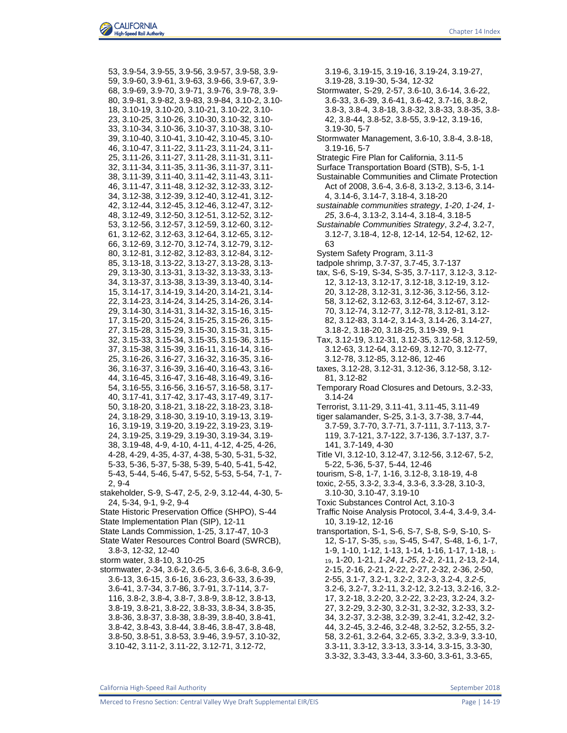53, 3.9-54, 3.9-55, 3.9-56, 3.9-57, 3.9-58, 3.9-59, 3.9-60, 3.9-61, 3.9-63, 3.9-66, 3.9-67, 3.9-68, 3.9-69, 3.9-70, 3.9-71, 3.9-76, 3.9-78, 3.9-80, 3.9-81, 3.9-82, 3.9-83, 3.9-84, 3.10-2, 3.10-18, 3.10-19, 3.10-20, 3.10-21, 3.10-22, 3.10-23, 3.10-25, 3.10-26, 3.10-30, 3.10-32, 3.10-33, 3.10-34, 3.10-36, 3.10-37, 3.10-38, 3.10-39, 3.10-40, 3.10-41, 3.10-42, 3.10-45, 3.10-46, 3.10-47, 3.11-22, 3.11-23, 3.11-24, 3.11-25, 3.11-26, 3.11-27, 3.11-28, 3.11-31, 3.11-32, 3.11-34, 3.11-35, 3.11-36, 3.11-37, 3.11-38, 3.11-39, 3.11-40, 3.11-42, 3.11-43, 3.11-46, 3.11-47, 3.11-48, 3.12-32, 3.12-33, 3.12-34, 3.12-38, 3.12-39, 3.12-40, 3.12-41, 3.12-42, 3.12-44, 3.12-45, 3.12-46, 3.12-47, 3.12-48, 3.12-49, 3.12-50, 3.12-51, 3.12-52, 3.12-53, 3.12-56, 3.12-57, 3.12-59, 3.12-60, 3.12-61, 3.12-62, 3.12-63, 3.12-64, 3.12-65, 3.12-66, 3.12-69, 3.12-70, 3.12-74, 3.12-79, 3.12-80, 3.12-81, 3.12-82, 3.12-83, 3.12-84, 3.12-85, 3.13-18, 3.13-22, 3.13-27, 3.13-28, 3.13-29, 3.13-30, 3.13-31, 3.13-32, 3.13-33, 3.13-34, 3.13-37, 3.13-38, 3.13-39, 3.13-40, 3.14-15, 3.14-17, 3.14-19, 3.14-20, 3.14-21, 3.14-22, 3.14-23, 3.14-24, 3.14-25, 3.14-26, 3.14-29, 3.14-30, 3.14-31, 3.14-32, 3.15-16, 3.15-17, 3.15-20, 3.15-24, 3.15-25, 3.15-26, 3.15-27, 3.15-28, 3.15-29, 3.15-30, 3.15-31, 3.15-32, 3.15-33, 3.15-34, 3.15-35, 3.15-36, 3.15-37, 3.15-38, 3.15-39, 3.16-11, 3.16-14, 3.16-25, 3.16-26, 3.16-27, 3.16-32, 3.16-35, 3.16-36, 3.16-37, 3.16-39, 3.16-40, 3.16-43, 3.16-44, 3.16-45, 3.16-47, 3.16-48, 3.16-49, 3.16-54, 3.16-55, 3.16-56, 3.16-57, 3.16-58, 3.17-40, 3.17-41, 3.17-42, 3.17-43, 3.17-49, 3.17-50, 3.18-20, 3.18-21, 3.18-22, 3.18-23, 3.18-24, 3.18-29, 3.18-30, 3.19-10, 3.19-13, 3.19-16, 3.19-19, 3.19-20, 3.19-22, 3.19-23, 3.19-24, 3.19-25, 3.19-29, 3.19-30, 3.19-34, 3.19-38, 3.19-48, 4-9, 4-10, 4-11, 4-12, 4-25, 4-26, 4-28, 4-29, 4-35, 4-37, 4-38, 5-30, 5-31, 5-32, 5-33, 5-36, 5-37, 5-38, 5-39, 5-40, 5-41, 5-42, 5-43, 5-44, 5-46, 5-47, 5-52, 5-53, 5-54, 7-1, 7-2, 9-4

stakeholder, S-9, S-47, 2-5, 2-9, 3.12-44, 4-30, 5-24, 5-34, 9-1, 9-2, 9-4

State Historic Preservation Office (SHPO), S-44

State Implementation Plan (SIP), 12-11

State Lands Commission, 1-25, 3.17-47, 10-3

State Water Resources Control Board (SWRCB), 3.8-3, 12-32, 12-40

storm water, 3.8-10, 3.10-25

stormwater, 2-34, 3.6-2, 3.6-5, 3.6-6, 3.6-8, 3.6-9, 3.6-13, 3.6-15, 3.6-16, 3.6-23, 3.6-33, 3.6-39, 3.6-41, 3.7-34, 3.7-86, 3.7-91, 3.7-114, 3.7-116, 3.8-2, 3.8-4, 3.8-7, 3.8-9, 3.8-12, 3.8-13, 3.8-19, 3.8-21, 3.8-22, 3.8-33, 3.8-34, 3.8-35, 3.8-36, 3.8-37, 3.8-38, 3.8-39, 3.8-40, 3.8-41, 3.8-42, 3.8-43, 3.8-44, 3.8-46, 3.8-47, 3.8-48, 3.8-50, 3.8-51, 3.8-53, 3.9-46, 3.9-57, 3.10-32, 3.10-42, 3.11-2, 3.11-22, 3.12-71, 3.12-72, 3.19-6, 3.19-15, 3.19-16, 3.19-24, 3.19-27, 3.19-28, 3.19-30, 5-34, 12-32

Stormwater, S-29, 2-57, 3.6-10, 3.6-14, 3.6-22, 3.6-33, 3.6-39, 3.6-41, 3.6-42, 3.7-16, 3.8-2, 3.8-3, 3.8-4, 3.8-18, 3.8-32, 3.8-33, 3.8-35, 3.8-42, 3.8-44, 3.8-52, 3.8-55, 3.9-12, 3.19-16, 3.19-30, 5-7

Stormwater Management, 3.6-10, 3.8-4, 3.8-18, 3.19-16, 5-7

Strategic Fire Plan for California, 3.11-5

Surface Transportation Board (STB), S-5, 1-1

Sustainable Communities and Climate Protection Act of 2008, 3.6-4, 3.6-8, 3.13-2, 3.13-6, 3.14-4, 3.14-6, 3.14-7, 3.18-4, 3.18-20

*sustainable communities strategy*, *1-20*, *1-24*, *1-25*, 3.6-4, 3.13-2, 3.14-4, 3.18-4, 3.18-5

*Sustainable Communities Strategy*, *3.2-4*, 3.2-7, 3.12-7, 3.18-4, 12-8, 12-14, 12-54, 12-62, 12-63

System Safety Program, 3.11-3

tadpole shrimp, 3.7-37, 3.7-45, 3.7-137

tax, S-6, S-19, S-34, S-35, 3.7-117, 3.12-3, 3.12-12, 3.12-13, 3.12-17, 3.12-18, 3.12-19, 3.12-20, 3.12-28, 3.12-31, 3.12-36, 3.12-56, 3.12-58, 3.12-62, 3.12-63, 3.12-64, 3.12-67, 3.12-70, 3.12-74, 3.12-77, 3.12-78, 3.12-81, 3.12-82, 3.12-83, 3.14-2, 3.14-3, 3.14-26, 3.14-27, 3.18-2, 3.18-20, 3.18-25, 3.19-39, 9-1

Tax, 3.12-19, 3.12-31, 3.12-35, 3.12-58, 3.12-59, 3.12-63, 3.12-64, 3.12-69, 3.12-70, 3.12-77, 3.12-78, 3.12-85, 3.12-86, 12-46

taxes, 3.12-28, 3.12-31, 3.12-36, 3.12-58, 3.12-81, 3.12-82

Temporary Road Closures and Detours, 3.2-33, 3.14-24

Terrorist, 3.11-29, 3.11-41, 3.11-45, 3.11-49

tiger salamander, S-25, 3.1-3, 3.7-38, 3.7-44, 3.7-59, 3.7-70, 3.7-71, 3.7-111, 3.7-113, 3.7-119, 3.7-121, 3.7-122, 3.7-136, 3.7-137, 3.7-141, 3.7-149, 4-30

Title VI, 3.12-10, 3.12-47, 3.12-56, 3.12-67, 5-2, 5-22, 5-36, 5-37, 5-44, 12-46

tourism, S-8, 1-7, 1-16, 3.12-8, 3.18-19, 4-8

toxic, 2-55, 3.3-2, 3.3-4, 3.3-6, 3.3-28, 3.10-3, 3.10-30, 3.10-47, 3.19-10

Toxic Substances Control Act, 3.10-3

Traffic Noise Analysis Protocol, 3.4-4, 3.4-9, 3.4-10, 3.19-12, 12-16

transportation, S-1, S-6, S-7, S-8, S-9, S-10, S-12, S-17, S-35, S-39, S-45, S-47, S-48, 1-6, 1-7, 1-9, 1-10, 1-12, 1-13, 1-14, 1-16, 1-17, 1-18, 1-19, 1-20, 1-21, *1-24*, *1-25*, 2-2, 2-11, 2-13, 2-14, 2-15, 2-16, 2-21, 2-22, 2-27, 2-32, 2-36, 2-50, 2-55, 3.1-7, 3.2-1, 3.2-2, 3.2-3, 3.2-4, *3.2-5*, 3.2-6, 3.2-7, 3.2-11, 3.2-12, 3.2-13, 3.2-16, 3.2-17, 3.2-18, 3.2-20, 3.2-22, 3.2-23, 3.2-24, 3.2-27, 3.2-29, 3.2-30, 3.2-31, 3.2-32, 3.2-33, 3.2-34, 3.2-37, 3.2-38, 3.2-39, 3.2-41, 3.2-42, 3.2-44, 3.2-45, 3.2-46, 3.2-48, 3.2-52, 3.2-55, 3.2-58, 3.2-61, 3.2-64, 3.2-65, 3.3-2, 3.3-9, 3.3-10, 3.3-11, 3.3-12, 3.3-13, 3.3-14, 3.3-15, 3.3-30, 3.3-32, 3.3-43, 3.3-44, 3.3-60, 3.3-61, 3.3-65,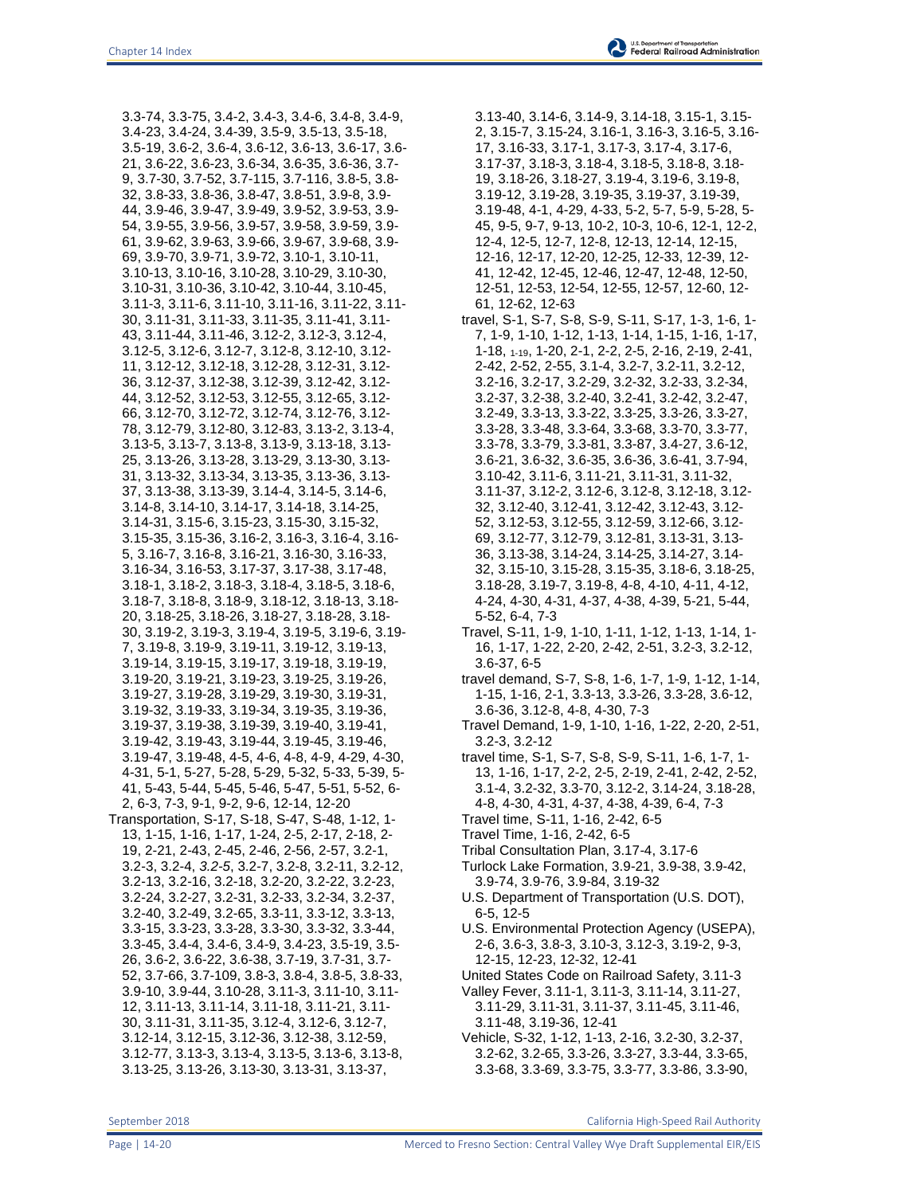3.3-74, 3.3-75, 3.4-2, 3.4-3, 3.4-6, 3.4-8, 3.4-9, 3.4-23, 3.4-24, 3.4-39, 3.5-9, 3.5-13, 3.5-18, 3.5-19, 3.6-2, 3.6-4, 3.6-12, 3.6-13, 3.6-17, 3.6-21, 3.6-22, 3.6-23, 3.6-34, 3.6-35, 3.6-36, 3.7-9, 3.7-30, 3.7-52, 3.7-115, 3.7-116, 3.8-5, 3.8-32, 3.8-33, 3.8-36, 3.8-47, 3.8-51, 3.9-8, 3.9-44, 3.9-46, 3.9-47, 3.9-49, 3.9-52, 3.9-53, 3.9-54, 3.9-55, 3.9-56, 3.9-57, 3.9-58, 3.9-59, 3.9-61, 3.9-62, 3.9-63, 3.9-66, 3.9-67, 3.9-68, 3.9-69, 3.9-70, 3.9-71, 3.9-72, 3.10-1, 3.10-11, 3.10-13, 3.10-16, 3.10-28, 3.10-29, 3.10-30, 3.10-31, 3.10-36, 3.10-42, 3.10-44, 3.10-45, 3.11-3, 3.11-6, 3.11-10, 3.11-16, 3.11-22, 3.11-30, 3.11-31, 3.11-33, 3.11-35, 3.11-41, 3.11-43, 3.11-44, 3.11-46, 3.12-2, 3.12-3, 3.12-4, 3.12-5, 3.12-6, 3.12-7, 3.12-8, 3.12-10, 3.12-11, 3.12-12, 3.12-18, 3.12-28, 3.12-31, 3.12-36, 3.12-37, 3.12-38, 3.12-39, 3.12-42, 3.12-44, 3.12-52, 3.12-53, 3.12-55, 3.12-65, 3.12-66, 3.12-70, 3.12-72, 3.12-74, 3.12-76, 3.12-78, 3.12-79, 3.12-80, 3.12-83, 3.13-2, 3.13-4, 3.13-5, 3.13-7, 3.13-8, 3.13-9, 3.13-18, 3.13-25, 3.13-26, 3.13-28, 3.13-29, 3.13-30, 3.13-31, 3.13-32, 3.13-34, 3.13-35, 3.13-36, 3.13-37, 3.13-38, 3.13-39, 3.14-4, 3.14-5, 3.14-6, 3.14-8, 3.14-10, 3.14-17, 3.14-18, 3.14-25, 3.14-31, 3.15-6, 3.15-23, 3.15-30, 3.15-32, 3.15-35, 3.15-36, 3.16-2, 3.16-3, 3.16-4, 3.16-5, 3.16-7, 3.16-8, 3.16-21, 3.16-30, 3.16-33, 3.16-34, 3.16-53, 3.17-37, 3.17-38, 3.17-48, 3.18-1, 3.18-2, 3.18-3, 3.18-4, 3.18-5, 3.18-6, 3.18-7, 3.18-8, 3.18-9, 3.18-12, 3.18-13, 3.18-20, 3.18-25, 3.18-26, 3.18-27, 3.18-28, 3.18-30, 3.19-2, 3.19-3, 3.19-4, 3.19-5, 3.19-6, 3.19-7, 3.19-8, 3.19-9, 3.19-11, 3.19-12, 3.19-13, 3.19-14, 3.19-15, 3.19-17, 3.19-18, 3.19-19, 3.19-20, 3.19-21, 3.19-23, 3.19-25, 3.19-26, 3.19-27, 3.19-28, 3.19-29, 3.19-30, 3.19-31, 3.19-32, 3.19-33, 3.19-34, 3.19-35, 3.19-36, 3.19-37, 3.19-38, 3.19-39, 3.19-40, 3.19-41, 3.19-42, 3.19-43, 3.19-44, 3.19-45, 3.19-46, 3.19-47, 3.19-48, 4-5, 4-6, 4-8, 4-9, 4-29, 4-30, 4-31, 5-1, 5-27, 5-28, 5-29, 5-32, 5-33, 5-39, 5-41, 5-43, 5-44, 5-45, 5-46, 5-47, 5-51, 5-52, 6-2, 6-3, 7-3, 9-1, 9-2, 9-6, 12-14, 12-20

Transportation, S-17, S-18, S-47, S-48, 1-12, 1-13, 1-15, 1-16, 1-17, 1-24, 2-5, 2-17, 2-18, 2-19, 2-21, 2-43, 2-45, 2-46, 2-56, 2-57, 3.2-1, 3.2-3, 3.2-4, *3.2-5*, 3.2-7, 3.2-8, 3.2-11, 3.2-12, 3.2-13, 3.2-16, 3.2-18, 3.2-20, 3.2-22, 3.2-23, 3.2-24, 3.2-27, 3.2-31, 3.2-33, 3.2-34, 3.2-37, 3.2-40, 3.2-49, 3.2-65, 3.3-11, 3.3-12, 3.3-13, 3.3-15, 3.3-23, 3.3-28, 3.3-30, 3.3-32, 3.3-44, 3.3-45, 3.4-4, 3.4-6, 3.4-9, 3.4-23, 3.5-19, 3.5-26, 3.6-2, 3.6-22, 3.6-38, 3.7-19, 3.7-31, 3.7-52, 3.7-66, 3.7-109, 3.8-3, 3.8-4, 3.8-5, 3.8-33, 3.9-10, 3.9-44, 3.10-28, 3.11-3, 3.11-10, 3.11-12, 3.11-13, 3.11-14, 3.11-18, 3.11-21, 3.11-30, 3.11-31, 3.11-35, 3.12-4, 3.12-6, 3.12-7, 3.12-14, 3.12-15, 3.12-36, 3.12-38, 3.12-59, 3.12-77, 3.13-3, 3.13-4, 3.13-5, 3.13-6, 3.13-8, 3.13-25, 3.13-26, 3.13-30, 3.13-31, 3.13-37, 3.13-40, 3.14-6, 3.14-9, 3.14-18, 3.15-1, 3.15-2, 3.15-7, 3.15-24, 3.16-1, 3.16-3, 3.16-5, 3.16-17, 3.16-33, 3.17-1, 3.17-3, 3.17-4, 3.17-6, 3.17-37, 3.18-3, 3.18-4, 3.18-5, 3.18-8, 3.18-19, 3.18-26, 3.18-27, 3.19-4, 3.19-6, 3.19-8, 3.19-12, 3.19-28, 3.19-35, 3.19-37, 3.19-39, 3.19-48, 4-1, 4-29, 4-33, 5-2, 5-7, 5-9, 5-28, 5-45, 9-5, 9-7, 9-13, 10-2, 10-3, 10-6, 12-1, 12-2, 12-4, 12-5, 12-7, 12-8, 12-13, 12-14, 12-15, 12-16, 12-17, 12-20, 12-25, 12-33, 12-39, 12-41, 12-42, 12-45, 12-46, 12-47, 12-48, 12-50, 12-51, 12-53, 12-54, 12-55, 12-57, 12-60, 12-61, 12-62, 12-63

travel, S-1, S-7, S-8, S-9, S-11, S-17, 1-3, 1-6, 1-7, 1-9, 1-10, 1-12, 1-13, 1-14, 1-15, 1-16, 1-17, 1-18, 1-19, 1-20, 2-1, 2-2, 2-5, 2-16, 2-19, 2-41, 2-42, 2-52, 2-55, 3.1-4, 3.2-7, 3.2-11, 3.2-12, 3.2-16, 3.2-17, 3.2-29, 3.2-32, 3.2-33, 3.2-34, 3.2-37, 3.2-38, 3.2-40, 3.2-41, 3.2-42, 3.2-47, 3.2-49, 3.3-13, 3.3-22, 3.3-25, 3.3-26, 3.3-27, 3.3-28, 3.3-48, 3.3-64, 3.3-68, 3.3-70, 3.3-77, 3.3-78, 3.3-79, 3.3-81, 3.3-87, 3.4-27, 3.6-12, 3.6-21, 3.6-32, 3.6-35, 3.6-36, 3.6-41, 3.7-94, 3.10-42, 3.11-6, 3.11-21, 3.11-31, 3.11-32, 3.11-37, 3.12-2, 3.12-6, 3.12-8, 3.12-18, 3.12-32, 3.12-40, 3.12-41, 3.12-42, 3.12-43, 3.12-52, 3.12-53, 3.12-55, 3.12-59, 3.12-66, 3.12-69, 3.12-77, 3.12-79, 3.12-81, 3.13-31, 3.13-36, 3.13-38, 3.14-24, 3.14-25, 3.14-27, 3.14-32, 3.15-10, 3.15-28, 3.15-35, 3.18-6, 3.18-25, 3.18-28, 3.19-7, 3.19-8, 4-8, 4-10, 4-11, 4-12, 4-24, 4-30, 4-31, 4-37, 4-38, 4-39, 5-21, 5-44, 5-52, 6-4, 7-3

Travel, S-11, 1-9, 1-10, 1-11, 1-12, 1-13, 1-14, 1-16, 1-17, 1-22, 2-20, 2-42, 2-51, 3.2-3, 3.2-12, 3.6-37, 6-5

travel demand, S-7, S-8, 1-6, 1-7, 1-9, 1-12, 1-14, 1-15, 1-16, 2-1, 3.3-13, 3.3-26, 3.3-28, 3.6-12, 3.6-36, 3.12-8, 4-8, 4-30, 7-3

Travel Demand, 1-9, 1-10, 1-16, 1-22, 2-20, 2-51, 3.2-3, 3.2-12

travel time, S-1, S-7, S-8, S-9, S-11, 1-6, 1-7, 1-13, 1-16, 1-17, 2-2, 2-5, 2-19, 2-41, 2-42, 2-52, 3.1-4, 3.2-32, 3.3-70, 3.12-2, 3.14-24, 3.18-28, 4-8, 4-30, 4-31, 4-37, 4-38, 4-39, 6-4, 7-3

Travel time, S-11, 1-16, 2-42, 6-5

Travel Time, 1-16, 2-42, 6-5

Tribal Consultation Plan, 3.17-4, 3.17-6

Turlock Lake Formation, 3.9-21, 3.9-38, 3.9-42, 3.9-74, 3.9-76, 3.9-84, 3.19-32

U.S. Department of Transportation (U.S. DOT), 6-5, 12-5

U.S. Environmental Protection Agency (USEPA), 2-6, 3.6-3, 3.8-3, 3.10-3, 3.12-3, 3.19-2, 9-3, 12-15, 12-23, 12-32, 12-41

United States Code on Railroad Safety, 3.11-3

Valley Fever, 3.11-1, 3.11-3, 3.11-14, 3.11-27, 3.11-29, 3.11-31, 3.11-37, 3.11-45, 3.11-46, 3.11-48, 3.19-36, 12-41

Vehicle, S-32, 1-12, 1-13, 2-16, 3.2-30, 3.2-37, 3.2-62, 3.2-65, 3.3-26, 3.3-27, 3.3-44, 3.3-65, 3.3-68, 3.3-69, 3.3-75, 3.3-77, 3.3-86, 3.3-90,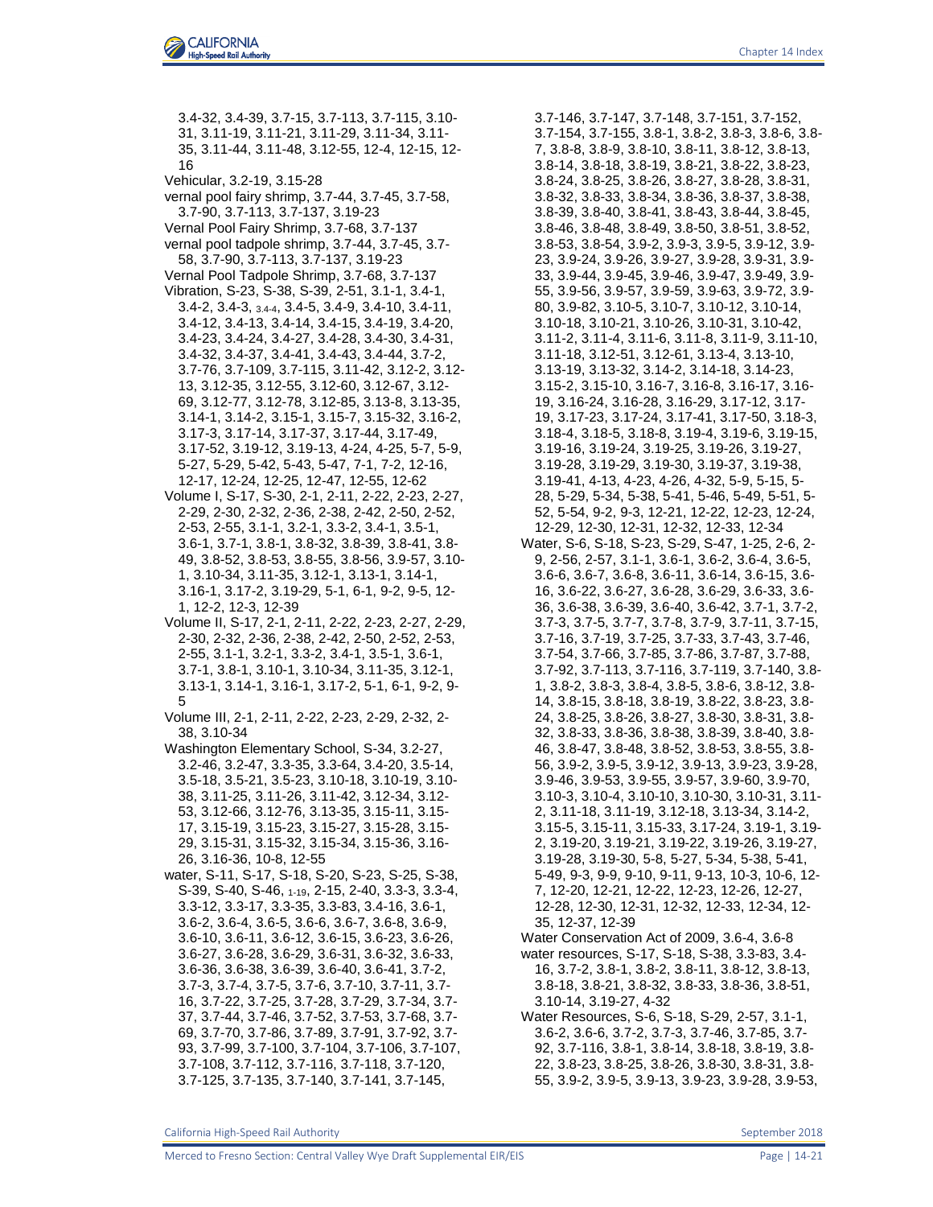3.4-32, 3.4-39, 3.7-15, 3.7-113, 3.7-115, 3.10-31, 3.11-19, 3.11-21, 3.11-29, 3.11-34, 3.11-35, 3.11-44, 3.11-48, 3.12-55, 12-4, 12-15, 12-16

Vehicular, 3.2-19, 3.15-28

vernal pool fairy shrimp, 3.7-44, 3.7-45, 3.7-58, 3.7-90, 3.7-113, 3.7-137, 3.19-23

Vernal Pool Fairy Shrimp, 3.7-68, 3.7-137

vernal pool tadpole shrimp, 3.7-44, 3.7-45, 3.7-58, 3.7-90, 3.7-113, 3.7-137, 3.19-23

Vernal Pool Tadpole Shrimp, 3.7-68, 3.7-137

Vibration, S-23, S-38, S-39, 2-51, 3.1-1, 3.4-1, 3.4-2, 3.4-3, 3.4-4, 3.4-5, 3.4-9, 3.4-10, 3.4-11, 3.4-12, 3.4-13, 3.4-14, 3.4-15, 3.4-19, 3.4-20, 3.4-23, 3.4-24, 3.4-27, 3.4-28, 3.4-30, 3.4-31, 3.4-32, 3.4-37, 3.4-41, 3.4-43, 3.4-44, 3.7-2, 3.7-76, 3.7-109, 3.7-115, 3.11-42, 3.12-2, 3.12-13, 3.12-35, 3.12-55, 3.12-60, 3.12-67, 3.12-69, 3.12-77, 3.12-78, 3.12-85, 3.13-8, 3.13-35, 3.14-1, 3.14-2, 3.15-1, 3.15-7, 3.15-32, 3.16-2, 3.17-3, 3.17-14, 3.17-37, 3.17-44, 3.17-49, 3.17-52, 3.19-12, 3.19-13, 4-24, 4-25, 5-7, 5-9, 5-27, 5-29, 5-42, 5-43, 5-47, 7-1, 7-2, 12-16, 12-17, 12-24, 12-25, 12-47, 12-55, 12-62

Volume I, S-17, S-30, 2-1, 2-11, 2-22, 2-23, 2-27, 2-29, 2-30, 2-32, 2-36, 2-38, 2-42, 2-50, 2-52, 2-53, 2-55, 3.1-1, 3.2-1, 3.3-2, 3.4-1, 3.5-1, 3.6-1, 3.7-1, 3.8-1, 3.8-32, 3.8-39, 3.8-41, 3.8-49, 3.8-52, 3.8-53, 3.8-55, 3.8-56, 3.9-57, 3.10-1, 3.10-34, 3.11-35, 3.12-1, 3.13-1, 3.14-1, 3.16-1, 3.17-2, 3.19-29, 5-1, 6-1, 9-2, 9-5, 12-1, 12-2, 12-3, 12-39

Volume II, S-17, 2-1, 2-11, 2-22, 2-23, 2-27, 2-29, 2-30, 2-32, 2-36, 2-38, 2-42, 2-50, 2-52, 2-53, 2-55, 3.1-1, 3.2-1, 3.3-2, 3.4-1, 3.5-1, 3.6-1, 3.7-1, 3.8-1, 3.10-1, 3.10-34, 3.11-35, 3.12-1, 3.13-1, 3.14-1, 3.16-1, 3.17-2, 5-1, 6-1, 9-2, 9-5

Volume III, 2-1, 2-11, 2-22, 2-23, 2-29, 2-32, 2-38, 3.10-34

Washington Elementary School, S-34, 3.2-27, 3.2-46, 3.2-47, 3.3-35, 3.3-64, 3.4-20, 3.5-14, 3.5-18, 3.5-21, 3.5-23, 3.10-18, 3.10-19, 3.10-38, 3.11-25, 3.11-26, 3.11-42, 3.12-34, 3.12-53, 3.12-66, 3.12-76, 3.13-35, 3.15-11, 3.15-17, 3.15-19, 3.15-23, 3.15-27, 3.15-28, 3.15-29, 3.15-31, 3.15-32, 3.15-34, 3.15-36, 3.16-26, 3.16-36, 10-8, 12-55

water, S-11, S-17, S-18, S-20, S-23, S-25, S-38, S-39, S-40, S-46, 1-19, 2-15, 2-40, 3.3-3, 3.3-4, 3.3-12, 3.3-17, 3.3-35, 3.3-83, 3.4-16, 3.6-1, 3.6-2, 3.6-4, 3.6-5, 3.6-6, 3.6-7, 3.6-8, 3.6-9, 3.6-10, 3.6-11, 3.6-12, 3.6-15, 3.6-23, 3.6-26, 3.6-27, 3.6-28, 3.6-29, 3.6-31, 3.6-32, 3.6-33, 3.6-36, 3.6-38, 3.6-39, 3.6-40, 3.6-41, 3.7-2, 3.7-3, 3.7-4, 3.7-5, 3.7-6, 3.7-10, 3.7-11, 3.7-16, 3.7-22, 3.7-25, 3.7-28, 3.7-29, 3.7-34, 3.7-37, 3.7-44, 3.7-46, 3.7-52, 3.7-53, 3.7-68, 3.7-69, 3.7-70, 3.7-86, 3.7-89, 3.7-91, 3.7-92, 3.7-93, 3.7-99, 3.7-100, 3.7-104, 3.7-106, 3.7-107, 3.7-108, 3.7-112, 3.7-116, 3.7-118, 3.7-120, 3.7-125, 3.7-135, 3.7-140, 3.7-141, 3.7-145, 3.7-146, 3.7-147, 3.7-148, 3.7-151, 3.7-152, 3.7-154, 3.7-155, 3.8-1, 3.8-2, 3.8-3, 3.8-6, 3.8-7, 3.8-8, 3.8-9, 3.8-10, 3.8-11, 3.8-12, 3.8-13, 3.8-14, 3.8-18, 3.8-19, 3.8-21, 3.8-22, 3.8-23, 3.8-24, 3.8-25, 3.8-26, 3.8-27, 3.8-28, 3.8-31, 3.8-32, 3.8-33, 3.8-34, 3.8-36, 3.8-37, 3.8-38, 3.8-39, 3.8-40, 3.8-41, 3.8-43, 3.8-44, 3.8-45, 3.8-46, 3.8-48, 3.8-49, 3.8-50, 3.8-51, 3.8-52, 3.8-53, 3.8-54, 3.9-2, 3.9-3, 3.9-5, 3.9-12, 3.9-23, 3.9-24, 3.9-26, 3.9-27, 3.9-28, 3.9-31, 3.9-33, 3.9-44, 3.9-45, 3.9-46, 3.9-47, 3.9-49, 3.9-55, 3.9-56, 3.9-57, 3.9-59, 3.9-63, 3.9-72, 3.9-80, 3.9-82, 3.10-5, 3.10-7, 3.10-12, 3.10-14, 3.10-18, 3.10-21, 3.10-26, 3.10-31, 3.10-42, 3.11-2, 3.11-4, 3.11-6, 3.11-8, 3.11-9, 3.11-10, 3.11-18, 3.12-51, 3.12-61, 3.13-4, 3.13-10, 3.13-19, 3.13-32, 3.14-2, 3.14-18, 3.14-23, 3.15-2, 3.15-10, 3.16-7, 3.16-8, 3.16-17, 3.16-19, 3.16-24, 3.16-28, 3.16-29, 3.17-12, 3.17-19, 3.17-23, 3.17-24, 3.17-41, 3.17-50, 3.18-3, 3.18-4, 3.18-5, 3.18-8, 3.19-4, 3.19-6, 3.19-15, 3.19-16, 3.19-24, 3.19-25, 3.19-26, 3.19-27, 3.19-28, 3.19-29, 3.19-30, 3.19-37, 3.19-38, 3.19-41, 4-13, 4-23, 4-26, 4-32, 5-9, 5-15, 5-28, 5-29, 5-34, 5-38, 5-41, 5-46, 5-49, 5-51, 5-52, 5-54, 9-2, 9-3, 12-21, 12-22, 12-23, 12-24, 12-29, 12-30, 12-31, 12-32, 12-33, 12-34

Water, S-6, S-18, S-23, S-29, S-47, 1-25, 2-6, 2-9, 2-56, 2-57, 3.1-1, 3.6-1, 3.6-2, 3.6-4, 3.6-5, 3.6-6, 3.6-7, 3.6-8, 3.6-11, 3.6-14, 3.6-15, 3.6-16, 3.6-22, 3.6-27, 3.6-28, 3.6-29, 3.6-33, 3.6-36, 3.6-38, 3.6-39, 3.6-40, 3.6-42, 3.7-1, 3.7-2, 3.7-3, 3.7-5, 3.7-7, 3.7-8, 3.7-9, 3.7-11, 3.7-15, 3.7-16, 3.7-19, 3.7-25, 3.7-33, 3.7-43, 3.7-46, 3.7-54, 3.7-66, 3.7-85, 3.7-86, 3.7-87, 3.7-88, 3.7-92, 3.7-113, 3.7-116, 3.7-119, 3.7-140, 3.8-1, 3.8-2, 3.8-3, 3.8-4, 3.8-5, 3.8-6, 3.8-12, 3.8-14, 3.8-15, 3.8-18, 3.8-19, 3.8-22, 3.8-23, 3.8-24, 3.8-25, 3.8-26, 3.8-27, 3.8-30, 3.8-31, 3.8-32, 3.8-33, 3.8-36, 3.8-38, 3.8-39, 3.8-40, 3.8-46, 3.8-47, 3.8-48, 3.8-52, 3.8-53, 3.8-55, 3.8-56, 3.9-2, 3.9-5, 3.9-12, 3.9-13, 3.9-23, 3.9-28, 3.9-46, 3.9-53, 3.9-55, 3.9-57, 3.9-60, 3.9-70, 3.10-3, 3.10-4, 3.10-10, 3.10-30, 3.10-31, 3.11-2, 3.11-18, 3.11-19, 3.12-18, 3.13-34, 3.14-2, 3.15-5, 3.15-11, 3.15-33, 3.17-24, 3.19-1, 3.19-2, 3.19-20, 3.19-21, 3.19-22, 3.19-26, 3.19-27, 3.19-28, 3.19-30, 5-8, 5-27, 5-34, 5-38, 5-41, 5-49, 9-3, 9-9, 9-10, 9-11, 9-13, 10-3, 10-6, 12-7, 12-20, 12-21, 12-22, 12-23, 12-26, 12-27, 12-28, 12-30, 12-31, 12-32, 12-33, 12-34, 12-35, 12-37, 12-39

Water Conservation Act of 2009, 3.6-4, 3.6-8

water resources, S-17, S-18, S-38, 3.3-83, 3.4-16, 3.7-2, 3.8-1, 3.8-2, 3.8-11, 3.8-12, 3.8-13, 3.8-18, 3.8-21, 3.8-32, 3.8-33, 3.8-36, 3.8-51, 3.10-14, 3.19-27, 4-32

Water Resources, S-6, S-18, S-29, 2-57, 3.1-1, 3.6-2, 3.6-6, 3.7-2, 3.7-3, 3.7-46, 3.7-85, 3.7-92, 3.7-116, 3.8-1, 3.8-14, 3.8-18, 3.8-19, 3.8-22, 3.8-23, 3.8-25, 3.8-26, 3.8-30, 3.8-31, 3.8-55, 3.9-2, 3.9-5, 3.9-13, 3.9-23, 3.9-28, 3.9-53,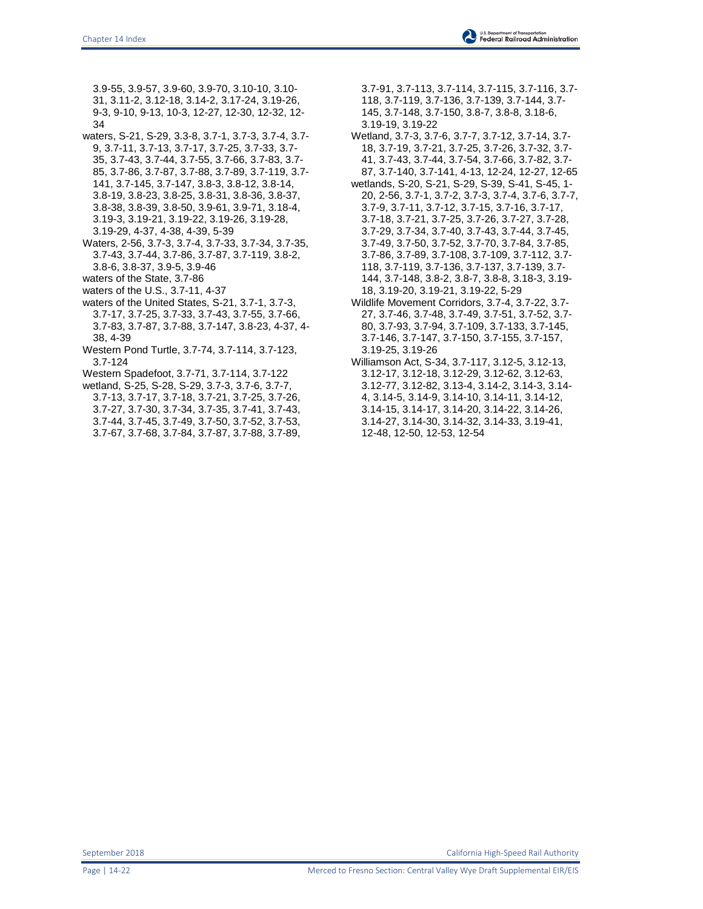3.9-55, 3.9-57, 3.9-60, 3.9-70, 3.10-10, 3.10-31, 3.11-2, 3.12-18, 3.14-2, 3.17-24, 3.19-26, 9-3, 9-10, 9-13, 10-3, 12-27, 12-30, 12-32, 12-34

waters, S-21, S-29, 3.3-8, 3.7-1, 3.7-3, 3.7-4, 3.7-9, 3.7-11, 3.7-13, 3.7-17, 3.7-25, 3.7-33, 3.7-35, 3.7-43, 3.7-44, 3.7-55, 3.7-66, 3.7-83, 3.7-85, 3.7-86, 3.7-87, 3.7-88, 3.7-89, 3.7-119, 3.7-141, 3.7-145, 3.7-147, 3.8-3, 3.8-12, 3.8-14, 3.8-19, 3.8-23, 3.8-25, 3.8-31, 3.8-36, 3.8-37, 3.8-38, 3.8-39, 3.8-50, 3.9-61, 3.9-71, 3.18-4, 3.19-3, 3.19-21, 3.19-22, 3.19-26, 3.19-28, 3.19-29, 4-37, 4-38, 4-39, 5-39

Waters, 2-56, 3.7-3, 3.7-4, 3.7-33, 3.7-34, 3.7-35, 3.7-43, 3.7-44, 3.7-86, 3.7-87, 3.7-119, 3.8-2, 3.8-6, 3.8-37, 3.9-5, 3.9-46

waters of the State, 3.7-86

waters of the U.S., 3.7-11, 4-37

waters of the United States, S-21, 3.7-1, 3.7-3, 3.7-17, 3.7-25, 3.7-33, 3.7-43, 3.7-55, 3.7-66, 3.7-83, 3.7-87, 3.7-88, 3.7-147, 3.8-23, 4-37, 4-38, 4-39

Western Pond Turtle, 3.7-74, 3.7-114, 3.7-123, 3.7-124

Western Spadefoot, 3.7-71, 3.7-114, 3.7-122

wetland, S-25, S-28, S-29, 3.7-3, 3.7-6, 3.7-7, 3.7-13, 3.7-17, 3.7-18, 3.7-21, 3.7-25, 3.7-26, 3.7-27, 3.7-30, 3.7-34, 3.7-35, 3.7-41, 3.7-43, 3.7-44, 3.7-45, 3.7-49, 3.7-50, 3.7-52, 3.7-53, 3.7-67, 3.7-68, 3.7-84, 3.7-87, 3.7-88, 3.7-89, 3.7-91, 3.7-113, 3.7-114, 3.7-115, 3.7-116, 3.7-118, 3.7-119, 3.7-136, 3.7-139, 3.7-144, 3.7-145, 3.7-148, 3.7-150, 3.8-7, 3.8-8, 3.18-6, 3.19-19, 3.19-22

Wetland, 3.7-3, 3.7-6, 3.7-7, 3.7-12, 3.7-14, 3.7-18, 3.7-19, 3.7-21, 3.7-25, 3.7-26, 3.7-32, 3.7-41, 3.7-43, 3.7-44, 3.7-54, 3.7-66, 3.7-82, 3.7-87, 3.7-140, 3.7-141, 4-13, 12-24, 12-27, 12-65

wetlands, S-20, S-21, S-29, S-39, S-41, S-45, 1-20, 2-56, 3.7-1, 3.7-2, 3.7-3, 3.7-4, 3.7-6, 3.7-7, 3.7-9, 3.7-11, 3.7-12, 3.7-15, 3.7-16, 3.7-17, 3.7-18, 3.7-21, 3.7-25, 3.7-26, 3.7-27, 3.7-28, 3.7-29, 3.7-34, 3.7-40, 3.7-43, 3.7-44, 3.7-45, 3.7-49, 3.7-50, 3.7-52, 3.7-70, 3.7-84, 3.7-85, 3.7-86, 3.7-89, 3.7-108, 3.7-109, 3.7-112, 3.7-118, 3.7-119, 3.7-136, 3.7-137, 3.7-139, 3.7-144, 3.7-148, 3.8-2, 3.8-7, 3.8-8, 3.18-3, 3.19-18, 3.19-20, 3.19-21, 3.19-22, 5-29

Wildlife Movement Corridors, 3.7-4, 3.7-22, 3.7-27, 3.7-46, 3.7-48, 3.7-49, 3.7-51, 3.7-52, 3.7-80, 3.7-93, 3.7-94, 3.7-109, 3.7-133, 3.7-145, 3.7-146, 3.7-147, 3.7-150, 3.7-155, 3.7-157, 3.19-25, 3.19-26

Williamson Act, S-34, 3.7-117, 3.12-5, 3.12-13, 3.12-17, 3.12-18, 3.12-29, 3.12-62, 3.12-63, 3.12-77, 3.12-82, 3.13-4, 3.14-2, 3.14-3, 3.14-4, 3.14-5, 3.14-9, 3.14-10, 3.14-11, 3.14-12, 3.14-15, 3.14-17, 3.14-20, 3.14-22, 3.14-26, 3.14-27, 3.14-30, 3.14-32, 3.14-33, 3.19-41, 12-48, 12-50, 12-53, 12-54